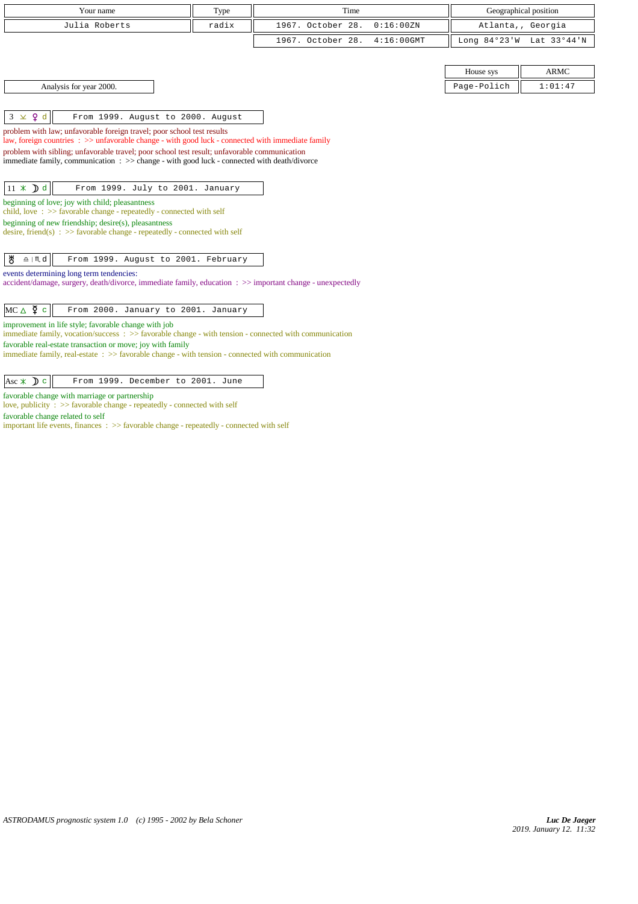| Your name | Type | Time | Geographical position |
|---|---|---|---|
| Julia Roberts | radix | 1967. October 28. 0:16:00ZN | Atlanta,, Georgia |
| | | 1967. October 28. 4:16:00GMT | Long 84°23'W Lat 33°44'N |

| House sys | ARMC |
|---|---|
| Page-Polich | 1:01:47 |

Analysis for year 2000.

**3 ⚺ ♀ d** — From 1999. August to 2000. August

problem with law; unfavorable foreign travel; poor school test results
law, foreign countries : >> unfavorable change - with good luck - connected with immediate family
problem with sibling; unfavorable travel; poor school test result; unfavorable communication
immediate family, communication : >> change - with good luck - connected with death/divorce

**11 ⚹ ☽ d** — From 1999. July to 2001. January

beginning of love; joy with child; pleasantness
child, love : >> favorable change - repeatedly - connected with self
beginning of new friendship; desire(s), pleasantness
desire, friend(s) : >> favorable change - repeatedly - connected with self

**♅ ♎|♏ d** — From 1999. August to 2001. February

events determining long term tendencies:
accident/damage, surgery, death/divorce, immediate family, education : >> important change - unexpectedly

**MC △ ☿ c** — From 2000. January to 2001. January

improvement in life style; favorable change with job
immediate family, vocation/success : >> favorable change - with tension - connected with communication
favorable real-estate transaction or move; joy with family
immediate family, real-estate : >> favorable change - with tension - connected with communication

**Asc ⚹ ☽ c** — From 1999. December to 2001. June

favorable change with marriage or partnership
love, publicity : >> favorable change - repeatedly - connected with self
favorable change related to self
important life events, finances : >> favorable change - repeatedly - connected with self

ASTRODAMUS prognostic system 1.0 (c) 1995 - 2002 by Bela Schoner

*Luc De Jaeger*
*2019. January 12. 11:32*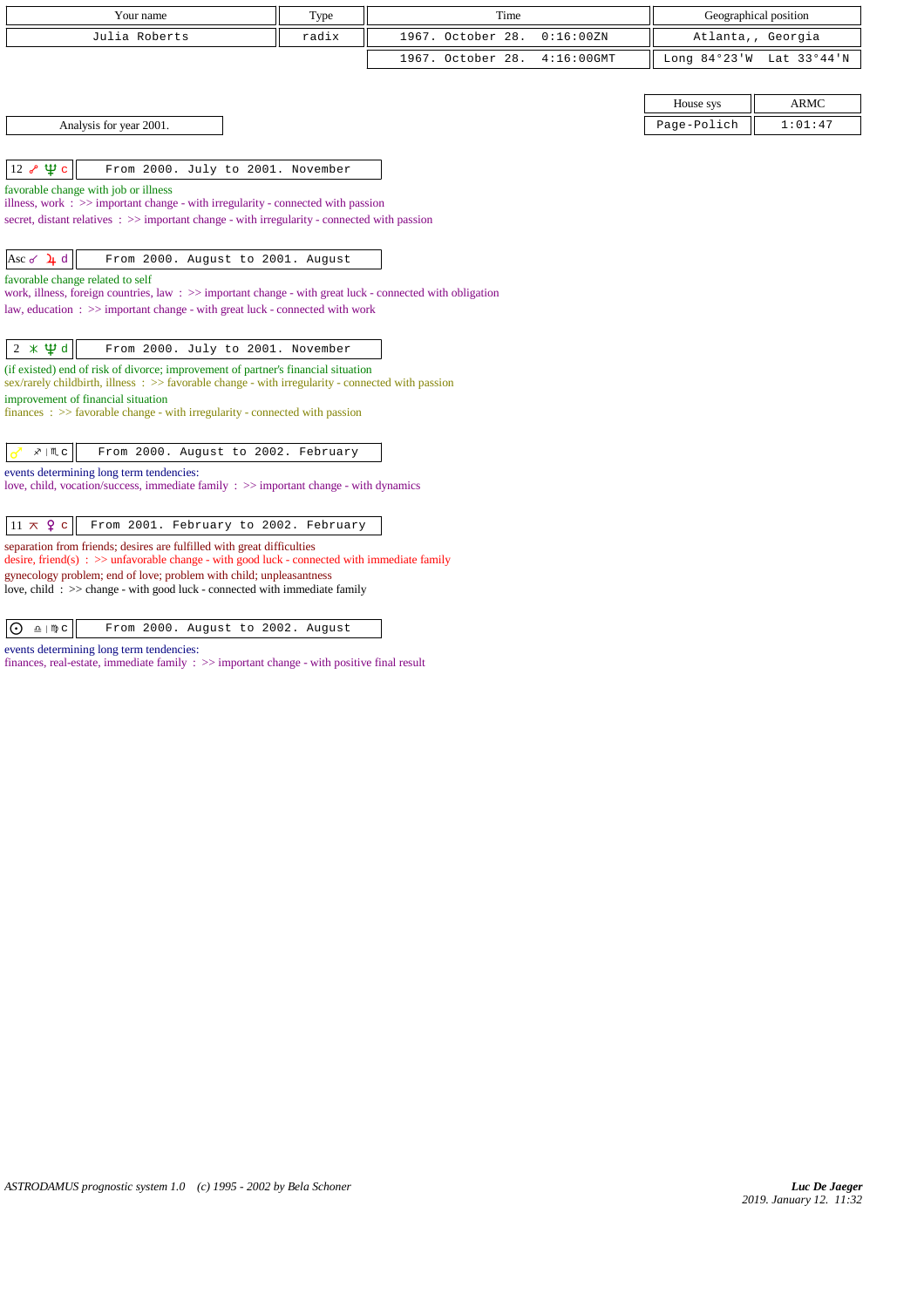| Your name | Type | Time | Geographical position |
|---|---|---|---|
| Julia Roberts | radix | 1967. October 28. 0:16:00ZN | Atlanta,, Georgia |
| | | 1967. October 28. 4:16:00GMT | Long 84°23'W Lat 33°44'N |

| House sys | ARMC |
|---|---|
| Page-Polich | 1:01:47 |

Analysis for year 2001.

| 12 ☍ ♆ c | From 2000. July to 2001. November |
|---|---|

favorable change with job or illness
illness, work : >> important change - with irregularity - connected with passion
secret, distant relatives : >> important change - with irregularity - connected with passion

| Asc ☌ ♃ d | From 2000. August to 2001. August |
|---|---|

favorable change related to self
work, illness, foreign countries, law : >> important change - with great luck - connected with obligation
law, education : >> important change - with great luck - connected with work

| 2 ⚹ ♆ d | From 2000. July to 2001. November |
|---|---|

(if existed) end of risk of divorce; improvement of partner's financial situation
sex/rarely childbirth, illness : >> favorable change - with irregularity - connected with passion
improvement of financial situation
finances : >> favorable change - with irregularity - connected with passion

| ♂ ♐ \| ♏ c | From 2000. August to 2002. February |
|---|---|

events determining long term tendencies:
love, child, vocation/success, immediate family : >> important change - with dynamics

| 11 ⚻ ♀ c | From 2001. February to 2002. February |
|---|---|

separation from friends; desires are fulfilled with great difficulties
desire, friend(s) : >> unfavorable change - with good luck - connected with immediate family
gynecology problem; end of love; problem with child; unpleasantness
love, child : >> change - with good luck - connected with immediate family

| ☉ ♎ \| ♍ c | From 2000. August to 2002. August |
|---|---|

events determining long term tendencies:
finances, real-estate, immediate family : >> important change - with positive final result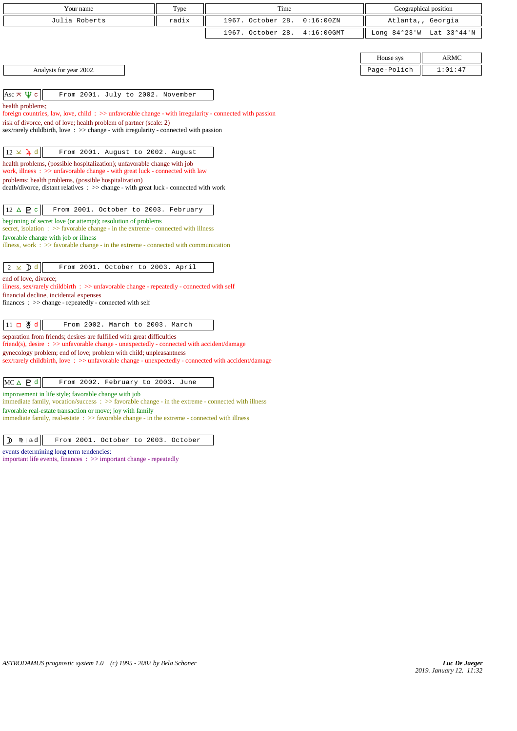| Your name | Type | Time | Geographical position |
|---|---|---|---|
| Julia Roberts | radix | 1967. October 28. 0:16:00ZN | Atlanta,, Georgia |
| | | 1967. October 28. 4:16:00GMT | Long 84°23'W Lat 33°44'N |

| House sys | ARMC |
|---|---|
| Page-Polich | 1:01:47 |

Analysis for year 2002.

**Asc ⚻ ♆ c** — From 2001. July to 2002. November

health problems;
foreign countries, law, love, child : >> unfavorable change - with irregularity - connected with passion
risk of divorce, end of love; health problem of partner (scale: 2)
sex/rarely childbirth, love : >> change - with irregularity - connected with passion

**12 ⚺ ♃ d** — From 2001. August to 2002. August

health problems, (possible hospitalization); unfavorable change with job
work, illness : >> unfavorable change - with great luck - connected with law
problems; health problems, (possible hospitalization)
death/divorce, distant relatives : >> change - with great luck - connected with work

**12 △ ♇ c** — From 2001. October to 2003. February

beginning of secret love (or attempt); resolution of problems
secret, isolation : >> favorable change - in the extreme - connected with illness
favorable change with job or illness
illness, work : >> favorable change - in the extreme - connected with communication

**2 ⚺ ☽ d** — From 2001. October to 2003. April

end of love, divorce;
illness, sex/rarely childbirth : >> unfavorable change - repeatedly - connected with self
financial decline, incidental expenses
finances : >> change - repeatedly - connected with self

**11 □ ♅ d** — From 2002. March to 2003. March

separation from friends; desires are fulfilled with great difficulties
friend(s), desire : >> unfavorable change - unexpectedly - connected with accident/damage
gynecology problem; end of love; problem with child; unpleasantness
sex/rarely childbirth, love : >> unfavorable change - unexpectedly - connected with accident/damage

**MC △ ♇ d** — From 2002. February to 2003. June

improvement in life style; favorable change with job
immediate family, vocation/success : >> favorable change - in the extreme - connected with illness
favorable real-estate transaction or move; joy with family
immediate family, real-estate : >> favorable change - in the extreme - connected with illness

**☽ ♍ | ♎ d** — From 2001. October to 2003. October

events determining long term tendencies:
important life events, finances : >> important change - repeatedly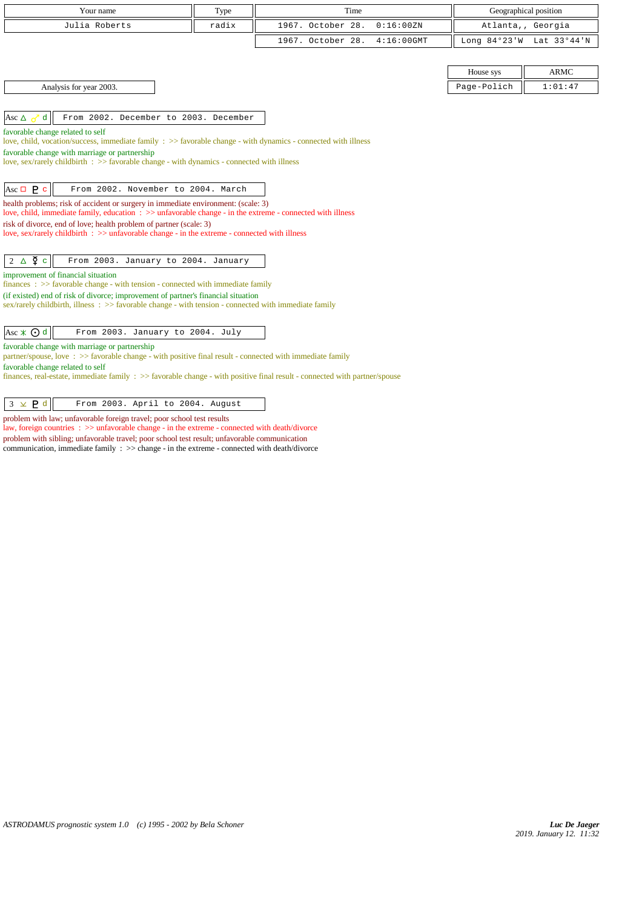| Your name | Type | Time | Geographical position |
|---|---|---|---|
| Julia Roberts | radix | 1967. October 28. 0:16:00ZN | Atlanta,, Georgia |
| | | 1967. October 28. 4:16:00GMT | Long 84°23'W Lat 33°44'N |

| House sys | ARMC |
|---|---|
| Page-Polich | 1:01:47 |

Analysis for year 2003.

**Asc △ ♂ d** — From 2002. December to 2003. December

favorable change related to self
love, child, vocation/success, immediate family : >> favorable change - with dynamics - connected with illness
favorable change with marriage or partnership
love, sex/rarely childbirth : >> favorable change - with dynamics - connected with illness

**Asc □ ♇ c** — From 2002. November to 2004. March

health problems; risk of accident or surgery in immediate environment: (scale: 3)
love, child, immediate family, education : >> unfavorable change - in the extreme - connected with illness
risk of divorce, end of love; health problem of partner (scale: 3)
love, sex/rarely childbirth : >> unfavorable change - in the extreme - connected with illness

**2 △ ☿ c** — From 2003. January to 2004. January

improvement of financial situation
finances : >> favorable change - with tension - connected with immediate family
(if existed) end of risk of divorce; improvement of partner's financial situation
sex/rarely childbirth, illness : >> favorable change - with tension - connected with immediate family

**Asc ⚹ ☉ d** — From 2003. January to 2004. July

favorable change with marriage or partnership
partner/spouse, love : >> favorable change - with positive final result - connected with immediate family
favorable change related to self
finances, real-estate, immediate family : >> favorable change - with positive final result - connected with partner/spouse

**3 ⚼ ♇ d** — From 2003. April to 2004. August

problem with law; unfavorable foreign travel; poor school test results
law, foreign countries : >> unfavorable change - in the extreme - connected with death/divorce
problem with sibling; unfavorable travel; poor school test result; unfavorable communication
communication, immediate family : >> change - in the extreme - connected with death/divorce

*ASTRODAMUS prognostic system 1.0 (c) 1995 - 2002 by Bela Schoner*

*Luc De Jaeger*
2019. January 12. 11:32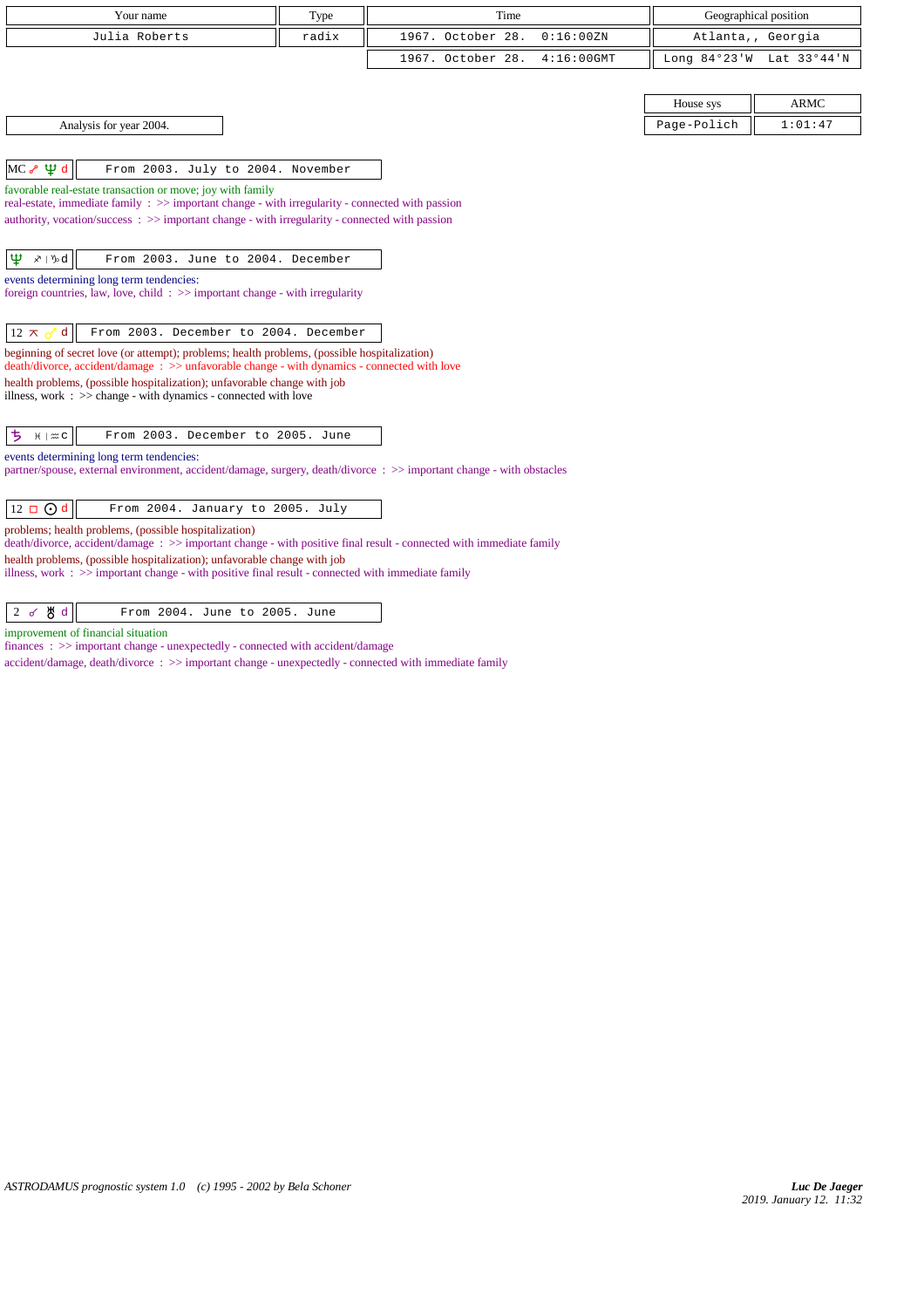| Your name | Type | Time | Geographical position |
|---|---|---|---|
| Julia Roberts | radix | 1967. October 28. 0:16:00ZN | Atlanta,, Georgia |
| | | 1967. October 28. 4:16:00GMT | Long 84°23'W Lat 33°44'N |

| House sys | ARMC |
|---|---|
| Page-Polich | 1:01:47 |

Analysis for year 2004.

**MC ☍ ♆ d** — From 2003. July to 2004. November

favorable real-estate transaction or move; joy with family
real-estate, immediate family : >> important change - with irregularity - connected with passion
authority, vocation/success : >> important change - with irregularity - connected with passion

**♆ ♐ | ♑ d** — From 2003. June to 2004. December

events determining long term tendencies:
foreign countries, law, love, child : >> important change - with irregularity

**12 ⚻ ♂ d** — From 2003. December to 2004. December

beginning of secret love (or attempt); problems; health problems, (possible hospitalization)
death/divorce, accident/damage : >> unfavorable change - with dynamics - connected with love
health problems, (possible hospitalization); unfavorable change with job
illness, work : >> change - with dynamics - connected with love

**♄ ♓ | ♒ c** — From 2003. December to 2005. June

events determining long term tendencies:
partner/spouse, external environment, accident/damage, surgery, death/divorce : >> important change - with obstacles

**12 □ ☉ d** — From 2004. January to 2005. July

problems; health problems, (possible hospitalization)
death/divorce, accident/damage : >> important change - with positive final result - connected with immediate family
health problems, (possible hospitalization); unfavorable change with job
illness, work : >> important change - with positive final result - connected with immediate family

**2 ☍ ♅ d** — From 2004. June to 2005. June

improvement of financial situation
finances : >> important change - unexpectedly - connected with accident/damage
accident/damage, death/divorce : >> important change - unexpectedly - connected with immediate family

*ASTRODAMUS prognostic system 1.0 (c) 1995 - 2002 by Bela Schoner*

***Luc De Jaeger***
*2019. January 12. 11:32*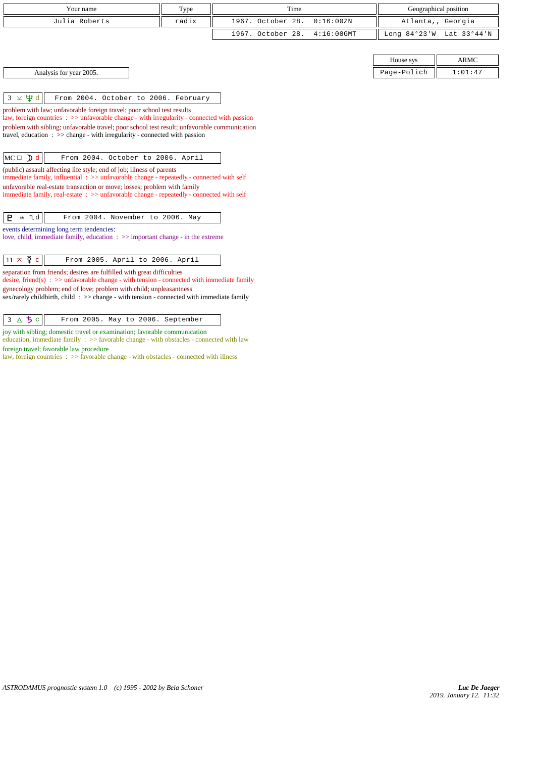| Your name | Type | Time | Geographical position |
|---|---|---|---|
| Julia Roberts | radix | 1967. October 28. 0:16:00ZN | Atlanta,, Georgia |
| | | 1967. October 28. 4:16:00GMT | Long 84°23'W Lat 33°44'N |

| House sys | ARMC |
|---|---|
| Page-Polich | 1:01:47 |

Analysis for year 2005.

**3 ⚻ ♆ d** — From 2004. October to 2006. February

problem with law; unfavorable foreign travel; poor school test results
law, foreign countries : >> unfavorable change - with irregularity - connected with passion
problem with sibling; unfavorable travel; poor school test result; unfavorable communication
travel, education : >> change - with irregularity - connected with passion

**MC □ ☽ d** — From 2004. October to 2006. April

(public) assault affecting life style; end of job; illness of parents
immediate family, influential : >> unfavorable change - repeatedly - connected with self
unfavorable real-estate transaction or move; losses; problem with family
immediate family, real-estate : >> unfavorable change - repeatedly - connected with self

**♇ ♎ | ♏ d** — From 2004. November to 2006. May

events determining long term tendencies:
love, child, immediate family, education : >> important change - in the extreme

**11 ⚻ ☿ c** — From 2005. April to 2006. April

separation from friends; desires are fulfilled with great difficulties
desire, friend(s) : >> unfavorable change - with tension - connected with immediate family
gynecology problem; end of love; problem with child; unpleasantness
sex/rarely childbirth, child : >> change - with tension - connected with immediate family

**3 △ ♄ c** — From 2005. May to 2006. September

joy with sibling; domestic travel or examination; favorable communication
education, immediate family : >> favorable change - with obstacles - connected with law
foreign travel; favorable law procedure
law, foreign countries : >> favorable change - with obstacles - connected with illness

*ASTRODAMUS prognostic system 1.0 (c) 1995 - 2002 by Bela Schoner*

*Luc De Jaeger*
*2019. January 12. 11:32*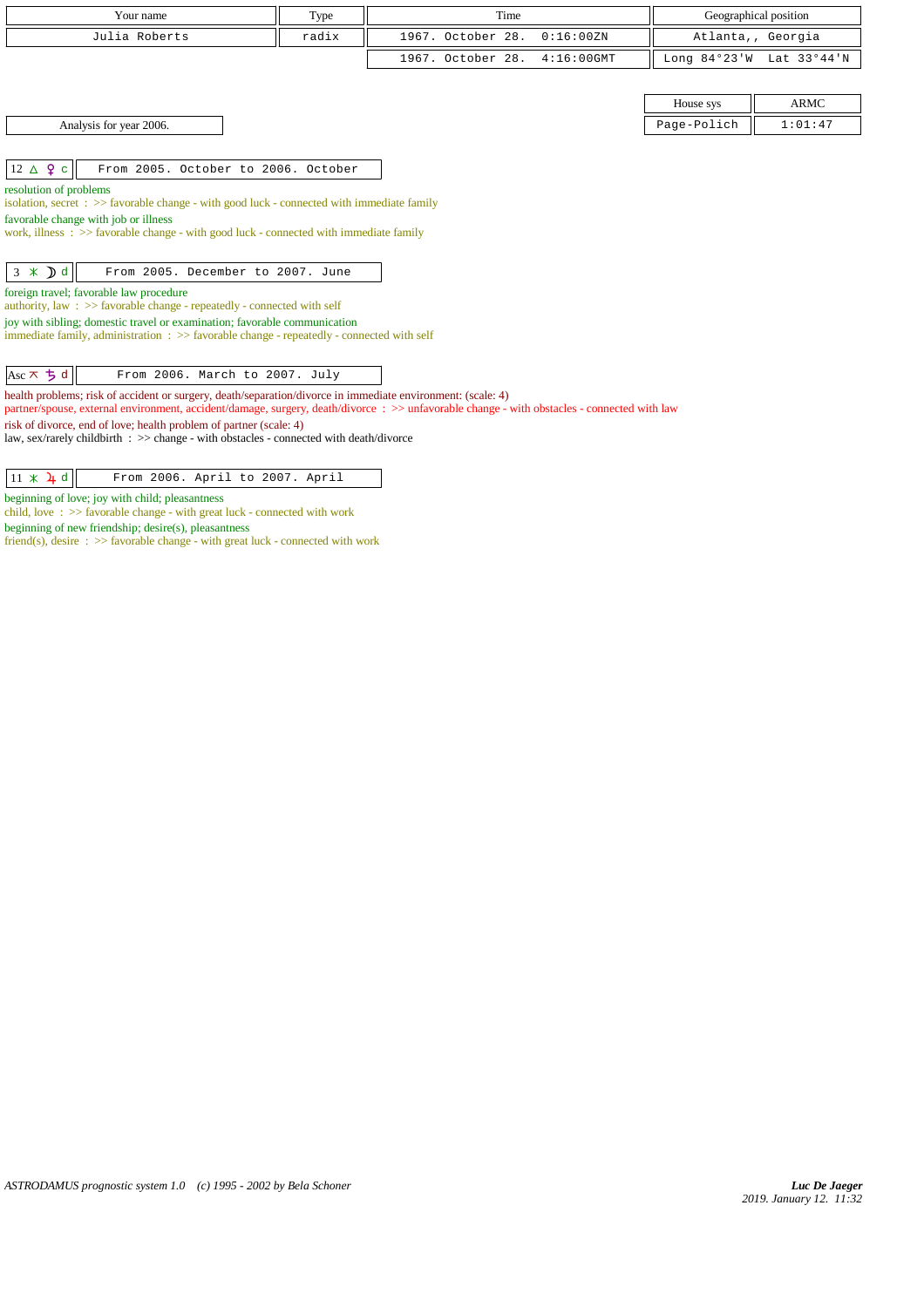| Your name | Type | Time | Geographical position |
|---|---|---|---|
| Julia Roberts | radix | 1967. October 28. 0:16:00ZN | Atlanta,, Georgia |
| | | 1967. October 28. 4:16:00GMT | Long 84°23'W Lat 33°44'N |

| House sys | ARMC |
|---|---|
| Page-Polich | 1:01:47 |

Analysis for year 2006.

**12 △ ♀ c** — From 2005. October to 2006. October

resolution of problems
isolation, secret : >> favorable change - with good luck - connected with immediate family

favorable change with job or illness
work, illness : >> favorable change - with good luck - connected with immediate family

**3 ⚹ ☽ d** — From 2005. December to 2007. June

foreign travel; favorable law procedure
authority, law : >> favorable change - repeatedly - connected with self

joy with sibling; domestic travel or examination; favorable communication
immediate family, administration : >> favorable change - repeatedly - connected with self

**Asc ⚻ ♄ d** — From 2006. March to 2007. July

health problems; risk of accident or surgery, death/separation/divorce in immediate environment: (scale: 4)
partner/spouse, external environment, accident/damage, surgery, death/divorce : >> unfavorable change - with obstacles - connected with law

risk of divorce, end of love; health problem of partner (scale: 4)
law, sex/rarely childbirth : >> change - with obstacles - connected with death/divorce

**11 ⚹ ♃ d** — From 2006. April to 2007. April

beginning of love; joy with child; pleasantness
child, love : >> favorable change - with great luck - connected with work

beginning of new friendship; desire(s), pleasantness
friend(s), desire : >> favorable change - with great luck - connected with work

*ASTRODAMUS prognostic system 1.0 (c) 1995 - 2002 by Bela Schoner*

*Luc De Jaeger*
*2019. January 12. 11:32*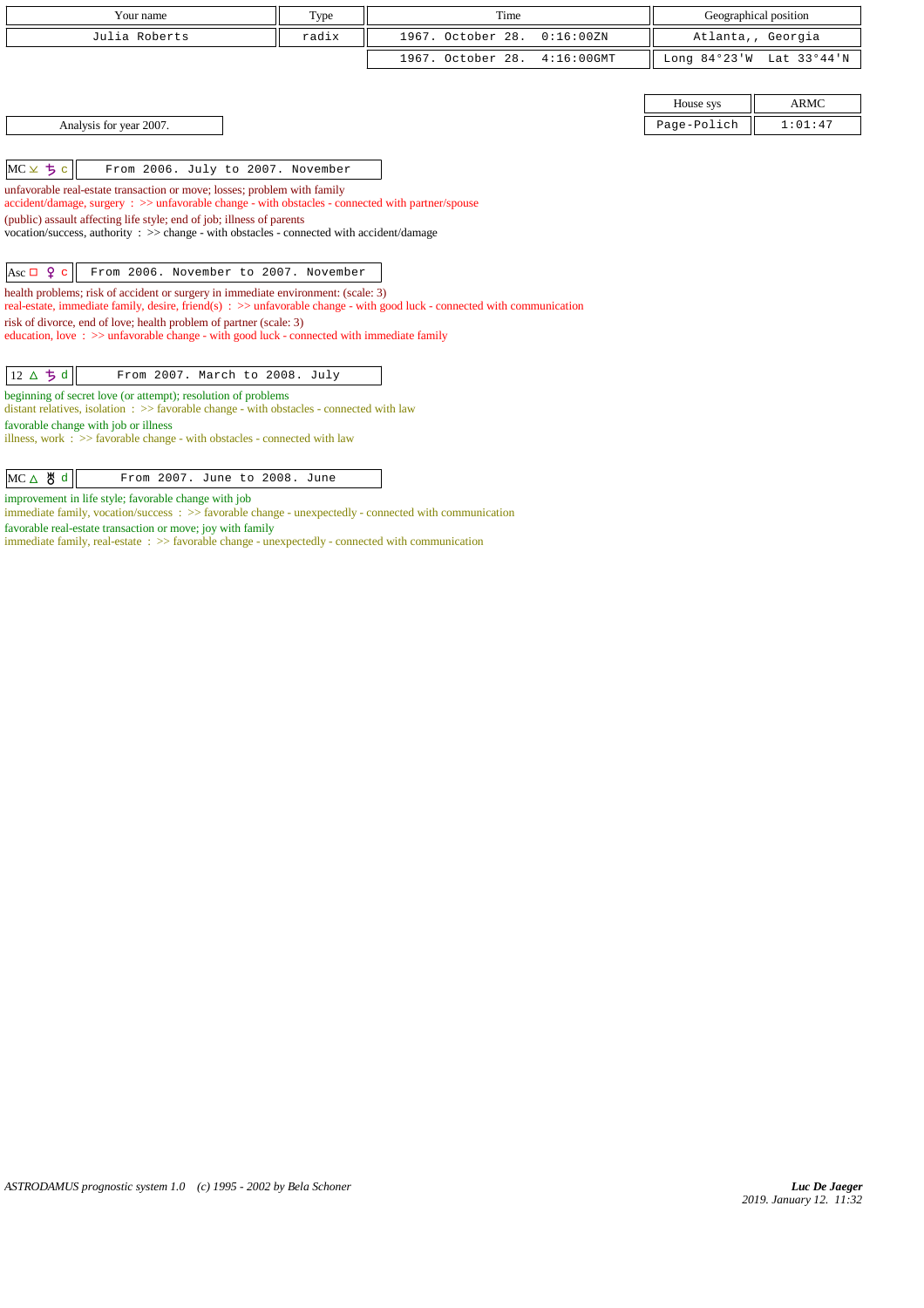| Your name | Type | Time | Geographical position |
|---|---|---|---|
| Julia Roberts | radix | 1967. October 28. 0:16:00ZN | Atlanta,, Georgia |
| | | 1967. October 28. 4:16:00GMT | Long 84°23'W Lat 33°44'N |

| House sys | ARMC |
|---|---|
| Page-Polich | 1:01:47 |

Analysis for year 2007.

| MC ⊻ ♄ c | From 2006. July to 2007. November |
|---|---|

unfavorable real-estate transaction or move; losses; problem with family
accident/damage, surgery : >> unfavorable change - with obstacles - connected with partner/spouse
(public) assault affecting life style; end of job; illness of parents
vocation/success, authority : >> change - with obstacles - connected with accident/damage

| Asc □ ♀ c | From 2006. November to 2007. November |
|---|---|

health problems; risk of accident or surgery in immediate environment: (scale: 3)
real-estate, immediate family, desire, friend(s) : >> unfavorable change - with good luck - connected with communication
risk of divorce, end of love; health problem of partner (scale: 3)
education, love : >> unfavorable change - with good luck - connected with immediate family

| 12 △ ♄ d | From 2007. March to 2008. July |
|---|---|

beginning of secret love (or attempt); resolution of problems
distant relatives, isolation : >> favorable change - with obstacles - connected with law
favorable change with job or illness
illness, work : >> favorable change - with obstacles - connected with law

| MC △ ♅ d | From 2007. June to 2008. June |
|---|---|

improvement in life style; favorable change with job
immediate family, vocation/success : >> favorable change - unexpectedly - connected with communication
favorable real-estate transaction or move; joy with family
immediate family, real-estate : >> favorable change - unexpectedly - connected with communication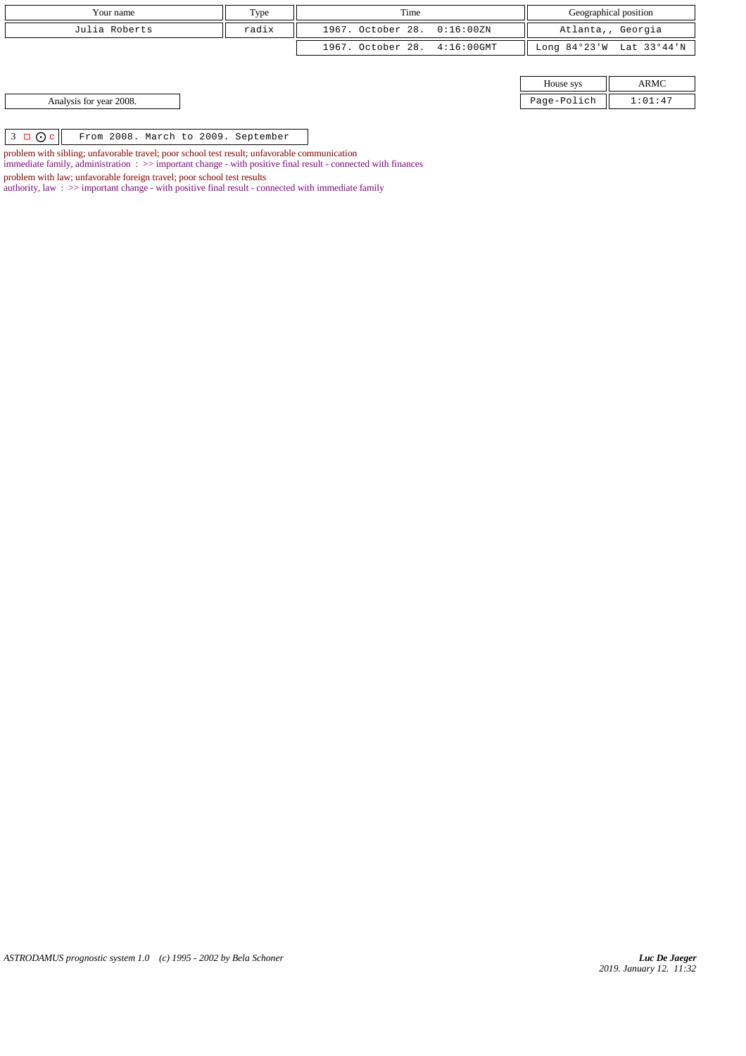| Your name | Type | Time | Geographical position |
|---|---|---|---|
| Julia Roberts | radix | 1967. October 28. 0:16:00ZN | Atlanta,, Georgia |
| | | 1967. October 28. 4:16:00GMT | Long 84°23'W Lat 33°44'N |

| House sys | ARMC |
|---|---|
| Page-Polich | 1:01:47 |

Analysis for year 2008.

3 □ ☉ c | From 2008. March to 2009. September

problem with sibling; unfavorable travel; poor school test result; unfavorable communication
immediate family, administration : >> important change - with positive final result - connected with finances

problem with law; unfavorable foreign travel; poor school test results
authority, law : >> important change - with positive final result - connected with immediate family

*ASTRODAMUS prognostic system 1.0 (c) 1995 - 2002 by Bela Schoner*

***Luc De Jaeger***
*2019. January 12. 11:32*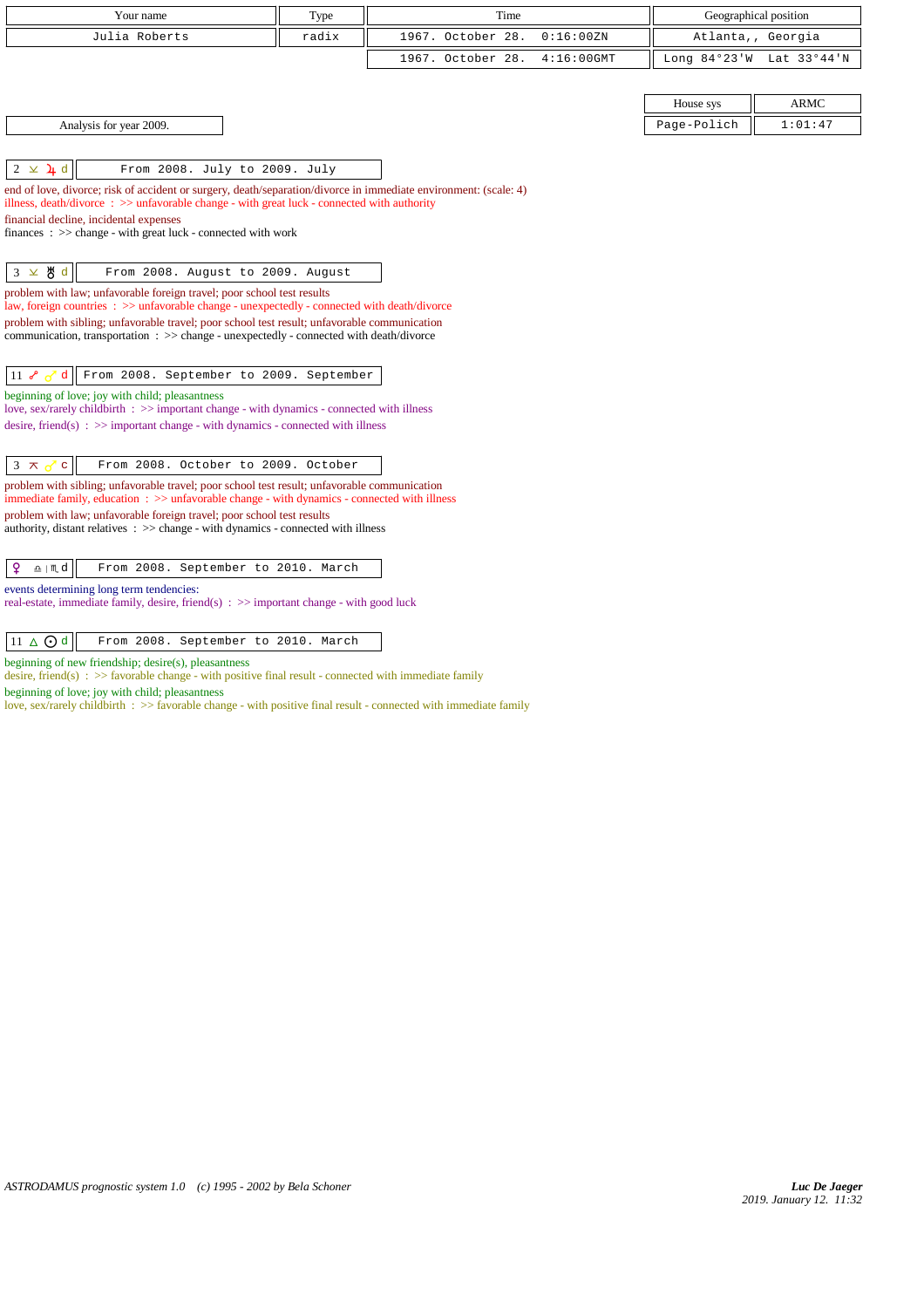| Your name | Type | Time | Geographical position |
|---|---|---|---|
| Julia Roberts | radix | 1967. October 28. 0:16:00ZN | Atlanta,, Georgia |
| | | 1967. October 28. 4:16:00GMT | Long 84°23'W Lat 33°44'N |

| House sys | ARMC |
|---|---|
| Page-Polich | 1:01:47 |

Analysis for year 2009.

**2 ⚺ ♃ d** — From 2008. July to 2009. July

end of love, divorce; risk of accident or surgery, death/separation/divorce in immediate environment: (scale: 4)
illness, death/divorce : >> unfavorable change - with great luck - connected with authority

financial decline, incidental expenses
finances : >> change - with great luck - connected with work

**3 ⚺ ♅ d** — From 2008. August to 2009. August

problem with law; unfavorable foreign travel; poor school test results
law, foreign countries : >> unfavorable change - unexpectedly - connected with death/divorce

problem with sibling; unfavorable travel; poor school test result; unfavorable communication
communication, transportation : >> change - unexpectedly - connected with death/divorce

**11 ☍ ♂ d** — From 2008. September to 2009. September

beginning of love; joy with child; pleasantness
love, sex/rarely childbirth : >> important change - with dynamics - connected with illness
desire, friend(s) : >> important change - with dynamics - connected with illness

**3 ⚻ ♂ c** — From 2008. October to 2009. October

problem with sibling; unfavorable travel; poor school test result; unfavorable communication
immediate family, education : >> unfavorable change - with dynamics - connected with illness

problem with law; unfavorable foreign travel; poor school test results
authority, distant relatives : >> change - with dynamics - connected with illness

**♀ ♎ | ♏ d** — From 2008. September to 2010. March

events determining long term tendencies:
real-estate, immediate family, desire, friend(s) : >> important change - with good luck

**11 △ ☉ d** — From 2008. September to 2010. March

beginning of new friendship; desire(s), pleasantness
desire, friend(s) : >> favorable change - with positive final result - connected with immediate family

beginning of love; joy with child; pleasantness
love, sex/rarely childbirth : >> favorable change - with positive final result - connected with immediate family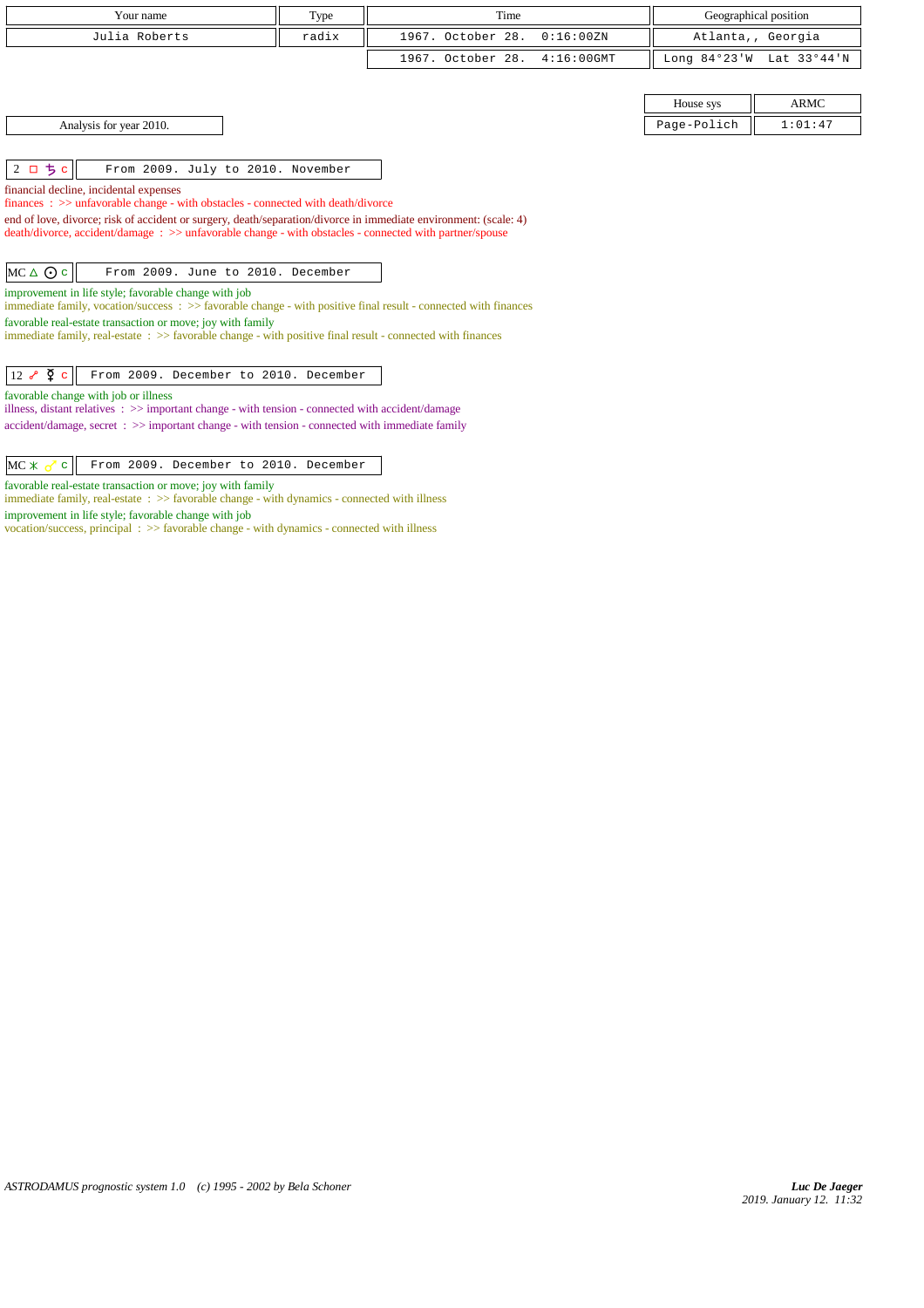| Your name | Type | Time | Geographical position |
| --- | --- | --- | --- |
| Julia Roberts | radix | 1967. October 28. 0:16:00ZN | Atlanta,, Georgia |
| | | 1967. October 28. 4:16:00GMT | Long 84°23'W Lat 33°44'N |

| House sys | ARMC |
| --- | --- |
| Page-Polich | 1:01:47 |

Analysis for year 2010.

**2 □ ♄ c** — From 2009. July to 2010. November

financial decline, incidental expenses
finances : >> unfavorable change - with obstacles - connected with death/divorce
end of love, divorce; risk of accident or surgery, death/separation/divorce in immediate environment: (scale: 4)
death/divorce, accident/damage : >> unfavorable change - with obstacles - connected with partner/spouse

**MC △ ☉ c** — From 2009. June to 2010. December

improvement in life style; favorable change with job
immediate family, vocation/success : >> favorable change - with positive final result - connected with finances
favorable real-estate transaction or move; joy with family
immediate family, real-estate : >> favorable change - with positive final result - connected with finances

**12 ☍ ☿ c** — From 2009. December to 2010. December

favorable change with job or illness
illness, distant relatives : >> important change - with tension - connected with accident/damage
accident/damage, secret : >> important change - with tension - connected with immediate family

**MC ⚹ ♂ c** — From 2009. December to 2010. December

favorable real-estate transaction or move; joy with family
immediate family, real-estate : >> favorable change - with dynamics - connected with illness
improvement in life style; favorable change with job
vocation/success, principal : >> favorable change - with dynamics - connected with illness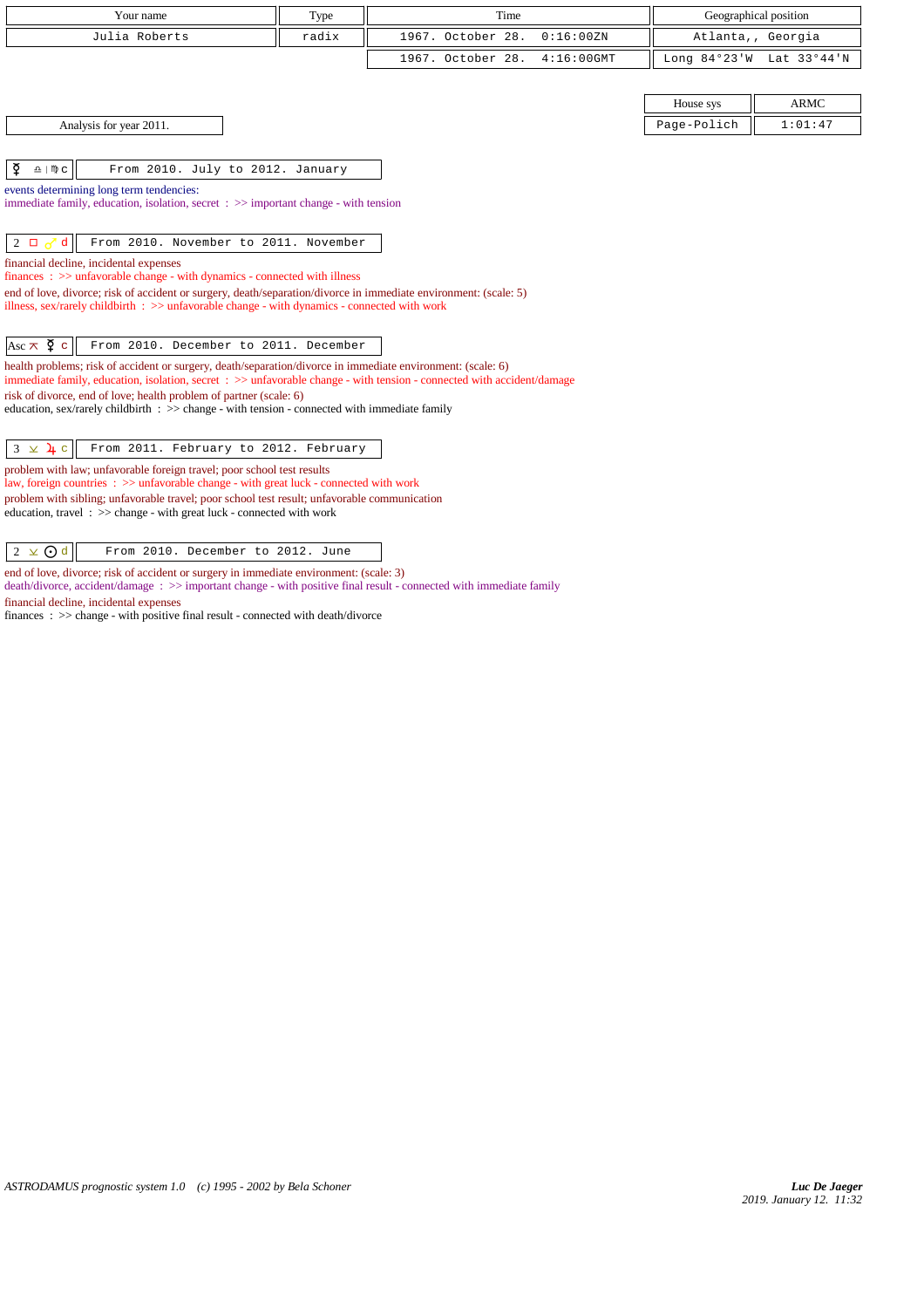| Your name | Type | Time | Geographical position |
|---|---|---|---|
| Julia Roberts | radix | 1967. October 28. 0:16:00ZN | Atlanta,, Georgia |
| | | 1967. October 28. 4:16:00GMT | Long 84°23'W Lat 33°44'N |

| House sys | ARMC |
|---|---|
| Page-Polich | 1:01:47 |

Analysis for year 2011.

☿ ♎ | ♍ c — From 2010. July to 2012. January

events determining long term tendencies:
immediate family, education, isolation, secret : >> important change - with tension

2 □ ♂ d — From 2010. November to 2011. November

financial decline, incidental expenses
finances : >> unfavorable change - with dynamics - connected with illness
end of love, divorce; risk of accident or surgery, death/separation/divorce in immediate environment: (scale: 5)
illness, sex/rarely childbirth : >> unfavorable change - with dynamics - connected with work

Asc ⊼ ☿ c — From 2010. December to 2011. December

health problems; risk of accident or surgery, death/separation/divorce in immediate environment: (scale: 6)
immediate family, education, isolation, secret : >> unfavorable change - with tension - connected with accident/damage
risk of divorce, end of love; health problem of partner (scale: 6)
education, sex/rarely childbirth : >> change - with tension - connected with immediate family

3 ⊻ ♃ c — From 2011. February to 2012. February

problem with law; unfavorable foreign travel; poor school test results
law, foreign countries : >> unfavorable change - with great luck - connected with work
problem with sibling; unfavorable travel; poor school test result; unfavorable communication
education, travel : >> change - with great luck - connected with work

2 ⊻ ☉ d — From 2010. December to 2012. June

end of love, divorce; risk of accident or surgery in immediate environment: (scale: 3)
death/divorce, accident/damage : >> important change - with positive final result - connected with immediate family
financial decline, incidental expenses
finances : >> change - with positive final result - connected with death/divorce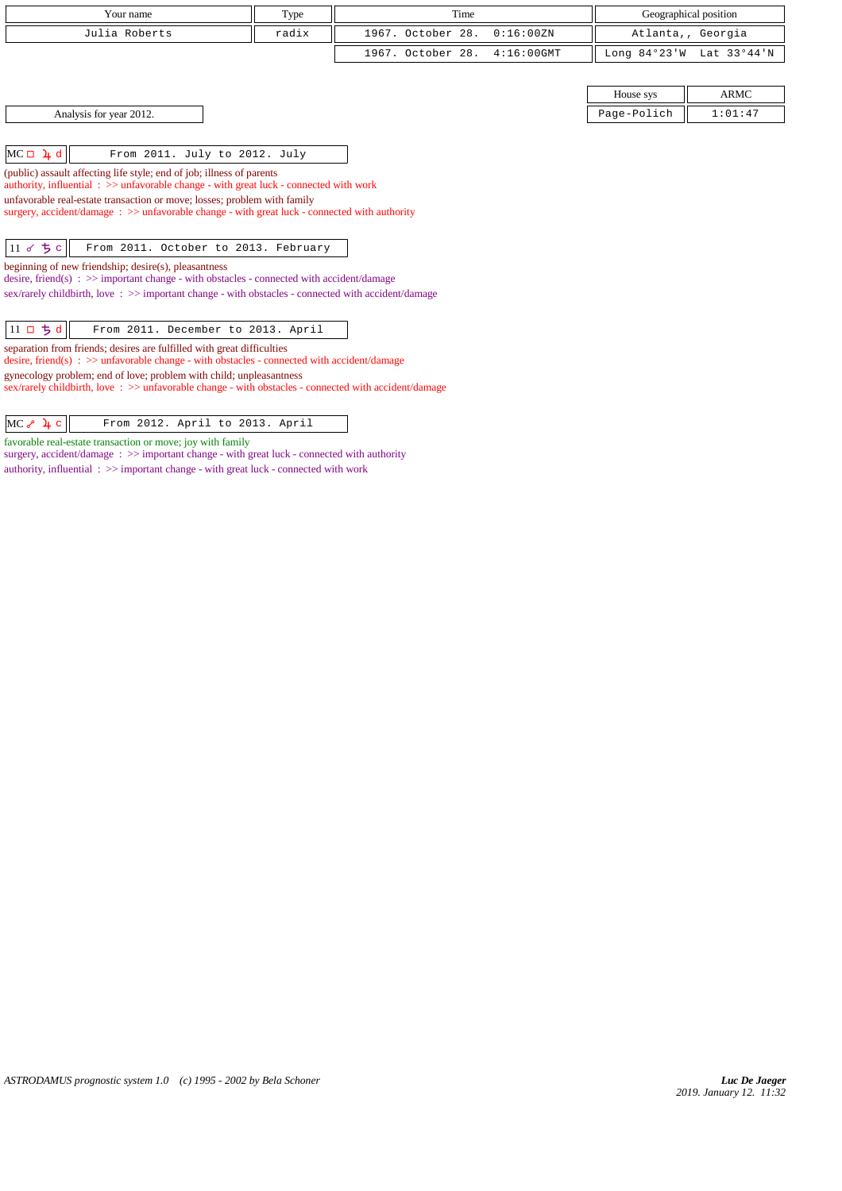| Your name | Type | Time | Geographical position |
|---|---|---|---|
| Julia Roberts | radix | 1967. October 28. 0:16:00ZN | Atlanta,, Georgia |
| | | 1967. October 28. 4:16:00GMT | Long 84°23'W Lat 33°44'N |

| House sys | ARMC |
|---|---|
| Page-Polich | 1:01:47 |

Analysis for year 2012.

**MC □ ♃ d** — From 2011. July to 2012. July

(public) assault affecting life style; end of job; illness of parents
authority, influential : >> unfavorable change - with great luck - connected with work
unfavorable real-estate transaction or move; losses; problem with family
surgery, accident/damage : >> unfavorable change - with great luck - connected with authority

**11 ☌ ♄ c** — From 2011. October to 2013. February

beginning of new friendship; desire(s), pleasantness
desire, friend(s) : >> important change - with obstacles - connected with accident/damage
sex/rarely childbirth, love : >> important change - with obstacles - connected with accident/damage

**11 □ ♄ d** — From 2011. December to 2013. April

separation from friends; desires are fulfilled with great difficulties
desire, friend(s) : >> unfavorable change - with obstacles - connected with accident/damage
gynecology problem; end of love; problem with child; unpleasantness
sex/rarely childbirth, love : >> unfavorable change - with obstacles - connected with accident/damage

**MC ☍ ♃ c** — From 2012. April to 2013. April

favorable real-estate transaction or move; joy with family
surgery, accident/damage : >> important change - with great luck - connected with authority
authority, influential : >> important change - with great luck - connected with work

*ASTRODAMUS prognostic system 1.0 (c) 1995 - 2002 by Bela Schoner*

*Luc De Jaeger*
*2019. January 12. 11:32*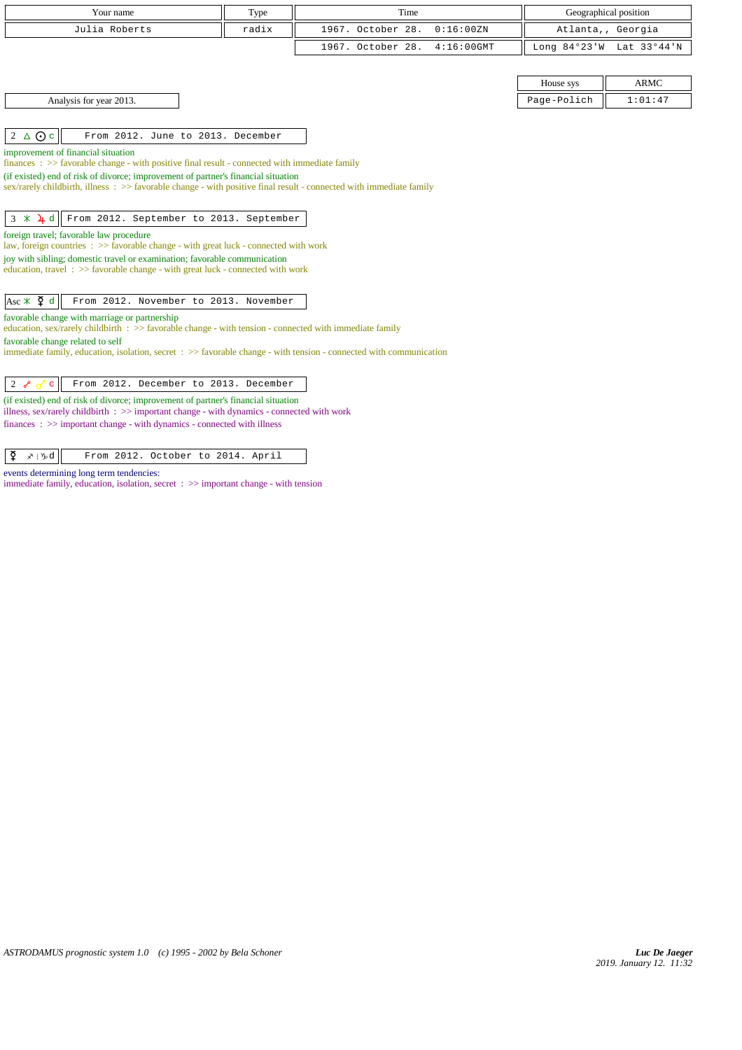| Your name | Type | Time | Geographical position |
|---|---|---|---|
| Julia Roberts | radix | 1967. October 28. 0:16:00ZN | Atlanta,, Georgia |
| | | 1967. October 28. 4:16:00GMT | Long 84°23'W Lat 33°44'N |

| House sys | ARMC |
|---|---|
| Page-Polich | 1:01:47 |

Analysis for year 2013.

**2 △ ☉ c** — From 2012. June to 2013. December

improvement of financial situation
finances : >> favorable change - with positive final result - connected with immediate family
(if existed) end of risk of divorce; improvement of partner's financial situation
sex/rarely childbirth, illness : >> favorable change - with positive final result - connected with immediate family

**3 ⚹ ♃ d** — From 2012. September to 2013. September

foreign travel; favorable law procedure
law, foreign countries : >> favorable change - with great luck - connected with work
joy with sibling; domestic travel or examination; favorable communication
education, travel : >> favorable change - with great luck - connected with work

**Asc ⚹ ☿ d** — From 2012. November to 2013. November

favorable change with marriage or partnership
education, sex/rarely childbirth : >> favorable change - with tension - connected with immediate family
favorable change related to self
immediate family, education, isolation, secret : >> favorable change - with tension - connected with communication

**2 ☍ ♂ c** — From 2012. December to 2013. December

(if existed) end of risk of divorce; improvement of partner's financial situation
illness, sex/rarely childbirth : >> important change - with dynamics - connected with work
finances : >> important change - with dynamics - connected with illness

**☿ ♐ | ♑ d** — From 2012. October to 2014. April

events determining long term tendencies:
immediate family, education, isolation, secret : >> important change - with tension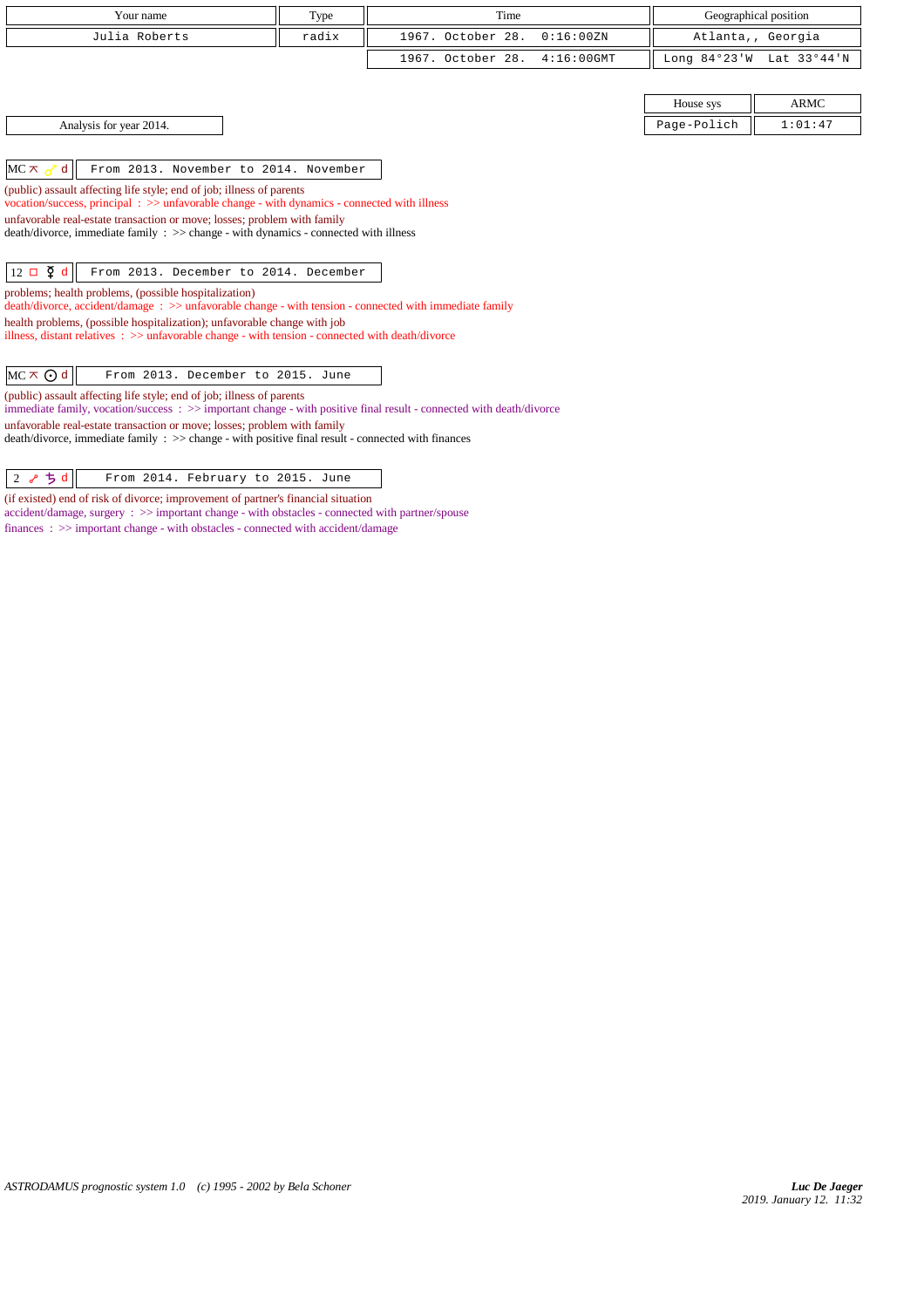| Your name | Type | Time | Geographical position |
| --- | --- | --- | --- |
| Julia Roberts | radix | 1967. October 28. 0:16:00ZN | Atlanta,, Georgia |
| | | 1967. October 28. 4:16:00GMT | Long 84°23'W Lat 33°44'N |

| House sys | ARMC |
| --- | --- |
| Page-Polich | 1:01:47 |

Analysis for year 2014.

**MC ⚻ ♂ d** — From 2013. November to 2014. November

(public) assault affecting life style; end of job; illness of parents
vocation/success, principal : >> unfavorable change - with dynamics - connected with illness
unfavorable real-estate transaction or move; losses; problem with family
death/divorce, immediate family : >> change - with dynamics - connected with illness

**12 □ ☿ d** — From 2013. December to 2014. December

problems; health problems, (possible hospitalization)
death/divorce, accident/damage : >> unfavorable change - with tension - connected with immediate family
health problems, (possible hospitalization); unfavorable change with job
illness, distant relatives : >> unfavorable change - with tension - connected with death/divorce

**MC ⚻ ☉ d** — From 2013. December to 2015. June

(public) assault affecting life style; end of job; illness of parents
immediate family, vocation/success : >> important change - with positive final result - connected with death/divorce
unfavorable real-estate transaction or move; losses; problem with family
death/divorce, immediate family : >> change - with positive final result - connected with finances

**2 ☍ ♄ d** — From 2014. February to 2015. June

(if existed) end of risk of divorce; improvement of partner's financial situation
accident/damage, surgery : >> important change - with obstacles - connected with partner/spouse
finances : >> important change - with obstacles - connected with accident/damage

*ASTRODAMUS prognostic system 1.0 (c) 1995 - 2002 by Bela Schoner*

*Luc De Jaeger*
2019. January 12. 11:32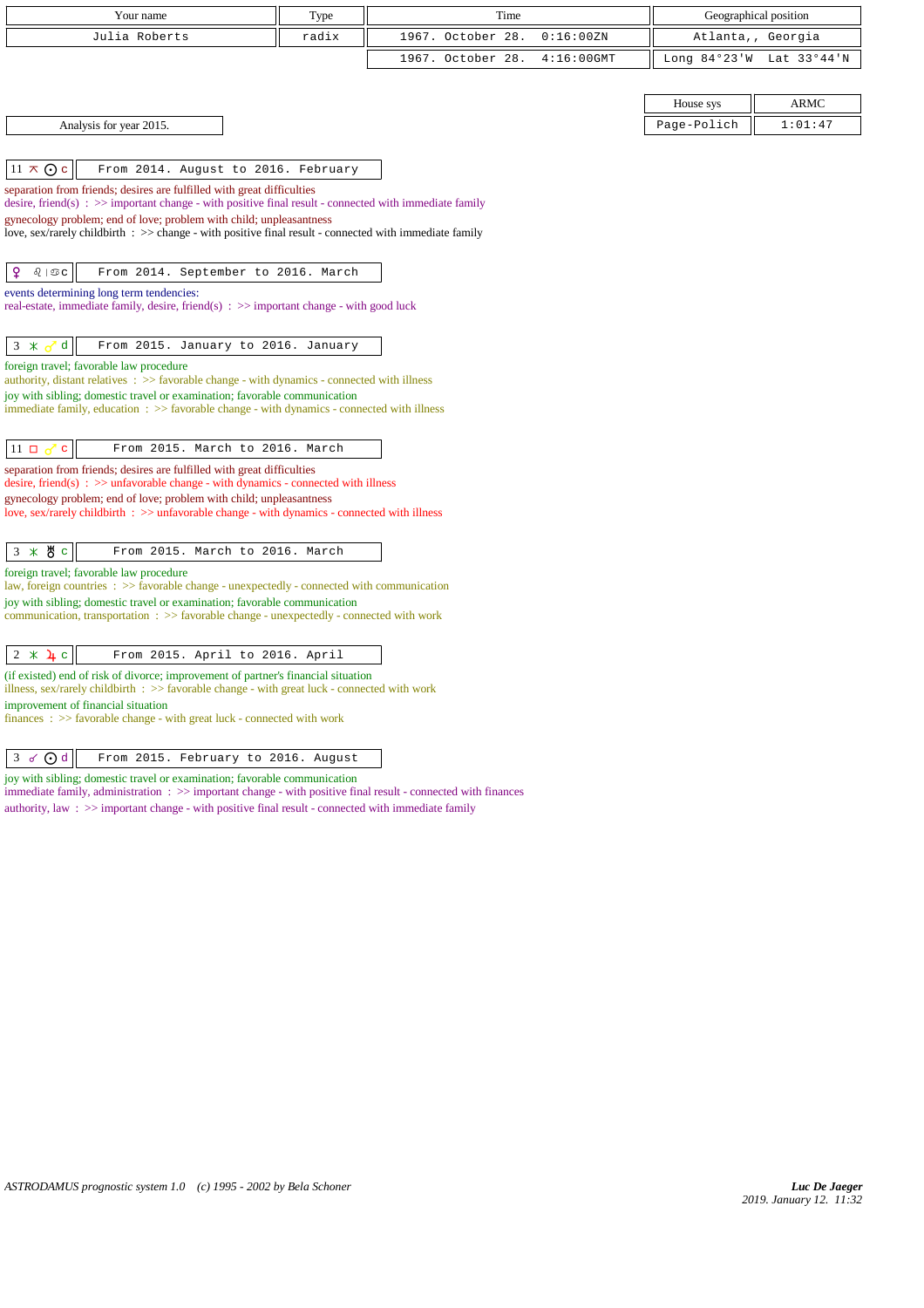| Your name | Type | Time | Geographical position |
|---|---|---|---|
| Julia Roberts | radix | 1967. October 28. 0:16:00ZN | Atlanta,, Georgia |
| | | 1967. October 28. 4:16:00GMT | Long 84°23'W Lat 33°44'N |

| House sys | ARMC |
|---|---|
| Page-Polich | 1:01:47 |

Analysis for year 2015.

| 11 ⚻ ☉ c | From 2014. August to 2016. February |
|---|---|

separation from friends; desires are fulfilled with great difficulties
desire, friend(s) : >> important change - with positive final result - connected with immediate family
gynecology problem; end of love; problem with child; unpleasantness
love, sex/rarely childbirth : >> change - with positive final result - connected with immediate family

| ♀ ♌ \| ♋ c | From 2014. September to 2016. March |
|---|---|

events determining long term tendencies:
real-estate, immediate family, desire, friend(s) : >> important change - with good luck

| 3 ⚹ ♂ d | From 2015. January to 2016. January |
|---|---|

foreign travel; favorable law procedure
authority, distant relatives : >> favorable change - with dynamics - connected with illness
joy with sibling; domestic travel or examination; favorable communication
immediate family, education : >> favorable change - with dynamics - connected with illness

| 11 □ ♂ c | From 2015. March to 2016. March |
|---|---|

separation from friends; desires are fulfilled with great difficulties
desire, friend(s) : >> unfavorable change - with dynamics - connected with illness
gynecology problem; end of love; problem with child; unpleasantness
love, sex/rarely childbirth : >> unfavorable change - with dynamics - connected with illness

| 3 ⚹ ♅ c | From 2015. March to 2016. March |
|---|---|

foreign travel; favorable law procedure
law, foreign countries : >> favorable change - unexpectedly - connected with communication
joy with sibling; domestic travel or examination; favorable communication
communication, transportation : >> favorable change - unexpectedly - connected with work

| 2 ⚹ ♃ c | From 2015. April to 2016. April |
|---|---|

(if existed) end of risk of divorce; improvement of partner's financial situation
illness, sex/rarely childbirth : >> favorable change - with great luck - connected with work
improvement of financial situation
finances : >> favorable change - with great luck - connected with work

| 3 ☌ ☉ d | From 2015. February to 2016. August |
|---|---|

joy with sibling; domestic travel or examination; favorable communication
immediate family, administration : >> important change - with positive final result - connected with finances
authority, law : >> important change - with positive final result - connected with immediate family

*ASTRODAMUS prognostic system 1.0 (c) 1995 - 2002 by Bela Schoner*

***Luc De Jaeger***
*2019. January 12. 11:32*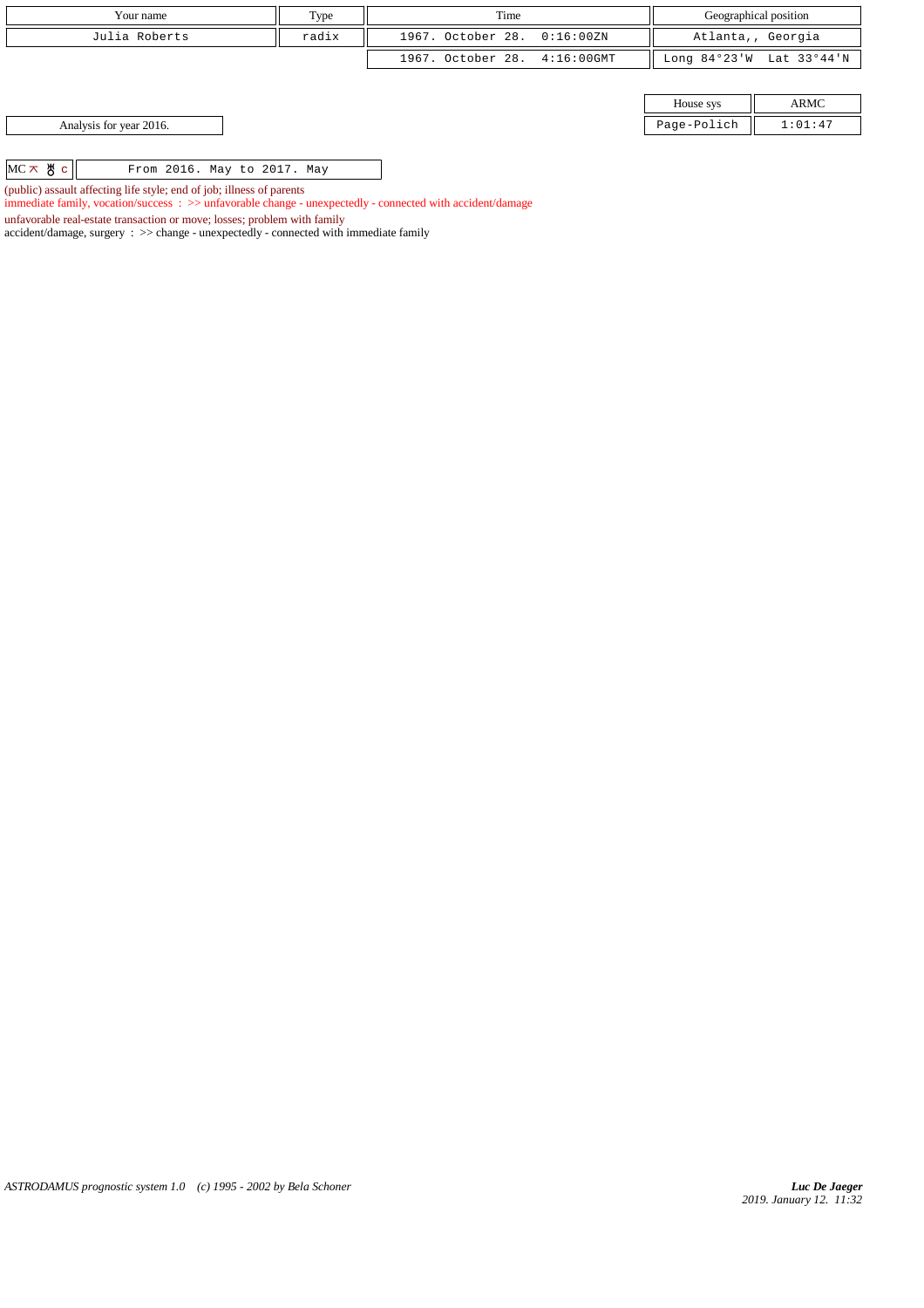| Your name | Type | Time | Geographical position |
|---|---|---|---|
| Julia Roberts | radix | 1967. October 28. 0:16:00ZN | Atlanta,, Georgia |
| | | 1967. October 28. 4:16:00GMT | Long 84°23'W Lat 33°44'N |

| House sys | ARMC |
|---|---|
| Page-Polich | 1:01:47 |

Analysis for year 2016.

| MC ⚻ ♅ c | From 2016. May to 2017. May |
|---|---|

(public) assault affecting life style; end of job; illness of parents
immediate family, vocation/success : >> unfavorable change - unexpectedly - connected with accident/damage
unfavorable real-estate transaction or move; losses; problem with family
accident/damage, surgery : >> change - unexpectedly - connected with immediate family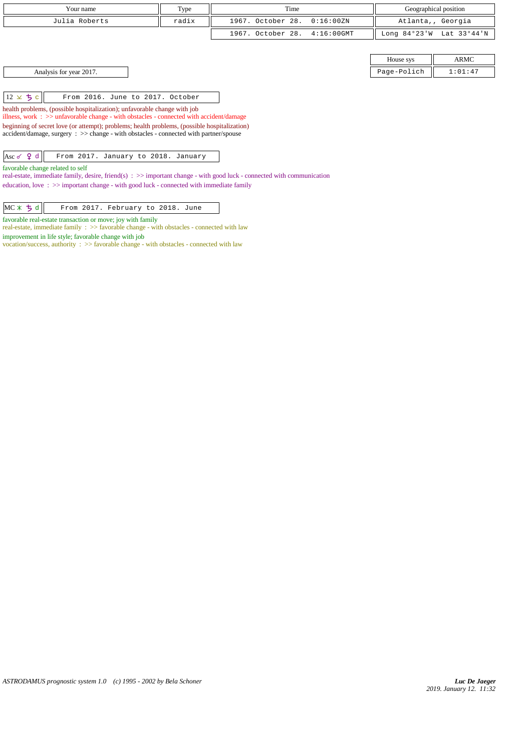| Your name | Type | Time | Geographical position |
|---|---|---|---|
| Julia Roberts | radix | 1967. October 28. 0:16:00ZN | Atlanta,, Georgia |
| | | 1967. October 28. 4:16:00GMT | Long 84°23'W Lat 33°44'N |

| House sys | ARMC |
|---|---|
| Page-Polich | 1:01:47 |

Analysis for year 2017.

12 ⚻ ♄ c — From 2016. June to 2017. October

health problems, (possible hospitalization); unfavorable change with job
illness, work : >> unfavorable change - with obstacles - connected with accident/damage
beginning of secret love (or attempt); problems; health problems, (possible hospitalization)
accident/damage, surgery : >> change - with obstacles - connected with partner/spouse

Asc ☍ ♀ d — From 2017. January to 2018. January

favorable change related to self
real-estate, immediate family, desire, friend(s) : >> important change - with good luck - connected with communication
education, love : >> important change - with good luck - connected with immediate family

MC ⚹ ♄ d — From 2017. February to 2018. June

favorable real-estate transaction or move; joy with family
real-estate, immediate family : >> favorable change - with obstacles - connected with law
improvement in life style; favorable change with job
vocation/success, authority : >> favorable change - with obstacles - connected with law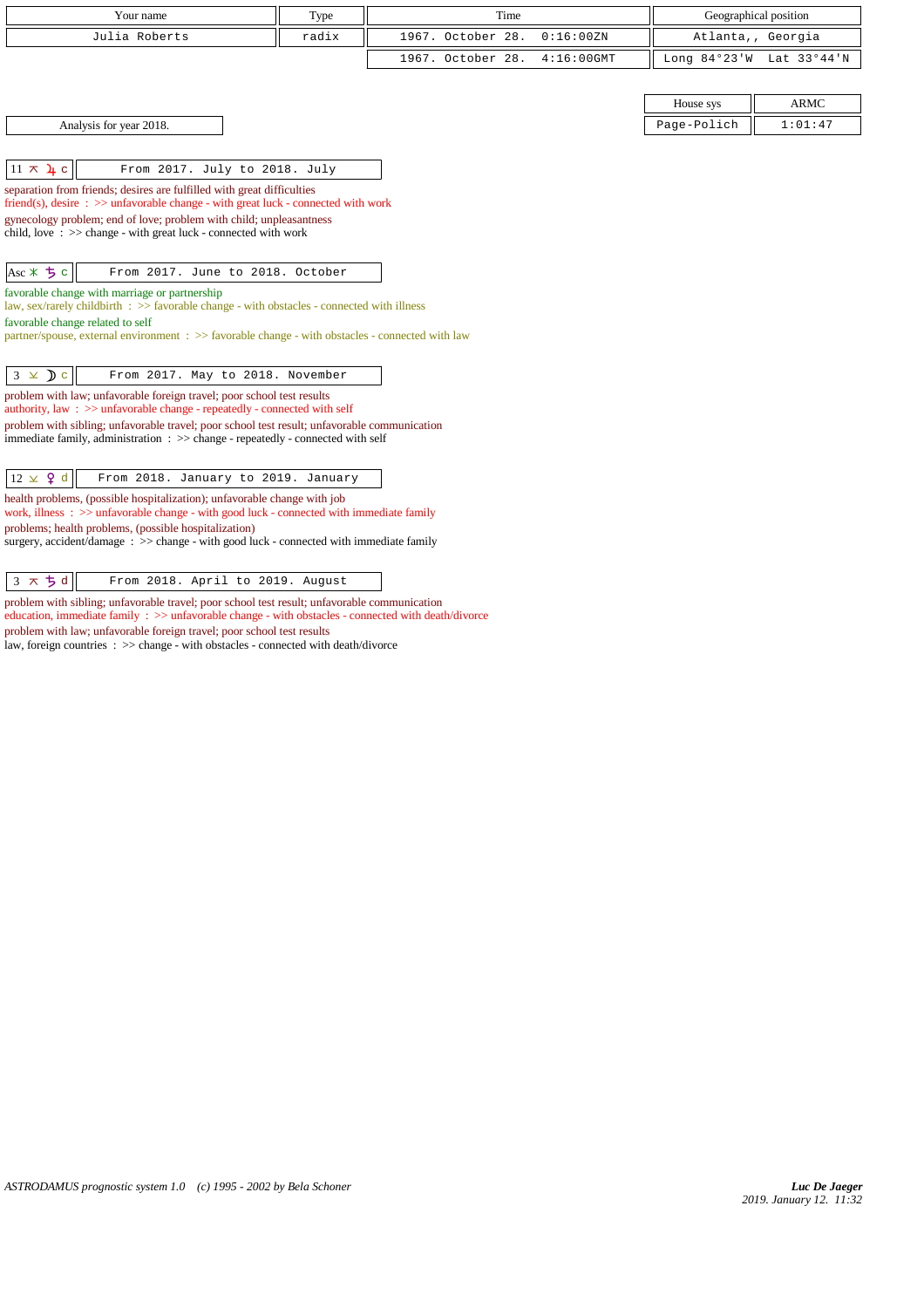| Your name | Type | Time | Geographical position |
|---|---|---|---|
| Julia Roberts | radix | 1967. October 28. 0:16:00ZN | Atlanta,, Georgia |
| | | 1967. October 28. 4:16:00GMT | Long 84°23'W Lat 33°44'N |

| House sys | ARMC |
|---|---|
| Page-Polich | 1:01:47 |

Analysis for year 2018.

**11 ⚻ ♃ c** — From 2017. July to 2018. July

separation from friends; desires are fulfilled with great difficulties
friend(s), desire : >> unfavorable change - with great luck - connected with work
gynecology problem; end of love; problem with child; unpleasantness
child, love : >> change - with great luck - connected with work

**Asc ⚹ ♄ c** — From 2017. June to 2018. October

favorable change with marriage or partnership
law, sex/rarely childbirth : >> favorable change - with obstacles - connected with illness
favorable change related to self
partner/spouse, external environment : >> favorable change - with obstacles - connected with law

**3 ⚺ ☽ c** — From 2017. May to 2018. November

problem with law; unfavorable foreign travel; poor school test results
authority, law : >> unfavorable change - repeatedly - connected with self
problem with sibling; unfavorable travel; poor school test result; unfavorable communication
immediate family, administration : >> change - repeatedly - connected with self

**12 ⚺ ♀ d** — From 2018. January to 2019. January

health problems, (possible hospitalization); unfavorable change with job
work, illness : >> unfavorable change - with good luck - connected with immediate family
problems; health problems, (possible hospitalization)
surgery, accident/damage : >> change - with good luck - connected with immediate family

**3 ⚻ ♄ d** — From 2018. April to 2019. August

problem with sibling; unfavorable travel; poor school test result; unfavorable communication
education, immediate family : >> unfavorable change - with obstacles - connected with death/divorce
problem with law; unfavorable foreign travel; poor school test results
law, foreign countries : >> change - with obstacles - connected with death/divorce

*ASTRODAMUS prognostic system 1.0 (c) 1995 - 2002 by Bela Schoner*

***Luc De Jaeger***
*2019. January 12. 11:32*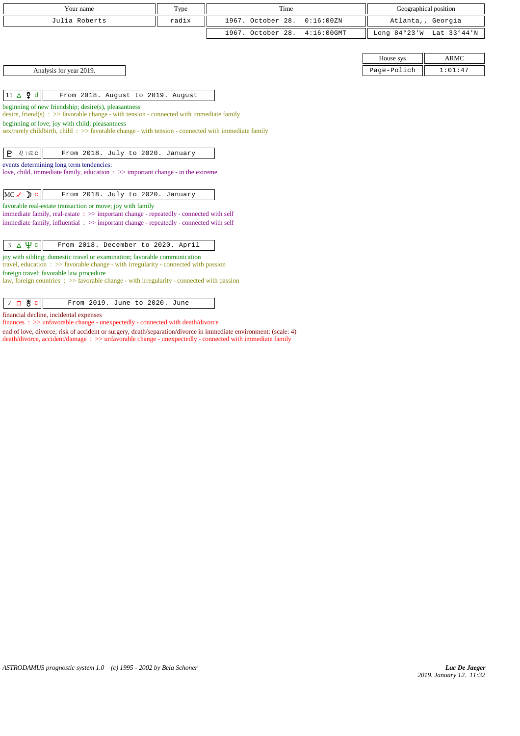| Your name | Type | Time | Geographical position |
| --- | --- | --- | --- |
| Julia Roberts | radix | 1967. October 28. 0:16:00ZN | Atlanta,, Georgia |
| | | 1967. October 28. 4:16:00GMT | Long 84°23'W Lat 33°44'N |

| House sys | ARMC |
| --- | --- |
| Page-Polich | 1:01:47 |

Analysis for year 2019.

| 11 △ ☿ d | From 2018. August to 2019. August |
| --- | --- |

beginning of new friendship; desire(s), pleasantness
desire, friend(s) : >> favorable change - with tension - connected with immediate family
beginning of love; joy with child; pleasantness
sex/rarely childbirth, child : >> favorable change - with tension - connected with immediate family

| ♇ ♌ \| ♋ c | From 2018. July to 2020. January |
| --- | --- |

events determining long term tendencies:
love, child, immediate family, education : >> important change - in the extreme

| MC ☍ ☽ c | From 2018. July to 2020. January |
| --- | --- |

favorable real-estate transaction or move; joy with family
immediate family, real-estate : >> important change - repeatedly - connected with self
immediate family, influential : >> important change - repeatedly - connected with self

| 3 △ ♆ c | From 2018. December to 2020. April |
| --- | --- |

joy with sibling; domestic travel or examination; favorable communication
travel, education : >> favorable change - with irregularity - connected with passion
foreign travel; favorable law procedure
law, foreign countries : >> favorable change - with irregularity - connected with passion

| 2 □ ♅ c | From 2019. June to 2020. June |
| --- | --- |

financial decline, incidental expenses
finances : >> unfavorable change - unexpectedly - connected with death/divorce
end of love, divorce; risk of accident or surgery, death/separation/divorce in immediate environment: (scale: 4)
death/divorce, accident/damage : >> unfavorable change - unexpectedly - connected with immediate family

*ASTRODAMUS prognostic system 1.0 (c) 1995 - 2002 by Bela Schoner*

*Luc De Jaeger*
*2019. January 12. 11:32*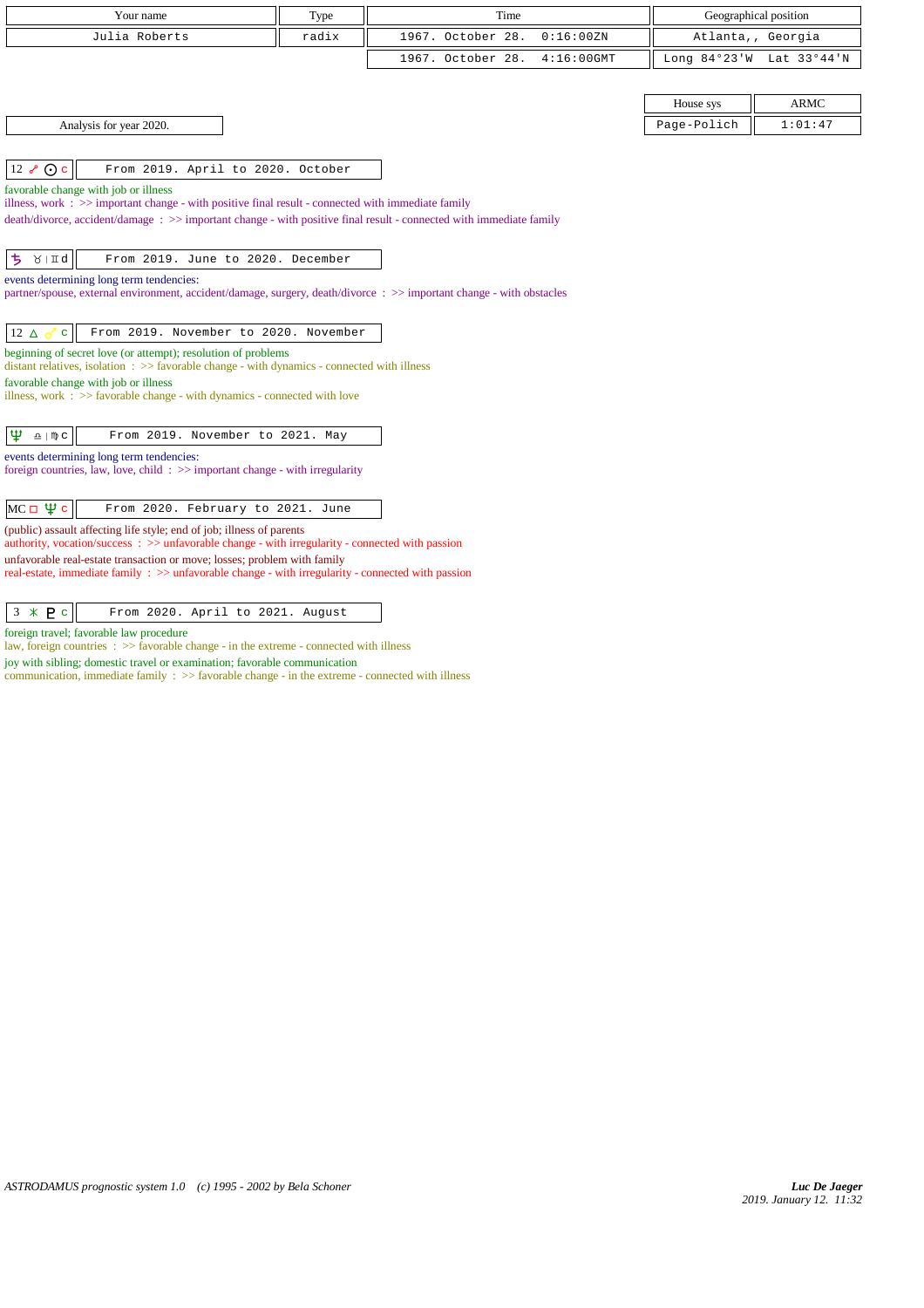| Your name | Type | Time | Geographical position |
|---|---|---|---|
| Julia Roberts | radix | 1967. October 28. 0:16:00ZN | Atlanta,, Georgia |
| | | 1967. October 28. 4:16:00GMT | Long 84°23'W Lat 33°44'N |

| House sys | ARMC |
|---|---|
| Page-Polich | 1:01:47 |

Analysis for year 2020.

**12 ☍ ☉ c** — From 2019. April to 2020. October

favorable change with job or illness
illness, work : >> important change - with positive final result - connected with immediate family
death/divorce, accident/damage : >> important change - with positive final result - connected with immediate family

**♄ ♉ | ♊ d** — From 2019. June to 2020. December

events determining long term tendencies:
partner/spouse, external environment, accident/damage, surgery, death/divorce : >> important change - with obstacles

**12 △ ♂ c** — From 2019. November to 2020. November

beginning of secret love (or attempt); resolution of problems
distant relatives, isolation : >> favorable change - with dynamics - connected with illness
favorable change with job or illness
illness, work : >> favorable change - with dynamics - connected with love

**♆ ♎ | ♍ c** — From 2019. November to 2021. May

events determining long term tendencies:
foreign countries, law, love, child : >> important change - with irregularity

**MC □ ♆ c** — From 2020. February to 2021. June

(public) assault affecting life style; end of job; illness of parents
authority, vocation/success : >> unfavorable change - with irregularity - connected with passion
unfavorable real-estate transaction or move; losses; problem with family
real-estate, immediate family : >> unfavorable change - with irregularity - connected with passion

**3 ⚹ ♇ c** — From 2020. April to 2021. August

foreign travel; favorable law procedure
law, foreign countries : >> favorable change - in the extreme - connected with illness
joy with sibling; domestic travel or examination; favorable communication
communication, immediate family : >> favorable change - in the extreme - connected with illness

*ASTRODAMUS prognostic system 1.0 (c) 1995 - 2002 by Bela Schoner*

*Luc De Jaeger*
2019. January 12. 11:32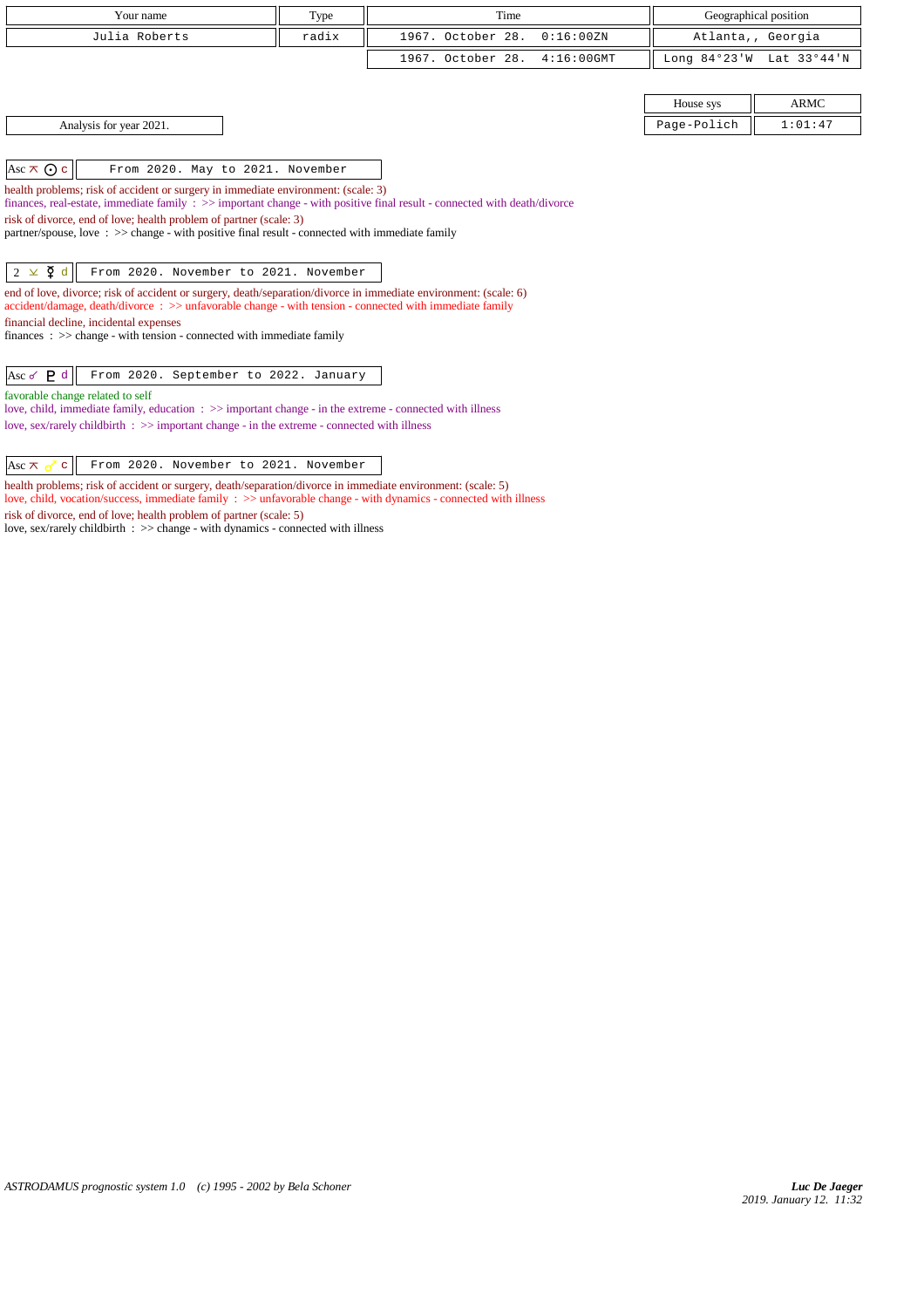| Your name | Type | Time | Geographical position |
|---|---|---|---|
| Julia Roberts | radix | 1967. October 28. 0:16:00ZN | Atlanta,, Georgia |
| | | 1967. October 28. 4:16:00GMT | Long 84°23'W Lat 33°44'N |

| House sys | ARMC |
|---|---|
| Page-Polich | 1:01:47 |

Analysis for year 2021.

**Asc ⚻ ☉ c** — From 2020. May to 2021. November

health problems; risk of accident or surgery in immediate environment: (scale: 3)
finances, real-estate, immediate family : >> important change - with positive final result - connected with death/divorce
risk of divorce, end of love; health problem of partner (scale: 3)
partner/spouse, love : >> change - with positive final result - connected with immediate family

**2 ⚺ ☿ d** — From 2020. November to 2021. November

end of love, divorce; risk of accident or surgery, death/separation/divorce in immediate environment: (scale: 6)
accident/damage, death/divorce : >> unfavorable change - with tension - connected with immediate family
financial decline, incidental expenses
finances : >> change - with tension - connected with immediate family

**Asc ☌ ♇ d** — From 2020. September to 2022. January

favorable change related to self
love, child, immediate family, education : >> important change - in the extreme - connected with illness
love, sex/rarely childbirth : >> important change - in the extreme - connected with illness

**Asc ⚻ ♂ c** — From 2020. November to 2021. November

health problems; risk of accident or surgery, death/separation/divorce in immediate environment: (scale: 5)
love, child, vocation/success, immediate family : >> unfavorable change - with dynamics - connected with illness
risk of divorce, end of love; health problem of partner (scale: 5)
love, sex/rarely childbirth : >> change - with dynamics - connected with illness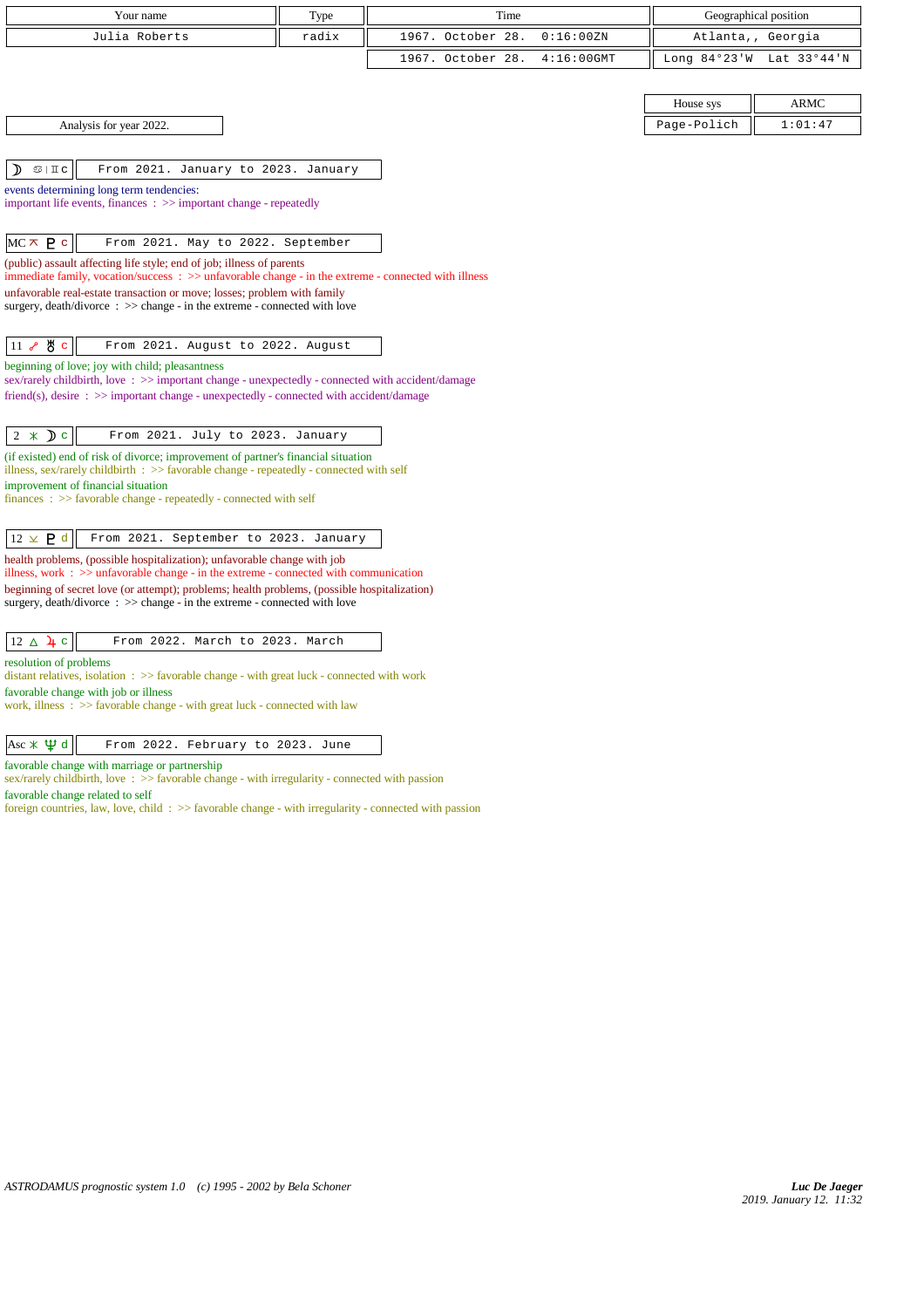| Your name | Type | Time | Geographical position |
|---|---|---|---|
| Julia Roberts | radix | 1967. October 28. 0:16:00ZN | Atlanta,, Georgia |
| | | 1967. October 28. 4:16:00GMT | Long 84°23'W Lat 33°44'N |

| House sys | ARMC |
|---|---|
| Page-Polich | 1:01:47 |

Analysis for year 2022.

| ☽ ♋\|♊ c | From 2021. January to 2023. January |
|---|---|

events determining long term tendencies:
important life events, finances : >> important change - repeatedly

| MC ⊼ ♇ c | From 2021. May to 2022. September |
|---|---|

(public) assault affecting life style; end of job; illness of parents
immediate family, vocation/success : >> unfavorable change - in the extreme - connected with illness
unfavorable real-estate transaction or move; losses; problem with family
surgery, death/divorce : >> change - in the extreme - connected with love

| 11 ☍ ♅ c | From 2021. August to 2022. August |
|---|---|

beginning of love; joy with child; pleasantness
sex/rarely childbirth, love : >> important change - unexpectedly - connected with accident/damage
friend(s), desire : >> important change - unexpectedly - connected with accident/damage

| 2 ⚹ ☽ c | From 2021. July to 2023. January |
|---|---|

(if existed) end of risk of divorce; improvement of partner's financial situation
illness, sex/rarely childbirth : >> favorable change - repeatedly - connected with self
improvement of financial situation
finances : >> favorable change - repeatedly - connected with self

| 12 ⊻ ♇ d | From 2021. September to 2023. January |
|---|---|

health problems, (possible hospitalization); unfavorable change with job
illness, work : >> unfavorable change - in the extreme - connected with communication
beginning of secret love (or attempt); problems; health problems, (possible hospitalization)
surgery, death/divorce : >> change - in the extreme - connected with love

| 12 △ ♃ c | From 2022. March to 2023. March |
|---|---|

resolution of problems
distant relatives, isolation : >> favorable change - with great luck - connected with work
favorable change with job or illness
work, illness : >> favorable change - with great luck - connected with law

| Asc ⚹ ♆ d | From 2022. February to 2023. June |
|---|---|

favorable change with marriage or partnership
sex/rarely childbirth, love : >> favorable change - with irregularity - connected with passion
favorable change related to self
foreign countries, law, love, child : >> favorable change - with irregularity - connected with passion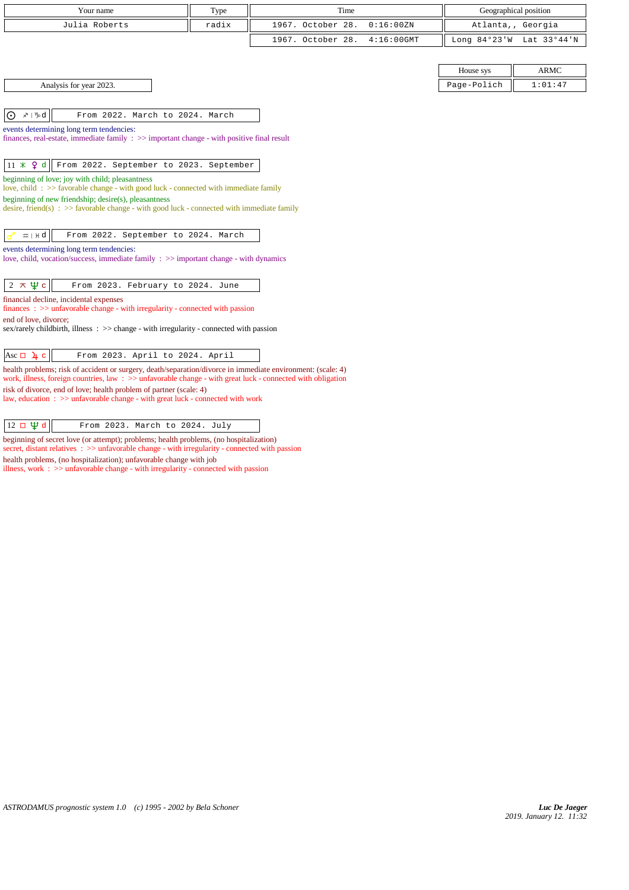| Your name | Type | Time | Geographical position |
|---|---|---|---|
| Julia Roberts | radix | 1967. October 28. 0:16:00ZN | Atlanta,, Georgia |
| | | 1967. October 28. 4:16:00GMT | Long 84°23'W Lat 33°44'N |

| House sys | ARMC |
|---|---|
| Page-Polich | 1:01:47 |

Analysis for year 2023.

**☉ ♐ | ♑ d** — From 2022. March to 2024. March

events determining long term tendencies:
finances, real-estate, immediate family : >> important change - with positive final result

**11 ⚹ ♀ d** — From 2022. September to 2023. September

beginning of love; joy with child; pleasantness
love, child : >> favorable change - with good luck - connected with immediate family
beginning of new friendship; desire(s), pleasantness
desire, friend(s) : >> favorable change - with good luck - connected with immediate family

**♂ ♒ | ♓ d** — From 2022. September to 2024. March

events determining long term tendencies:
love, child, vocation/success, immediate family : >> important change - with dynamics

**2 ⚻ ♆ c** — From 2023. February to 2024. June

financial decline, incidental expenses
finances : >> unfavorable change - with irregularity - connected with passion
end of love, divorce;
sex/rarely childbirth, illness : >> change - with irregularity - connected with passion

**Asc □ ♃ c** — From 2023. April to 2024. April

health problems; risk of accident or surgery, death/separation/divorce in immediate environment: (scale: 4)
work, illness, foreign countries, law : >> unfavorable change - with great luck - connected with obligation
risk of divorce, end of love; health problem of partner (scale: 4)
law, education : >> unfavorable change - with great luck - connected with work

**12 □ ♆ d** — From 2023. March to 2024. July

beginning of secret love (or attempt); problems; health problems, (no hospitalization)
secret, distant relatives : >> unfavorable change - with irregularity - connected with passion
health problems, (no hospitalization); unfavorable change with job
illness, work : >> unfavorable change - with irregularity - connected with passion

*ASTRODAMUS prognostic system 1.0 (c) 1995 - 2002 by Bela Schoner*

*Luc De Jaeger*
2019. January 12. 11:32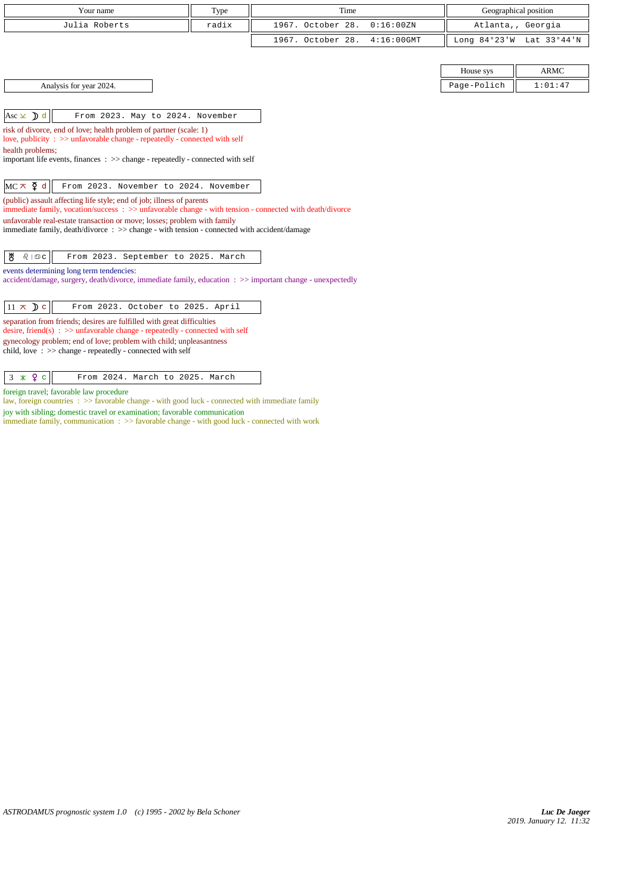| Your name | Type | Time | Geographical position |
|---|---|---|---|
| Julia Roberts | radix | 1967. October 28. 0:16:00ZN | Atlanta,, Georgia |
| | | 1967. October 28. 4:16:00GMT | Long 84°23'W Lat 33°44'N |

| House sys | ARMC |
|---|---|
| Page-Polich | 1:01:47 |

Analysis for year 2024.

| Asc ⚻ ☽ d | From 2023. May to 2024. November |
|---|---|

risk of divorce, end of love; health problem of partner (scale: 1)
love, publicity : >> unfavorable change - repeatedly - connected with self
health problems;
important life events, finances : >> change - repeatedly - connected with self

| MC ⚻ ☿ d | From 2023. November to 2024. November |
|---|---|

(public) assault affecting life style; end of job; illness of parents
immediate family, vocation/success : >> unfavorable change - with tension - connected with death/divorce
unfavorable real-estate transaction or move; losses; problem with family
immediate family, death/divorce : >> change - with tension - connected with accident/damage

| ♅ ♌ \| ♋ c | From 2023. September to 2025. March |
|---|---|

events determining long term tendencies:
accident/damage, surgery, death/divorce, immediate family, education : >> important change - unexpectedly

| 11 ⚻ ☽ c | From 2023. October to 2025. April |
|---|---|

separation from friends; desires are fulfilled with great difficulties
desire, friend(s) : >> unfavorable change - repeatedly - connected with self
gynecology problem; end of love; problem with child; unpleasantness
child, love : >> change - repeatedly - connected with self

| 3 ⚹ ♀ c | From 2024. March to 2025. March |
|---|---|

foreign travel; favorable law procedure
law, foreign countries : >> favorable change - with good luck - connected with immediate family
joy with sibling; domestic travel or examination; favorable communication
immediate family, communication : >> favorable change - with good luck - connected with work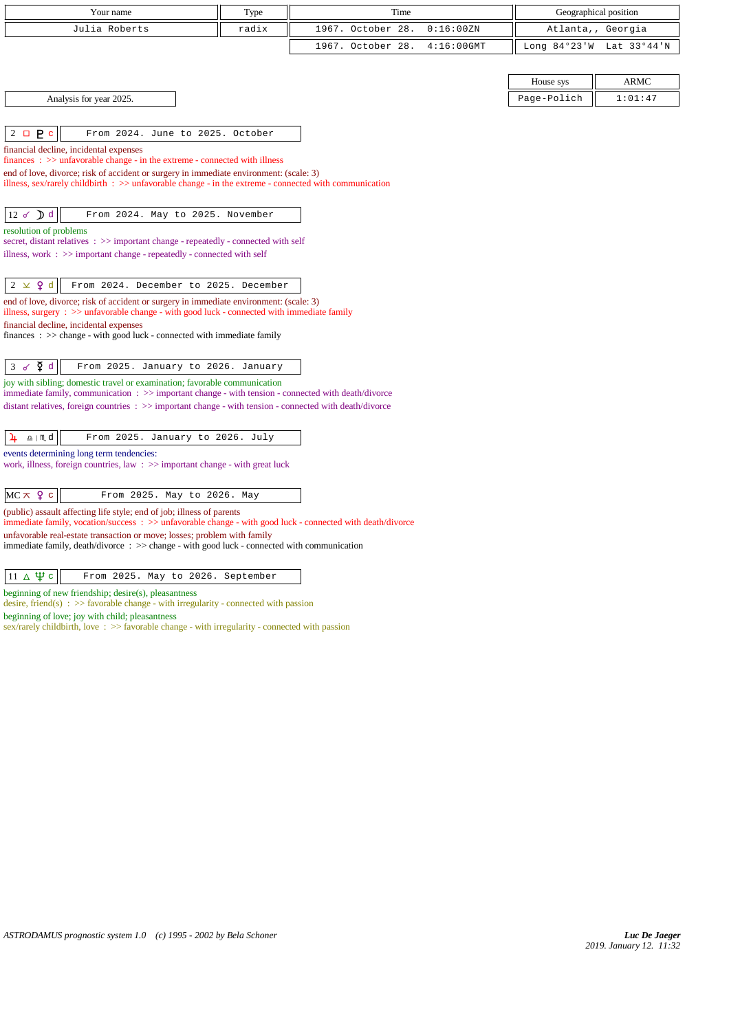| Your name | Type | Time | Geographical position |
|---|---|---|---|
| Julia Roberts | radix | 1967. October 28. 0:16:00ZN | Atlanta,, Georgia |
| | | 1967. October 28. 4:16:00GMT | Long 84°23'W Lat 33°44'N |

| House sys | ARMC |
|---|---|
| Page-Polich | 1:01:47 |

Analysis for year 2025.

| 2 □ ♇ c | From 2024. June to 2025. October |
|---|---|

financial decline, incidental expenses
finances : >> unfavorable change - in the extreme - connected with illness
end of love, divorce; risk of accident or surgery in immediate environment: (scale: 3)
illness, sex/rarely childbirth : >> unfavorable change - in the extreme - connected with communication

| 12 ☍ ☽ d | From 2024. May to 2025. November |
|---|---|

resolution of problems
secret, distant relatives : >> important change - repeatedly - connected with self
illness, work : >> important change - repeatedly - connected with self

| 2 ⚺ ♀ d | From 2024. December to 2025. December |
|---|---|

end of love, divorce; risk of accident or surgery in immediate environment: (scale: 3)
illness, surgery : >> unfavorable change - with good luck - connected with immediate family
financial decline, incidental expenses
finances : >> change - with good luck - connected with immediate family

| 3 ☍ ☿ d | From 2025. January to 2026. January |
|---|---|

joy with sibling; domestic travel or examination; favorable communication
immediate family, communication : >> important change - with tension - connected with death/divorce
distant relatives, foreign countries : >> important change - with tension - connected with death/divorce

| ♃ ♎ \| ♏ d | From 2025. January to 2026. July |
|---|---|

events determining long term tendencies:
work, illness, foreign countries, law : >> important change - with great luck

| MC ⚻ ♀ c | From 2025. May to 2026. May |
|---|---|

(public) assault affecting life style; end of job; illness of parents
immediate family, vocation/success : >> unfavorable change - with good luck - connected with death/divorce
unfavorable real-estate transaction or move; losses; problem with family
immediate family, death/divorce : >> change - with good luck - connected with communication

| 11 △ ♆ c | From 2025. May to 2026. September |
|---|---|

beginning of new friendship; desire(s), pleasantness
desire, friend(s) : >> favorable change - with irregularity - connected with passion
beginning of love; joy with child; pleasantness
sex/rarely childbirth, love : >> favorable change - with irregularity - connected with passion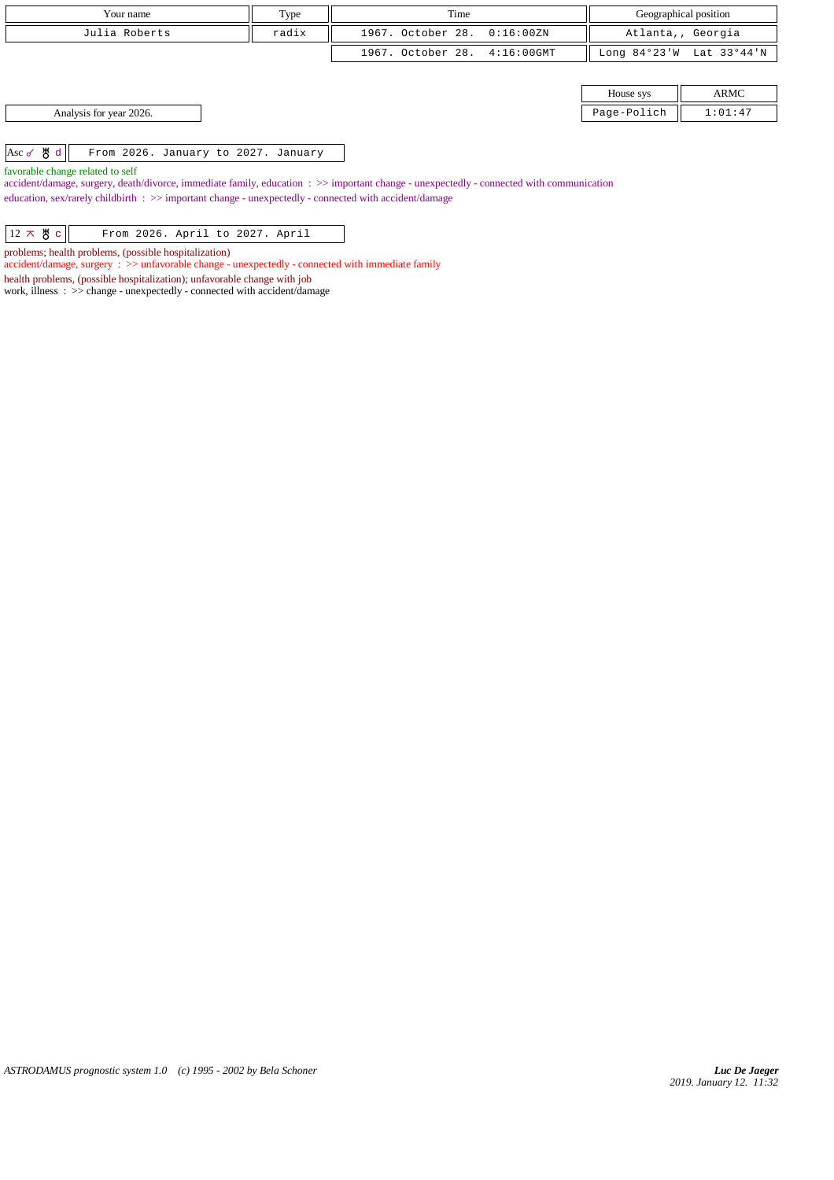| Your name | Type | Time | Geographical position |
|---|---|---|---|
| Julia Roberts | radix | 1967. October 28. 0:16:00ZN | Atlanta,, Georgia |
| | | 1967. October 28. 4:16:00GMT | Long 84°23'W Lat 33°44'N |

| House sys | ARMC |
|---|---|
| Page-Polich | 1:01:47 |

Analysis for year 2026.

| Asc ☌ ♅ d | From 2026. January to 2027. January |
|---|---|

favorable change related to self

accident/damage, surgery, death/divorce, immediate family, education : >> important change - unexpectedly - connected with communication

education, sex/rarely childbirth : >> important change - unexpectedly - connected with accident/damage

| 12 ⚻ ♅ c | From 2026. April to 2027. April |
|---|---|

problems; health problems, (possible hospitalization)

accident/damage, surgery : >> unfavorable change - unexpectedly - connected with immediate family

health problems, (possible hospitalization); unfavorable change with job

work, illness : >> change - unexpectedly - connected with accident/damage

*ASTRODAMUS prognostic system 1.0 (c) 1995 - 2002 by Bela Schoner*

*Luc De Jaeger*
*2019. January 12. 11:32*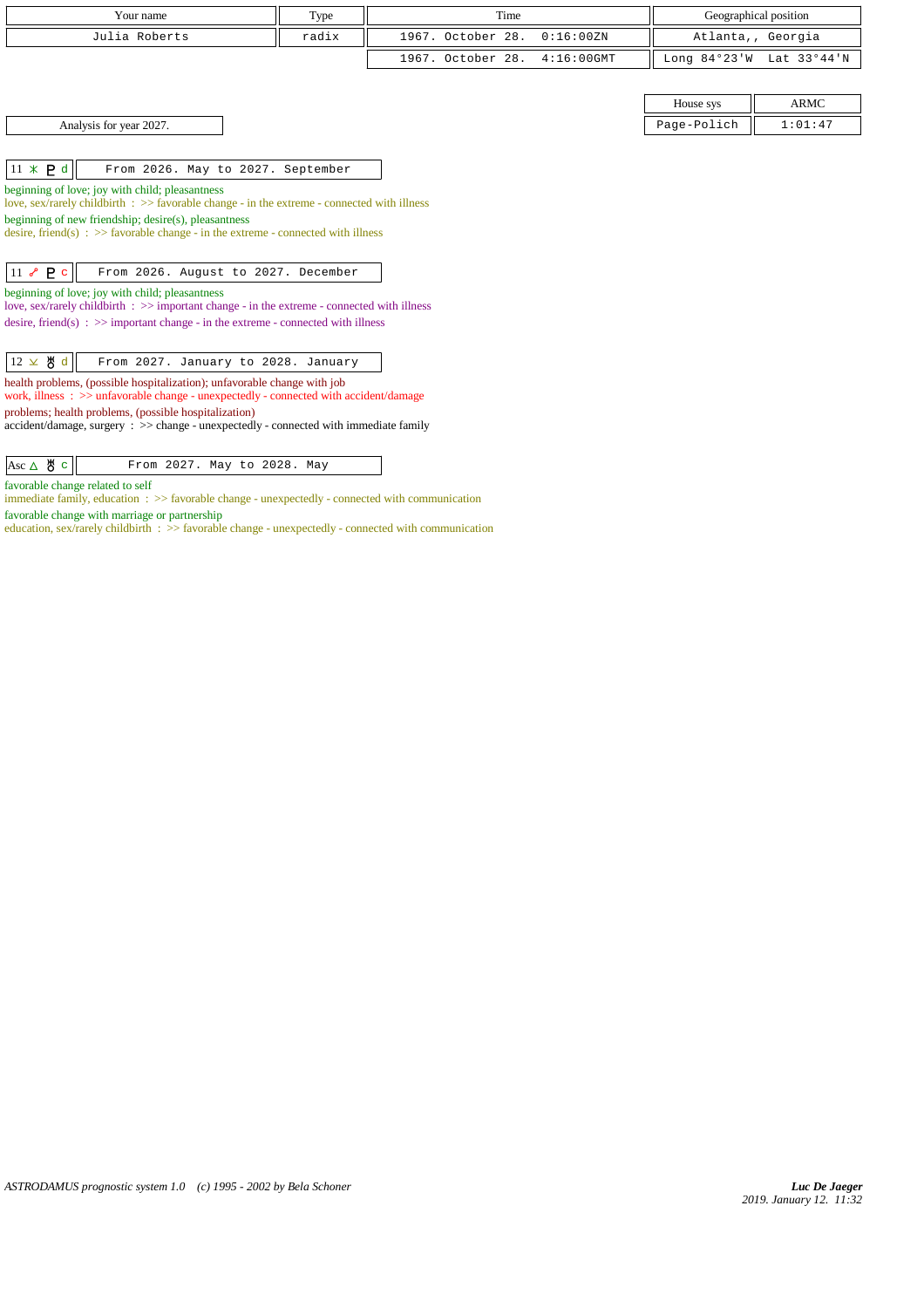| Your name | Type | Time | Geographical position |
|---|---|---|---|
| Julia Roberts | radix | 1967. October 28. 0:16:00ZN | Atlanta,, Georgia |
| | | 1967. October 28. 4:16:00GMT | Long 84°23'W Lat 33°44'N |

| House sys | ARMC |
|---|---|
| Page-Polich | 1:01:47 |

Analysis for year 2027.

| 11 ⚹ ♇ d | From 2026. May to 2027. September |
|---|---|

beginning of love; joy with child; pleasantness
love, sex/rarely childbirth : >> favorable change - in the extreme - connected with illness
beginning of new friendship; desire(s), pleasantness
desire, friend(s) : >> favorable change - in the extreme - connected with illness

| 11 ☍ ♇ c | From 2026. August to 2027. December |
|---|---|

beginning of love; joy with child; pleasantness
love, sex/rarely childbirth : >> important change - in the extreme - connected with illness
desire, friend(s) : >> important change - in the extreme - connected with illness

| 12 ⚻ ♅ d | From 2027. January to 2028. January |
|---|---|

health problems, (possible hospitalization); unfavorable change with job
work, illness : >> unfavorable change - unexpectedly - connected with accident/damage
problems; health problems, (possible hospitalization)
accident/damage, surgery : >> change - unexpectedly - connected with immediate family

| Asc △ ♅ c | From 2027. May to 2028. May |
|---|---|

favorable change related to self
immediate family, education : >> favorable change - unexpectedly - connected with communication
favorable change with marriage or partnership
education, sex/rarely childbirth : >> favorable change - unexpectedly - connected with communication

*ASTRODAMUS prognostic system 1.0 (c) 1995 - 2002 by Bela Schoner*

*Luc De Jaeger*
2019. January 12. 11:32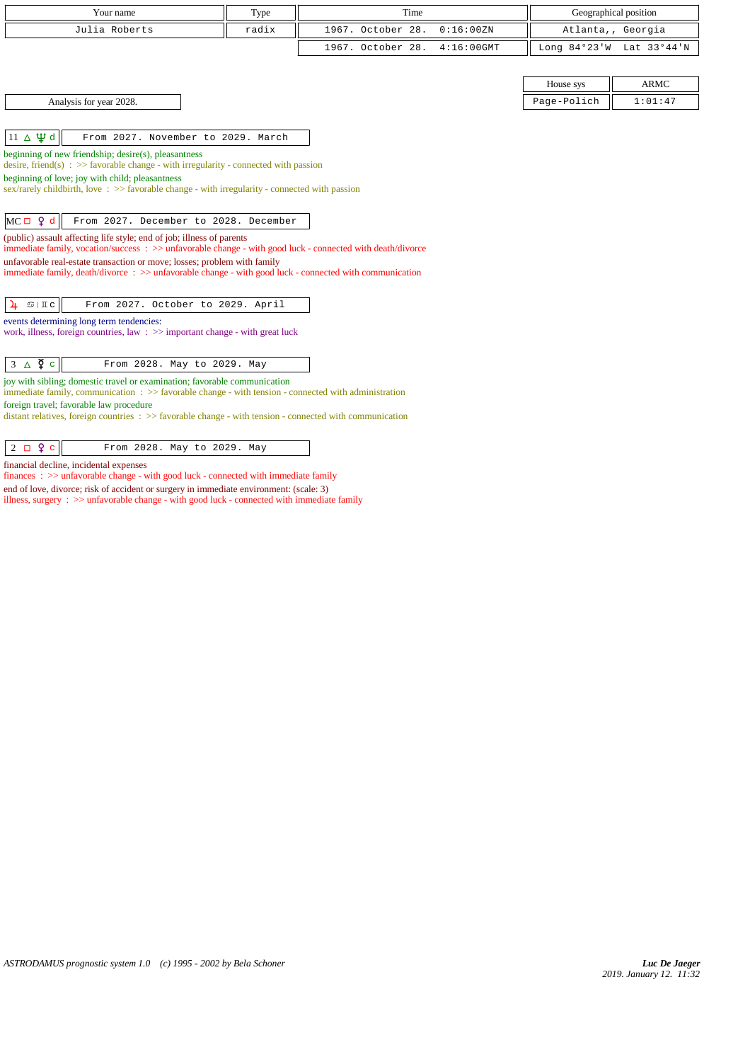| Your name | Type | Time | Geographical position |
|---|---|---|---|
| Julia Roberts | radix | 1967. October 28. 0:16:00ZN | Atlanta,, Georgia |
| | | 1967. October 28. 4:16:00GMT | Long 84°23'W Lat 33°44'N |

| House sys | ARMC |
|---|---|
| Page-Polich | 1:01:47 |

Analysis for year 2028.

**11 △ ♆ d** — From 2027. November to 2029. March

beginning of new friendship; desire(s), pleasantness
desire, friend(s) : >> favorable change - with irregularity - connected with passion

beginning of love; joy with child; pleasantness
sex/rarely childbirth, love : >> favorable change - with irregularity - connected with passion

**MC □ ♀ d** — From 2027. December to 2028. December

(public) assault affecting life style; end of job; illness of parents
immediate family, vocation/success : >> unfavorable change - with good luck - connected with death/divorce

unfavorable real-estate transaction or move; losses; problem with family
immediate family, death/divorce : >> unfavorable change - with good luck - connected with communication

**♃ ♋ | ♊ c** — From 2027. October to 2029. April

events determining long term tendencies:
work, illness, foreign countries, law : >> important change - with great luck

**3 △ ☿ c** — From 2028. May to 2029. May

joy with sibling; domestic travel or examination; favorable communication
immediate family, communication : >> favorable change - with tension - connected with administration

foreign travel; favorable law procedure
distant relatives, foreign countries : >> favorable change - with tension - connected with communication

**2 □ ♀ c** — From 2028. May to 2029. May

financial decline, incidental expenses
finances : >> unfavorable change - with good luck - connected with immediate family

end of love, divorce; risk of accident or surgery in immediate environment: (scale: 3)
illness, surgery : >> unfavorable change - with good luck - connected with immediate family

*ASTRODAMUS prognostic system 1.0 (c) 1995 - 2002 by Bela Schoner*

*Luc De Jaeger*
2019. January 12. 11:32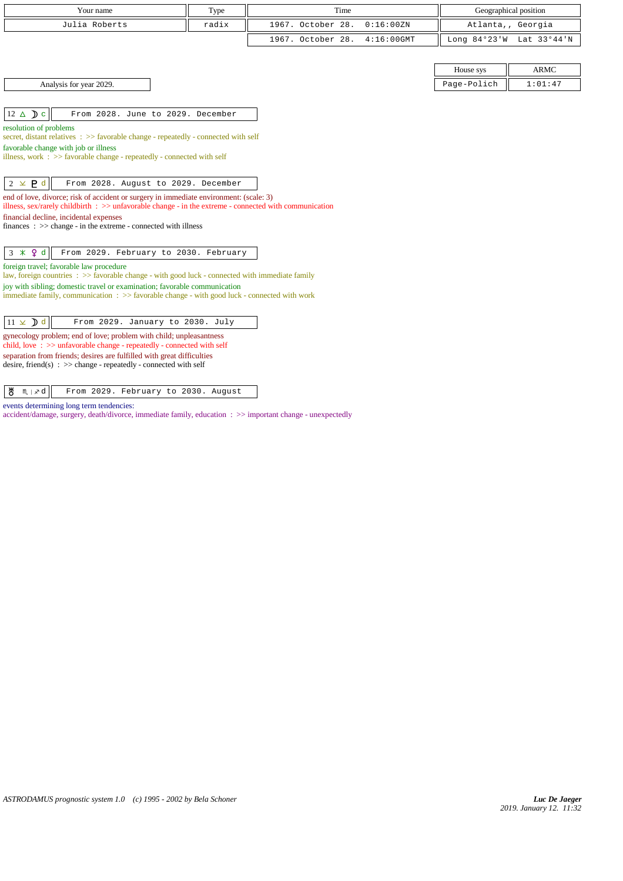| Your name | Type | Time | Geographical position |
|---|---|---|---|
| Julia Roberts | radix | 1967. October 28. 0:16:00ZN | Atlanta,, Georgia |
| | | 1967. October 28. 4:16:00GMT | Long 84°23'W Lat 33°44'N |

| House sys | ARMC |
|---|---|
| Page-Polich | 1:01:47 |

Analysis for year 2029.

**12 △ ☽ c** — From 2028. June to 2029. December

resolution of problems
secret, distant relatives : >> favorable change - repeatedly - connected with self
favorable change with job or illness
illness, work : >> favorable change - repeatedly - connected with self

**2 ⊻ ♇ d** — From 2028. August to 2029. December

end of love, divorce; risk of accident or surgery in immediate environment: (scale: 3)
illness, sex/rarely childbirth : >> unfavorable change - in the extreme - connected with communication
financial decline, incidental expenses
finances : >> change - in the extreme - connected with illness

**3 ⚹ ♀ d** — From 2029. February to 2030. February

foreign travel; favorable law procedure
law, foreign countries : >> favorable change - with good luck - connected with immediate family
joy with sibling; domestic travel or examination; favorable communication
immediate family, communication : >> favorable change - with good luck - connected with work

**11 ⊻ ☽ d** — From 2029. January to 2030. July

gynecology problem; end of love; problem with child; unpleasantness
child, love : >> unfavorable change - repeatedly - connected with self
separation from friends; desires are fulfilled with great difficulties
desire, friend(s) : >> change - repeatedly - connected with self

**♅ ♏ | ♐ d** — From 2029. February to 2030. August

events determining long term tendencies:
accident/damage, surgery, death/divorce, immediate family, education : >> important change - unexpectedly

ASTRODAMUS prognostic system 1.0 (c) 1995 - 2002 by Bela Schoner

*Luc De Jaeger*
*2019. January 12. 11:32*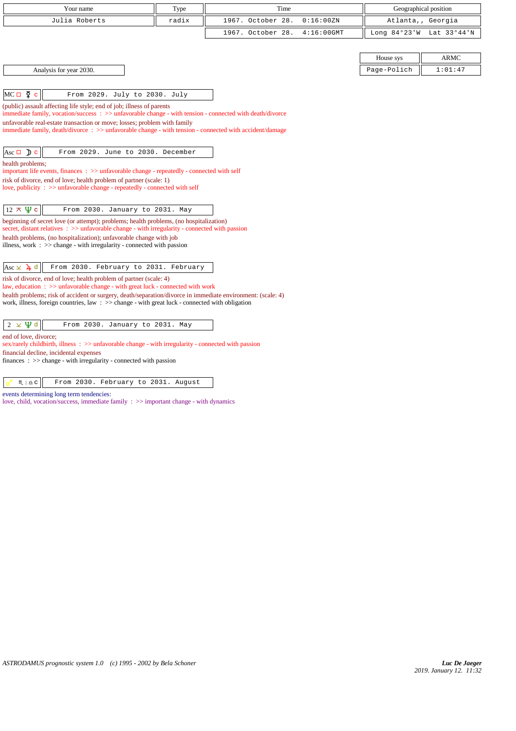| Your name | Type | Time | Geographical position |
|---|---|---|---|
| Julia Roberts | radix | 1967. October 28. 0:16:00ZN | Atlanta,, Georgia |
| | | 1967. October 28. 4:16:00GMT | Long 84°23'W Lat 33°44'N |

| House sys | ARMC |
|---|---|
| Page-Polich | 1:01:47 |

Analysis for year 2030.

**MC □ ☿ c** — From 2029. July to 2030. July

(public) assault affecting life style; end of job; illness of parents
immediate family, vocation/success : >> unfavorable change - with tension - connected with death/divorce
unfavorable real-estate transaction or move; losses; problem with family
immediate family, death/divorce : >> unfavorable change - with tension - connected with accident/damage

**Asc □ ☽ c** — From 2029. June to 2030. December

health problems;
important life events, finances : >> unfavorable change - repeatedly - connected with self
risk of divorce, end of love; health problem of partner (scale: 1)
love, publicity : >> unfavorable change - repeatedly - connected with self

**12 ⊼ ♆ c** — From 2030. January to 2031. May

beginning of secret love (or attempt); problems; health problems, (no hospitalization)
secret, distant relatives : >> unfavorable change - with irregularity - connected with passion
health problems, (no hospitalization); unfavorable change with job
illness, work : >> change - with irregularity - connected with passion

**Asc ⊻ ♃ d** — From 2030. February to 2031. February

risk of divorce, end of love; health problem of partner (scale: 4)
law, education : >> unfavorable change - with great luck - connected with work
health problems; risk of accident or surgery, death/separation/divorce in immediate environment: (scale: 4)
work, illness, foreign countries, law : >> change - with great luck - connected with obligation

**2 ⊻ ♆ d** — From 2030. January to 2031. May

end of love, divorce;
sex/rarely childbirth, illness : >> unfavorable change - with irregularity - connected with passion
financial decline, incidental expenses
finances : >> change - with irregularity - connected with passion

**♂ ♏ | ♎ c** — From 2030. February to 2031. August

events determining long term tendencies:
love, child, vocation/success, immediate family : >> important change - with dynamics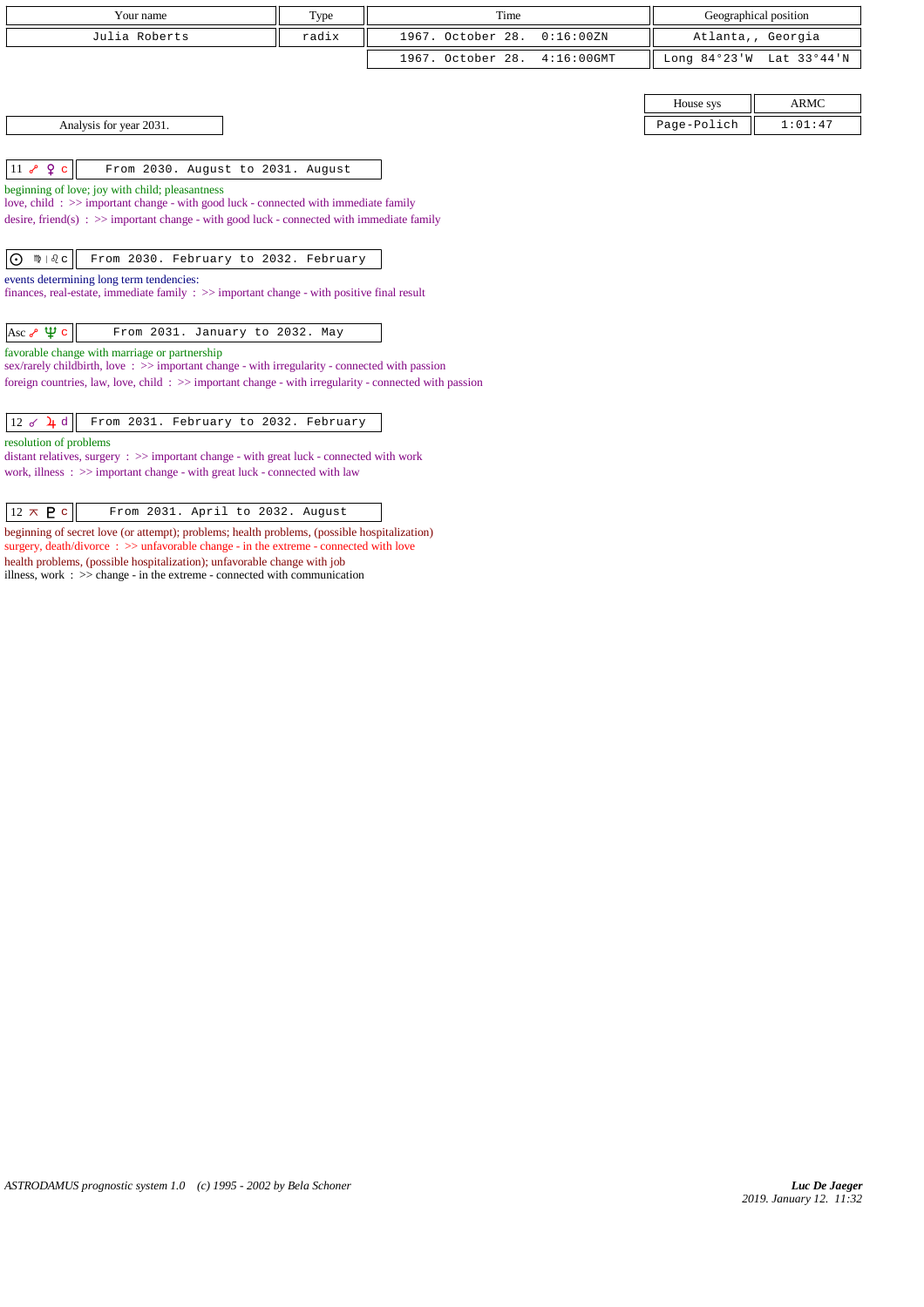| Your name | Type | Time | Geographical position |
|---|---|---|---|
| Julia Roberts | radix | 1967. October 28. 0:16:00ZN | Atlanta,, Georgia |
| | | 1967. October 28. 4:16:00GMT | Long 84°23'W Lat 33°44'N |

| House sys | ARMC |
|---|---|
| Page-Polich | 1:01:47 |

Analysis for year 2031.

| 11 ☍ ♀ c | From 2030. August to 2031. August |
|---|---|

beginning of love; joy with child; pleasantness
love, child : >> important change - with good luck - connected with immediate family
desire, friend(s) : >> important change - with good luck - connected with immediate family

| ☉ ♍ \| ♌ c | From 2030. February to 2032. February |
|---|---|

events determining long term tendencies:
finances, real-estate, immediate family : >> important change - with positive final result

| Asc ☍ ♆ c | From 2031. January to 2032. May |
|---|---|

favorable change with marriage or partnership
sex/rarely childbirth, love : >> important change - with irregularity - connected with passion
foreign countries, law, love, child : >> important change - with irregularity - connected with passion

| 12 ☌ ♃ d | From 2031. February to 2032. February |
|---|---|

resolution of problems
distant relatives, surgery : >> important change - with great luck - connected with work
work, illness : >> important change - with great luck - connected with law

| 12 ⚻ ♇ c | From 2031. April to 2032. August |
|---|---|

beginning of secret love (or attempt); problems; health problems, (possible hospitalization)
surgery, death/divorce : >> unfavorable change - in the extreme - connected with love
health problems, (possible hospitalization); unfavorable change with job
illness, work : >> change - in the extreme - connected with communication

*ASTRODAMUS prognostic system 1.0 (c) 1995 - 2002 by Bela Schoner*

***Luc De Jaeger***
*2019. January 12. 11:32*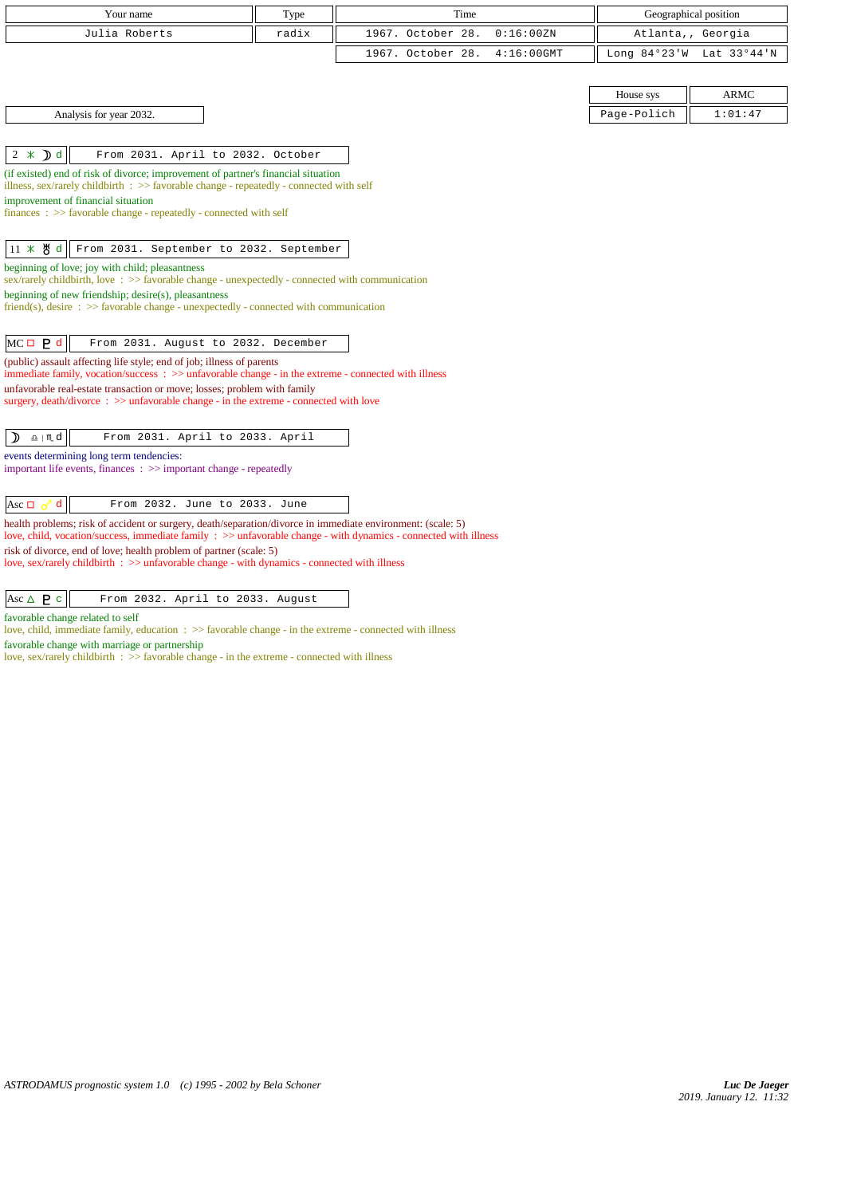| Your name | Type | Time | Geographical position |
|---|---|---|---|
| Julia Roberts | radix | 1967. October 28. 0:16:00ZN | Atlanta,, Georgia |
| | | 1967. October 28. 4:16:00GMT | Long 84°23'W Lat 33°44'N |

| House sys | ARMC |
|---|---|
| Page-Polich | 1:01:47 |

Analysis for year 2032.

**2 ⚹ ☽ d** — From 2031. April to 2032. October

(if existed) end of risk of divorce; improvement of partner's financial situation
illness, sex/rarely childbirth : >> favorable change - repeatedly - connected with self

improvement of financial situation
finances : >> favorable change - repeatedly - connected with self

**11 ⚹ ♅ d** — From 2031. September to 2032. September

beginning of love; joy with child; pleasantness
sex/rarely childbirth, love : >> favorable change - unexpectedly - connected with communication

beginning of new friendship; desire(s), pleasantness
friend(s), desire : >> favorable change - unexpectedly - connected with communication

**MC □ ♇ d** — From 2031. August to 2032. December

(public) assault affecting life style; end of job; illness of parents
immediate family, vocation/success : >> unfavorable change - in the extreme - connected with illness

unfavorable real-estate transaction or move; losses; problem with family
surgery, death/divorce : >> unfavorable change - in the extreme - connected with love

**☽ ♎ | ♏ d** — From 2031. April to 2033. April

events determining long term tendencies:
important life events, finances : >> important change - repeatedly

**Asc □ ♂ d** — From 2032. June to 2033. June

health problems; risk of accident or surgery, death/separation/divorce in immediate environment: (scale: 5)
love, child, vocation/success, immediate family : >> unfavorable change - with dynamics - connected with illness

risk of divorce, end of love; health problem of partner (scale: 5)
love, sex/rarely childbirth : >> unfavorable change - with dynamics - connected with illness

**Asc △ ♇ c** — From 2032. April to 2033. August

favorable change related to self
love, child, immediate family, education : >> favorable change - in the extreme - connected with illness

favorable change with marriage or partnership
love, sex/rarely childbirth : >> favorable change - in the extreme - connected with illness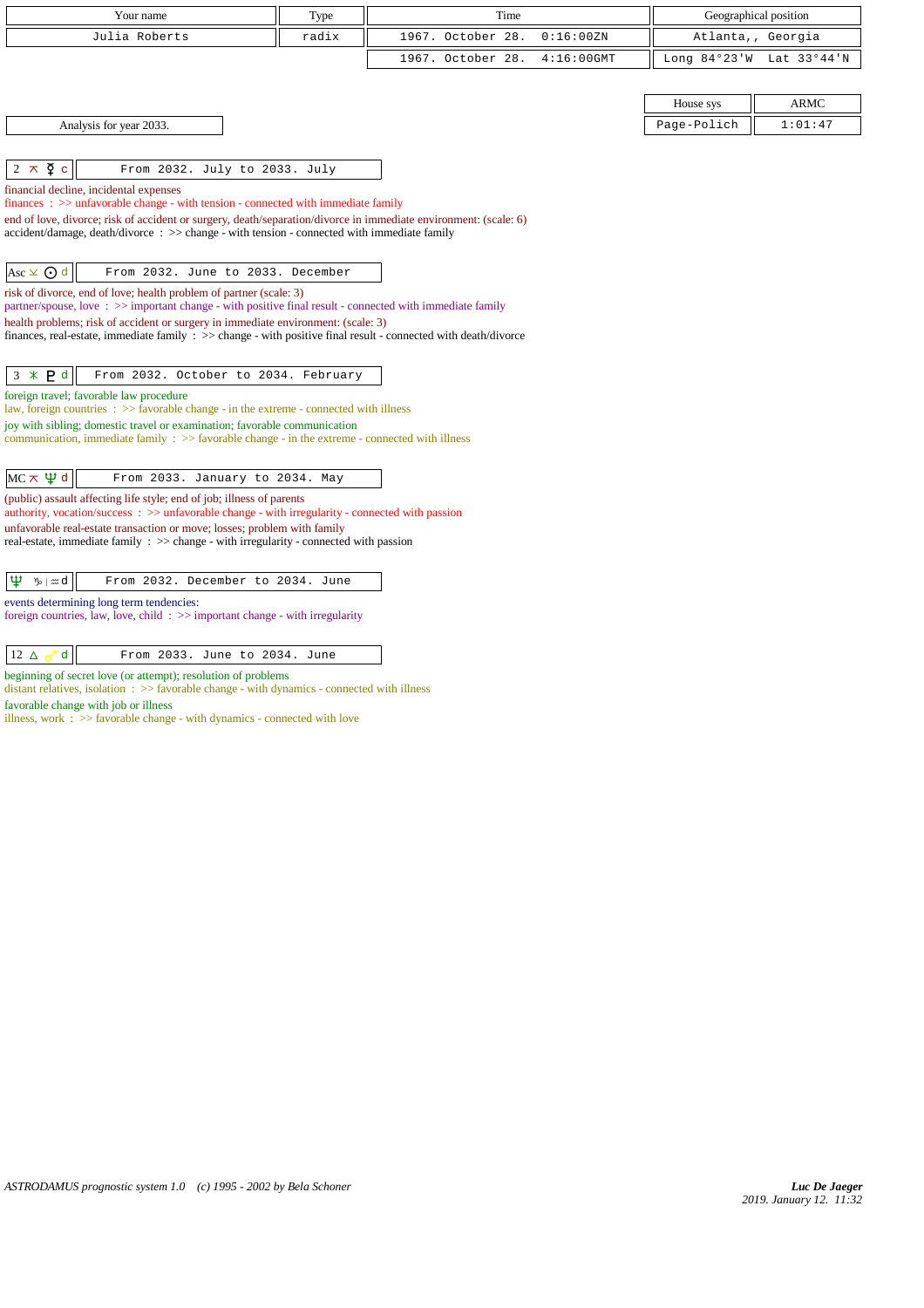| Your name | Type | Time | Geographical position |
|---|---|---|---|
| Julia Roberts | radix | 1967. October 28. 0:16:00ZN | Atlanta,, Georgia |
| | | 1967. October 28. 4:16:00GMT | Long 84°23'W Lat 33°44'N |

| House sys | ARMC |
|---|---|
| Page-Polich | 1:01:47 |

Analysis for year 2033.

**2 ⚻ ☿ c** — From 2032. July to 2033. July

financial decline, incidental expenses
finances : >> unfavorable change - with tension - connected with immediate family
end of love, divorce; risk of accident or surgery, death/separation/divorce in immediate environment: (scale: 6)
accident/damage, death/divorce : >> change - with tension - connected with immediate family

**Asc ⚺ ☉ d** — From 2032. June to 2033. December

risk of divorce, end of love; health problem of partner (scale: 3)
partner/spouse, love : >> important change - with positive final result - connected with immediate family
health problems; risk of accident or surgery in immediate environment: (scale: 3)
finances, real-estate, immediate family : >> change - with positive final result - connected with death/divorce

**3 ⚹ ♇ d** — From 2032. October to 2034. February

foreign travel; favorable law procedure
law, foreign countries : >> favorable change - in the extreme - connected with illness
joy with sibling; domestic travel or examination; favorable communication
communication, immediate family : >> favorable change - in the extreme - connected with illness

**MC ⚻ ♆ d** — From 2033. January to 2034. May

(public) assault affecting life style; end of job; illness of parents
authority, vocation/success : >> unfavorable change - with irregularity - connected with passion
unfavorable real-estate transaction or move; losses; problem with family
real-estate, immediate family : >> change - with irregularity - connected with passion

**♆ ♑ | ♒ d** — From 2032. December to 2034. June

events determining long term tendencies:
foreign countries, law, love, child : >> important change - with irregularity

**12 △ ♂ d** — From 2033. June to 2034. June

beginning of secret love (or attempt); resolution of problems
distant relatives, isolation : >> favorable change - with dynamics - connected with illness
favorable change with job or illness
illness, work : >> favorable change - with dynamics - connected with love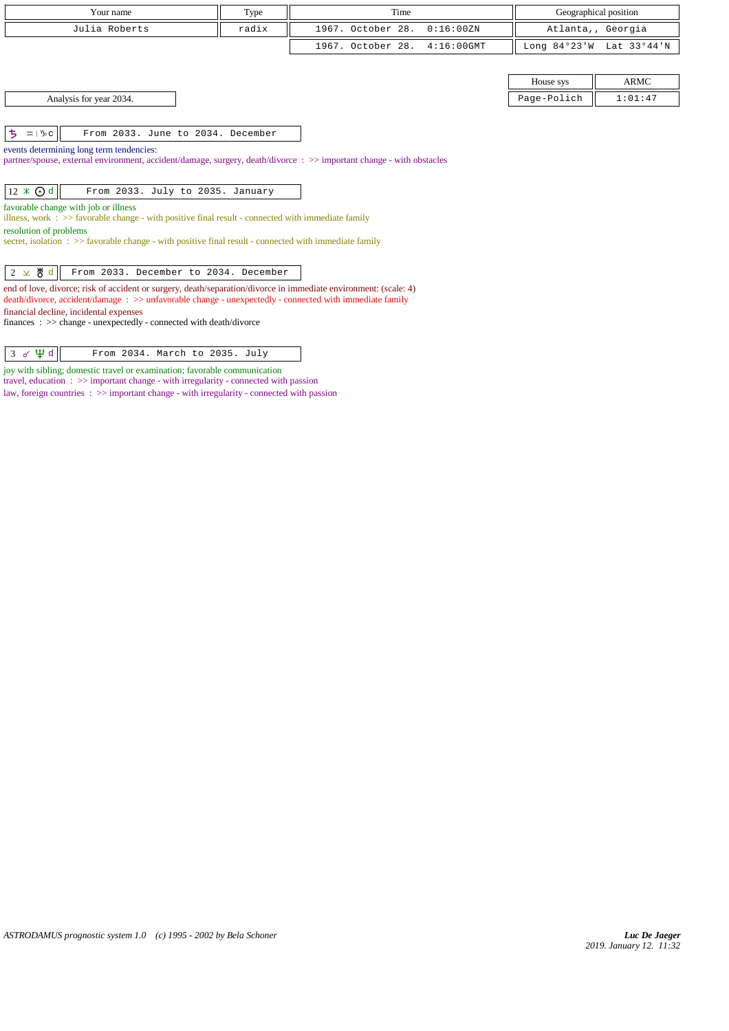| Your name | Type | Time | Geographical position |
|---|---|---|---|
| Julia Roberts | radix | 1967. October 28. 0:16:00ZN | Atlanta,, Georgia |
| | | 1967. October 28. 4:16:00GMT | Long 84°23'W Lat 33°44'N |

| House sys | ARMC |
|---|---|
| Page-Polich | 1:01:47 |

Analysis for year 2034.

| ♄ ♒ \| ♑ c | From 2033. June to 2034. December |
|---|---|

events determining long term tendencies:
partner/spouse, external environment, accident/damage, surgery, death/divorce : >> important change - with obstacles

| 12 ⚹ ☉ d | From 2033. July to 2035. January |
|---|---|

favorable change with job or illness
illness, work : >> favorable change - with positive final result - connected with immediate family
resolution of problems
secret, isolation : >> favorable change - with positive final result - connected with immediate family

| 2 ⚺ ♅ d | From 2033. December to 2034. December |
|---|---|

end of love, divorce; risk of accident or surgery, death/separation/divorce in immediate environment: (scale: 4)
death/divorce, accident/damage : >> unfavorable change - unexpectedly - connected with immediate family
financial decline, incidental expenses
finances : >> change - unexpectedly - connected with death/divorce

| 3 ☍ ♆ d | From 2034. March to 2035. July |
|---|---|

joy with sibling; domestic travel or examination; favorable communication
travel, education : >> important change - with irregularity - connected with passion
law, foreign countries : >> important change - with irregularity - connected with passion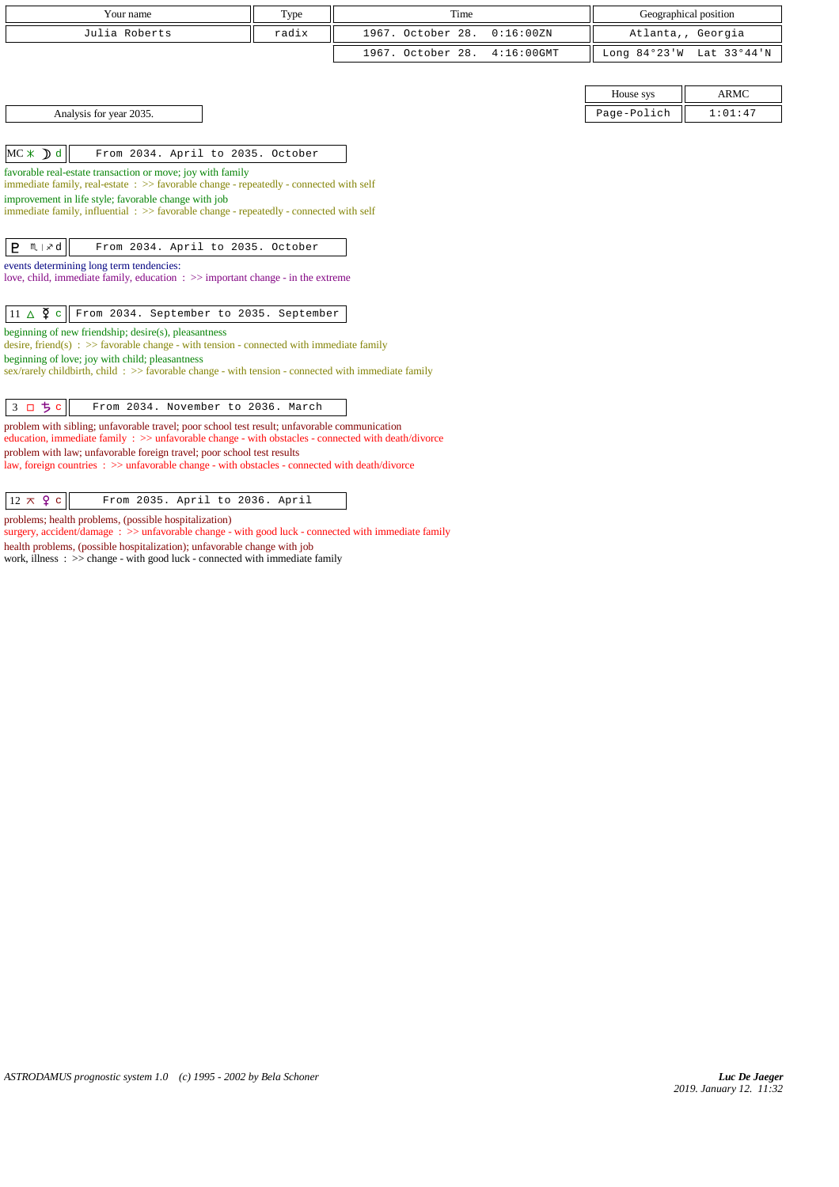| Your name | Type | Time | Geographical position |
|---|---|---|---|
| Julia Roberts | radix | 1967. October 28. 0:16:00ZN | Atlanta,, Georgia |
| | | 1967. October 28. 4:16:00GMT | Long 84°23'W Lat 33°44'N |

| House sys | ARMC |
|---|---|
| Page-Polich | 1:01:47 |

Analysis for year 2035.

| MC ⚹ ☽ d | From 2034. April to 2035. October |
|---|---|

favorable real-estate transaction or move; joy with family
immediate family, real-estate : >> favorable change - repeatedly - connected with self
improvement in life style; favorable change with job
immediate family, influential : >> favorable change - repeatedly - connected with self

| ♇ ♏ \| ♐ d | From 2034. April to 2035. October |
|---|---|

events determining long term tendencies:
love, child, immediate family, education : >> important change - in the extreme

| 11 △ ☿ c | From 2034. September to 2035. September |
|---|---|

beginning of new friendship; desire(s), pleasantness
desire, friend(s) : >> favorable change - with tension - connected with immediate family
beginning of love; joy with child; pleasantness
sex/rarely childbirth, child : >> favorable change - with tension - connected with immediate family

| 3 □ ♄ c | From 2034. November to 2036. March |
|---|---|

problem with sibling; unfavorable travel; poor school test result; unfavorable communication
education, immediate family : >> unfavorable change - with obstacles - connected with death/divorce
problem with law; unfavorable foreign travel; poor school test results
law, foreign countries : >> unfavorable change - with obstacles - connected with death/divorce

| 12 ⚻ ♀ c | From 2035. April to 2036. April |
|---|---|

problems; health problems, (possible hospitalization)
surgery, accident/damage : >> unfavorable change - with good luck - connected with immediate family
health problems, (possible hospitalization); unfavorable change with job
work, illness : >> change - with good luck - connected with immediate family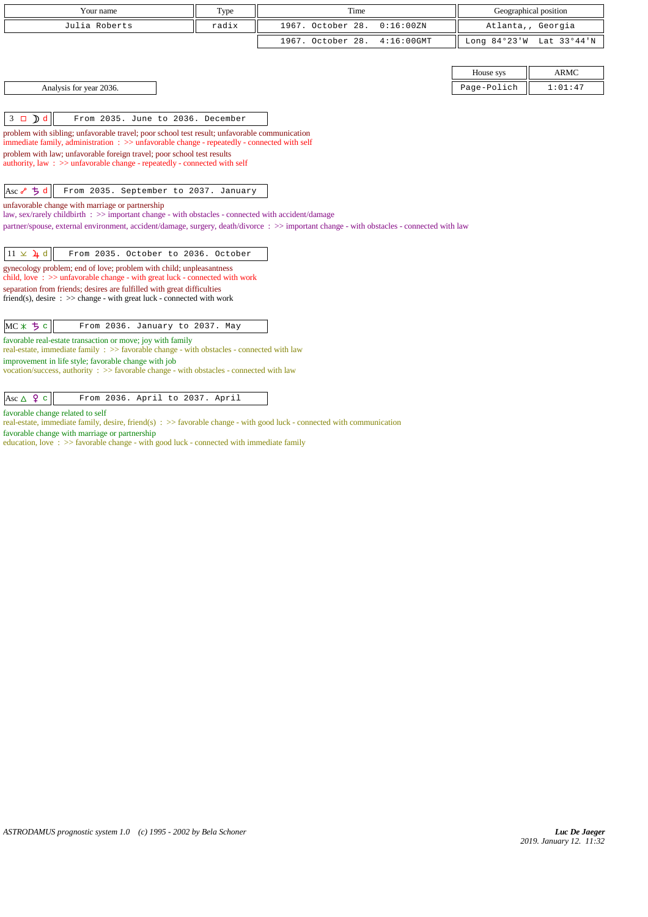| Your name | Type | Time | Geographical position |
|---|---|---|---|
| Julia Roberts | radix | 1967. October 28. 0:16:00ZN | Atlanta,, Georgia |
| | | 1967. October 28. 4:16:00GMT | Long 84°23'W Lat 33°44'N |

| House sys | ARMC |
|---|---|
| Page-Polich | 1:01:47 |

Analysis for year 2036.

**3 □ ☽ d** — From 2035. June to 2036. December

problem with sibling; unfavorable travel; poor school test result; unfavorable communication
immediate family, administration : >> unfavorable change - repeatedly - connected with self
problem with law; unfavorable foreign travel; poor school test results
authority, law : >> unfavorable change - repeatedly - connected with self

**Asc ☍ ♄ d** — From 2035. September to 2037. January

unfavorable change with marriage or partnership
law, sex/rarely childbirth : >> important change - with obstacles - connected with accident/damage
partner/spouse, external environment, accident/damage, surgery, death/divorce : >> important change - with obstacles - connected with law

**11 ⚻ ♃ d** — From 2035. October to 2036. October

gynecology problem; end of love; problem with child; unpleasantness
child, love : >> unfavorable change - with great luck - connected with work
separation from friends; desires are fulfilled with great difficulties
friend(s), desire : >> change - with great luck - connected with work

**MC ⚹ ♄ c** — From 2036. January to 2037. May

favorable real-estate transaction or move; joy with family
real-estate, immediate family : >> favorable change - with obstacles - connected with law
improvement in life style; favorable change with job
vocation/success, authority : >> favorable change - with obstacles - connected with law

**Asc △ ♀ c** — From 2036. April to 2037. April

favorable change related to self
real-estate, immediate family, desire, friend(s) : >> favorable change - with good luck - connected with communication
favorable change with marriage or partnership
education, love : >> favorable change - with good luck - connected with immediate family

*ASTRODAMUS prognostic system 1.0 (c) 1995 - 2002 by Bela Schoner*

*Luc De Jaeger*
*2019. January 12. 11:32*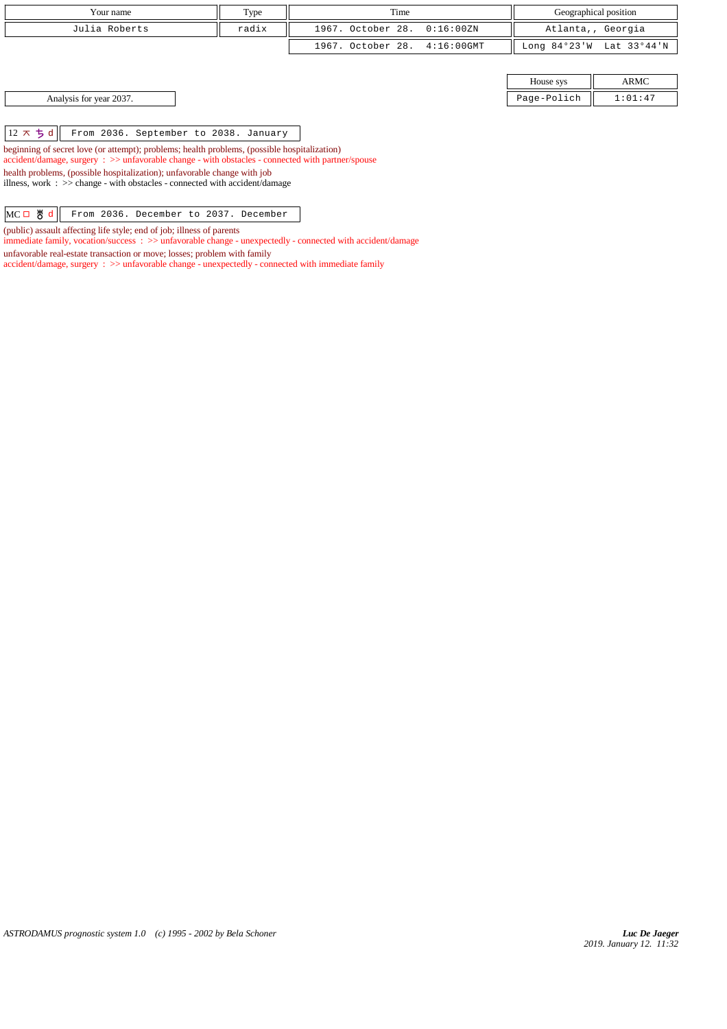| Your name | Type | Time | Geographical position |
|---|---|---|---|
| Julia Roberts | radix | 1967. October 28. 0:16:00ZN | Atlanta,, Georgia |
| | | 1967. October 28. 4:16:00GMT | Long 84°23'W Lat 33°44'N |

| House sys | ARMC |
|---|---|
| Page-Polich | 1:01:47 |

Analysis for year 2037.

| 12 ⚻ ♄ d | From 2036. September to 2038. January |
|---|---|

beginning of secret love (or attempt); problems; health problems, (possible hospitalization)
accident/damage, surgery : >> unfavorable change - with obstacles - connected with partner/spouse
health problems, (possible hospitalization); unfavorable change with job
illness, work : >> change - with obstacles - connected with accident/damage

| MC □ ♅ d | From 2036. December to 2037. December |
|---|---|

(public) assault affecting life style; end of job; illness of parents
immediate family, vocation/success : >> unfavorable change - unexpectedly - connected with accident/damage
unfavorable real-estate transaction or move; losses; problem with family
accident/damage, surgery : >> unfavorable change - unexpectedly - connected with immediate family

*ASTRODAMUS prognostic system 1.0 (c) 1995 - 2002 by Bela Schoner*

***Luc De Jaeger***
*2019. January 12. 11:32*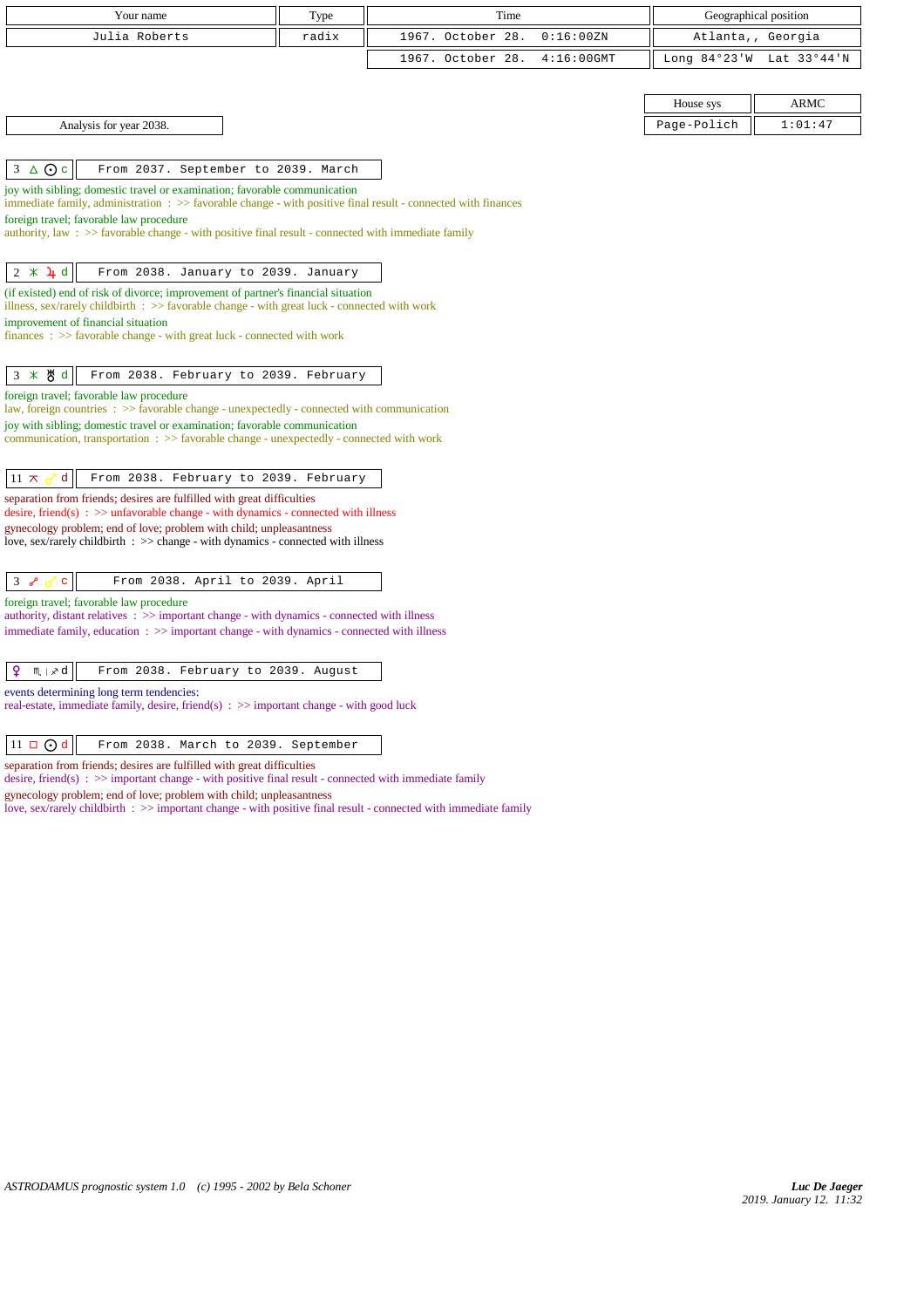| Your name | Type | Time | Geographical position |
|---|---|---|---|
| Julia Roberts | radix | 1967. October 28. 0:16:00ZN | Atlanta,, Georgia |
| | | 1967. October 28. 4:16:00GMT | Long 84°23'W Lat 33°44'N |

| House sys | ARMC |
|---|---|
| Page-Polich | 1:01:47 |

Analysis for year 2038.

**3 △ ☉ c** — From 2037. September to 2039. March

joy with sibling; domestic travel or examination; favorable communication
immediate family, administration : >> favorable change - with positive final result - connected with finances
foreign travel; favorable law procedure
authority, law : >> favorable change - with positive final result - connected with immediate family

**2 ⚹ ♃ d** — From 2038. January to 2039. January

(if existed) end of risk of divorce; improvement of partner's financial situation
illness, sex/rarely childbirth : >> favorable change - with great luck - connected with work
improvement of financial situation
finances : >> favorable change - with great luck - connected with work

**3 ⚹ ♅ d** — From 2038. February to 2039. February

foreign travel; favorable law procedure
law, foreign countries : >> favorable change - unexpectedly - connected with communication
joy with sibling; domestic travel or examination; favorable communication
communication, transportation : >> favorable change - unexpectedly - connected with work

**11 ⚻ ♂ d** — From 2038. February to 2039. February

separation from friends; desires are fulfilled with great difficulties
desire, friend(s) : >> unfavorable change - with dynamics - connected with illness
gynecology problem; end of love; problem with child; unpleasantness
love, sex/rarely childbirth : >> change - with dynamics - connected with illness

**3 ☍ ♂ c** — From 2038. April to 2039. April

foreign travel; favorable law procedure
authority, distant relatives : >> important change - with dynamics - connected with illness
immediate family, education : >> important change - with dynamics - connected with illness

**♀ ♏ | ♐ d** — From 2038. February to 2039. August

events determining long term tendencies:
real-estate, immediate family, desire, friend(s) : >> important change - with good luck

**11 □ ☉ d** — From 2038. March to 2039. September

separation from friends; desires are fulfilled with great difficulties
desire, friend(s) : >> important change - with positive final result - connected with immediate family
gynecology problem; end of love; problem with child; unpleasantness
love, sex/rarely childbirth : >> important change - with positive final result - connected with immediate family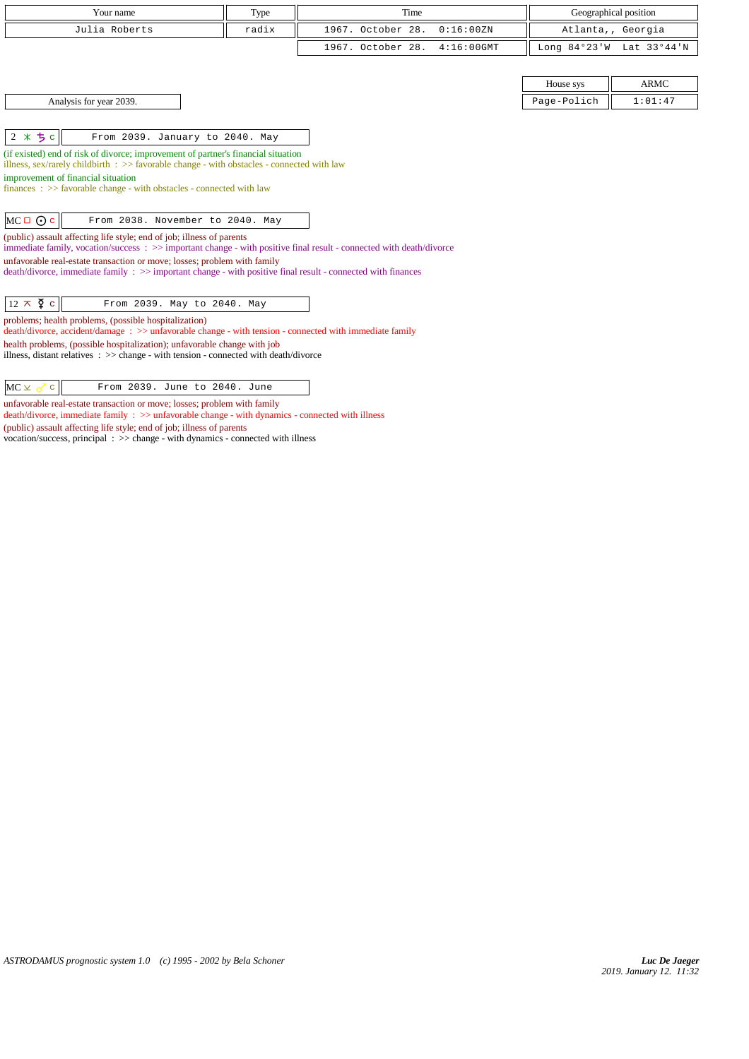| Your name | Type | Time | Geographical position |
|---|---|---|---|
| Julia Roberts | radix | 1967. October 28. 0:16:00ZN | Atlanta,, Georgia |
| | | 1967. October 28. 4:16:00GMT | Long 84°23'W Lat 33°44'N |

| House sys | ARMC |
|---|---|
| Page-Polich | 1:01:47 |

Analysis for year 2039.

**2 ⚹ ♄ c** — From 2039. January to 2040. May

(if existed) end of risk of divorce; improvement of partner's financial situation
illness, sex/rarely childbirth : >> favorable change - with obstacles - connected with law

improvement of financial situation
finances : >> favorable change - with obstacles - connected with law

**MC □ ☉ c** — From 2038. November to 2040. May

(public) assault affecting life style; end of job; illness of parents
immediate family, vocation/success : >> important change - with positive final result - connected with death/divorce

unfavorable real-estate transaction or move; losses; problem with family
death/divorce, immediate family : >> important change - with positive final result - connected with finances

**12 ⚻ ☿ c** — From 2039. May to 2040. May

problems; health problems, (possible hospitalization)
death/divorce, accident/damage : >> unfavorable change - with tension - connected with immediate family

health problems, (possible hospitalization); unfavorable change with job
illness, distant relatives : >> change - with tension - connected with death/divorce

**MC ⚼ ♂ c** — From 2039. June to 2040. June

unfavorable real-estate transaction or move; losses; problem with family
death/divorce, immediate family : >> unfavorable change - with dynamics - connected with illness

(public) assault affecting life style; end of job; illness of parents
vocation/success, principal : >> change - with dynamics - connected with illness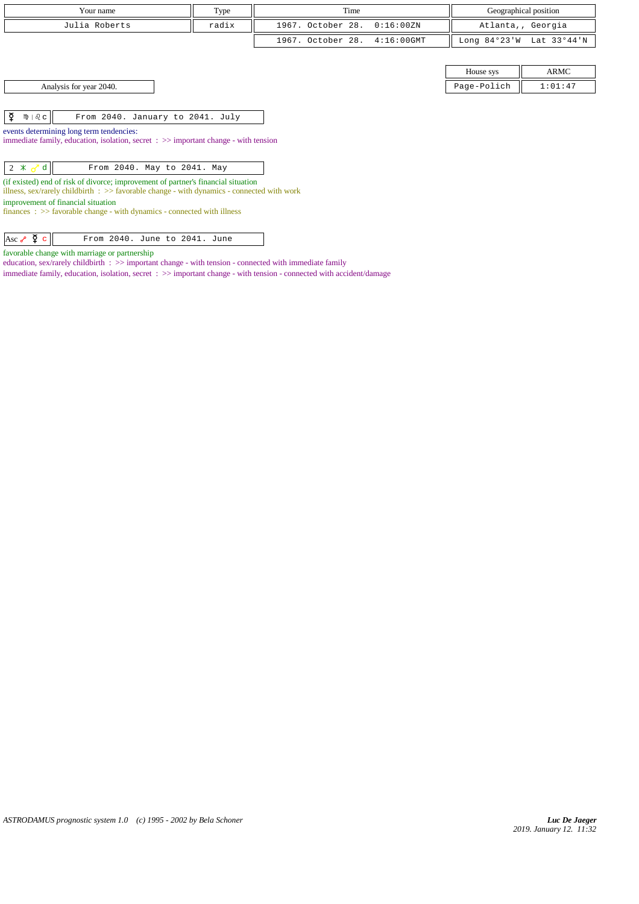| Your name | Type | Time | Geographical position |
|---|---|---|---|
| Julia Roberts | radix | 1967. October 28. 0:16:00ZN | Atlanta,, Georgia |
| | | 1967. October 28. 4:16:00GMT | Long 84°23'W Lat 33°44'N |

| House sys | ARMC |
|---|---|
| Page-Polich | 1:01:47 |

Analysis for year 2040.

| ☿ ♍ \| ♌ c | From 2040. January to 2041. July |
|---|---|

events determining long term tendencies:
immediate family, education, isolation, secret : >> important change - with tension

| 2 ⚹ ♂ d | From 2040. May to 2041. May |
|---|---|

(if existed) end of risk of divorce; improvement of partner's financial situation
illness, sex/rarely childbirth : >> favorable change - with dynamics - connected with work
improvement of financial situation
finances : >> favorable change - with dynamics - connected with illness

| Asc ☍ ☿ c | From 2040. June to 2041. June |
|---|---|

favorable change with marriage or partnership
education, sex/rarely childbirth : >> important change - with tension - connected with immediate family
immediate family, education, isolation, secret : >> important change - with tension - connected with accident/damage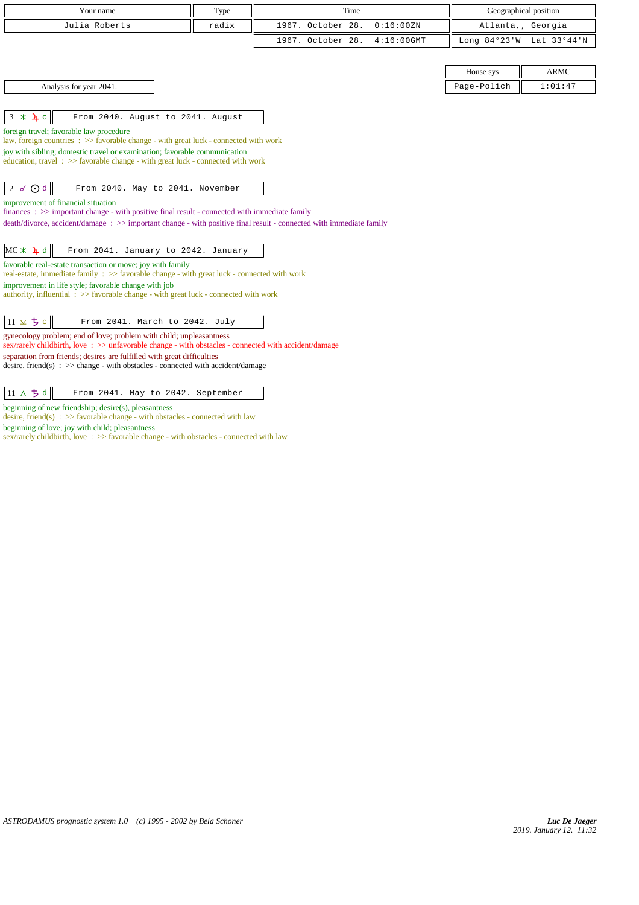| Your name | Type | Time | Geographical position |
|---|---|---|---|
| Julia Roberts | radix | 1967. October 28. 0:16:00ZN | Atlanta,, Georgia |
| | | 1967. October 28. 4:16:00GMT | Long 84°23'W Lat 33°44'N |

| House sys | ARMC |
|---|---|
| Page-Polich | 1:01:47 |

Analysis for year 2041.

**3 ⚹ ♃ c** — From 2040. August to 2041. August

foreign travel; favorable law procedure
law, foreign countries : >> favorable change - with great luck - connected with work
joy with sibling; domestic travel or examination; favorable communication
education, travel : >> favorable change - with great luck - connected with work

**2 ☍ ☉ d** — From 2040. May to 2041. November

improvement of financial situation
finances : >> important change - with positive final result - connected with immediate family
death/divorce, accident/damage : >> important change - with positive final result - connected with immediate family

**MC ⚹ ♃ d** — From 2041. January to 2042. January

favorable real-estate transaction or move; joy with family
real-estate, immediate family : >> favorable change - with great luck - connected with work
improvement in life style; favorable change with job
authority, influential : >> favorable change - with great luck - connected with work

**11 ⚻ ♄ c** — From 2041. March to 2042. July

gynecology problem; end of love; problem with child; unpleasantness
sex/rarely childbirth, love : >> unfavorable change - with obstacles - connected with accident/damage
separation from friends; desires are fulfilled with great difficulties
desire, friend(s) : >> change - with obstacles - connected with accident/damage

**11 △ ♄ d** — From 2041. May to 2042. September

beginning of new friendship; desire(s), pleasantness
desire, friend(s) : >> favorable change - with obstacles - connected with law
beginning of love; joy with child; pleasantness
sex/rarely childbirth, love : >> favorable change - with obstacles - connected with law

*ASTRODAMUS prognostic system 1.0 (c) 1995 - 2002 by Bela Schoner*

*Luc De Jaeger*
*2019. January 12. 11:32*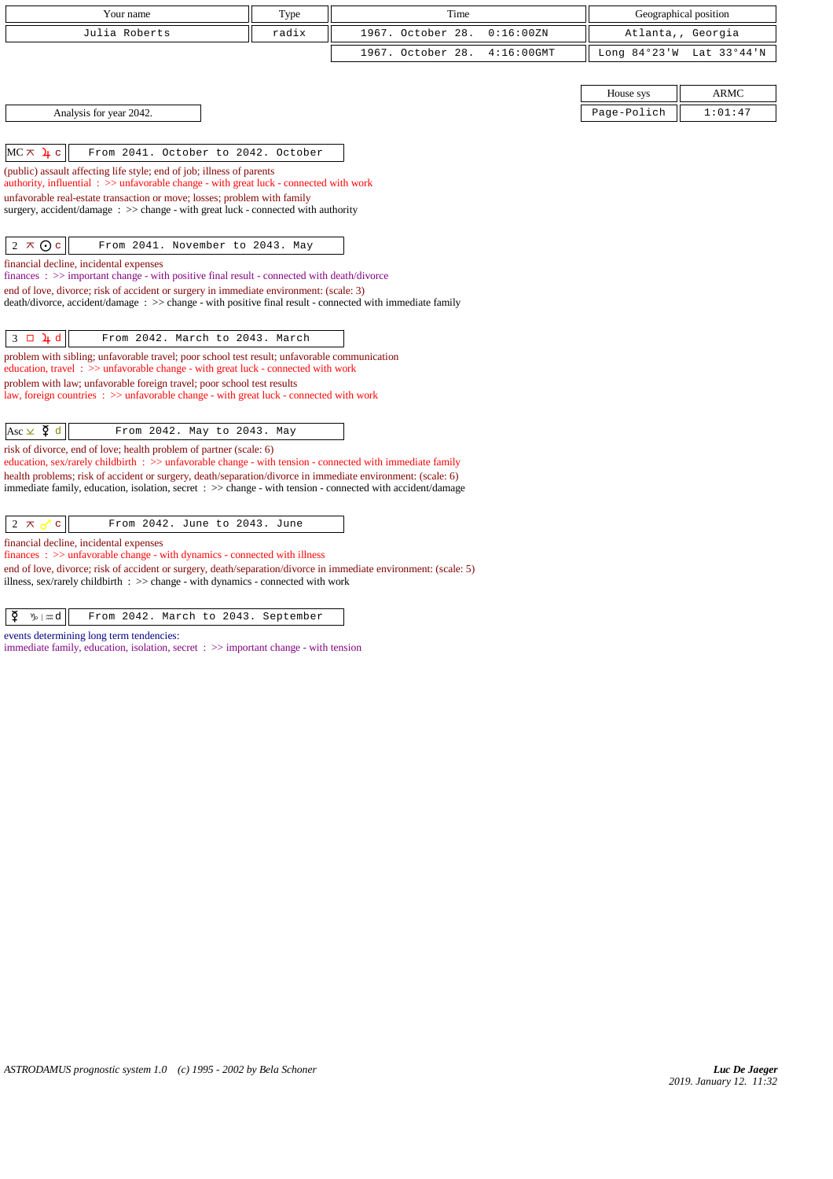| Your name | Type | Time | Geographical position |
|---|---|---|---|
| Julia Roberts | radix | 1967. October 28. 0:16:00ZN | Atlanta,, Georgia |
| | | 1967. October 28. 4:16:00GMT | Long 84°23'W Lat 33°44'N |

| House sys | ARMC |
|---|---|
| Page-Polich | 1:01:47 |

Analysis for year 2042.

**MC ⚻ ♃ c** — From 2041. October to 2042. October

(public) assault affecting life style; end of job; illness of parents
authority, influential : >> unfavorable change - with great luck - connected with work
unfavorable real-estate transaction or move; losses; problem with family
surgery, accident/damage : >> change - with great luck - connected with authority

**2 ⚻ ☉ c** — From 2041. November to 2043. May

financial decline, incidental expenses
finances : >> important change - with positive final result - connected with death/divorce
end of love, divorce; risk of accident or surgery in immediate environment: (scale: 3)
death/divorce, accident/damage : >> change - with positive final result - connected with immediate family

**3 □ ♃ d** — From 2042. March to 2043. March

problem with sibling; unfavorable travel; poor school test result; unfavorable communication
education, travel : >> unfavorable change - with great luck - connected with work
problem with law; unfavorable foreign travel; poor school test results
law, foreign countries : >> unfavorable change - with great luck - connected with work

**Asc ⚺ ☿ d** — From 2042. May to 2043. May

risk of divorce, end of love; health problem of partner (scale: 6)
education, sex/rarely childbirth : >> unfavorable change - with tension - connected with immediate family
health problems; risk of accident or surgery, death/separation/divorce in immediate environment: (scale: 6)
immediate family, education, isolation, secret : >> change - with tension - connected with accident/damage

**2 ⚻ ♂ c** — From 2042. June to 2043. June

financial decline, incidental expenses
finances : >> unfavorable change - with dynamics - connected with illness
end of love, divorce; risk of accident or surgery, death/separation/divorce in immediate environment: (scale: 5)
illness, sex/rarely childbirth : >> change - with dynamics - connected with work

**☿ ♑ | ♒ d** — From 2042. March to 2043. September

events determining long term tendencies:
immediate family, education, isolation, secret : >> important change - with tension

ASTRODAMUS prognostic system 1.0 (c) 1995 - 2002 by Bela Schoner

*Luc De Jaeger*
2019. January 12. 11:32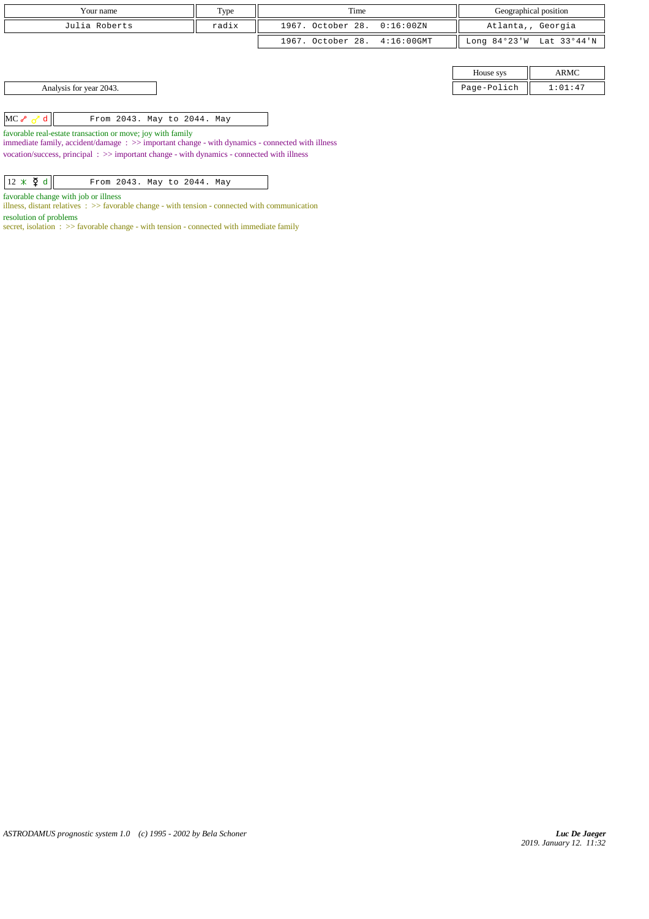| Your name | Type | Time | Geographical position |
|---|---|---|---|
| Julia Roberts | radix | 1967. October 28. 0:16:00ZN | Atlanta,, Georgia |
| | | 1967. October 28. 4:16:00GMT | Long 84°23'W Lat 33°44'N |

| House sys | ARMC |
|---|---|
| Page-Polich | 1:01:47 |

Analysis for year 2043.

| MC ☍ ♂ d | From 2043. May to 2044. May |
|---|---|

favorable real-estate transaction or move; joy with family
immediate family, accident/damage : >> important change - with dynamics - connected with illness
vocation/success, principal : >> important change - with dynamics - connected with illness

| 12 ⚹ ☿ d | From 2043. May to 2044. May |
|---|---|

favorable change with job or illness
illness, distant relatives : >> favorable change - with tension - connected with communication
resolution of problems
secret, isolation : >> favorable change - with tension - connected with immediate family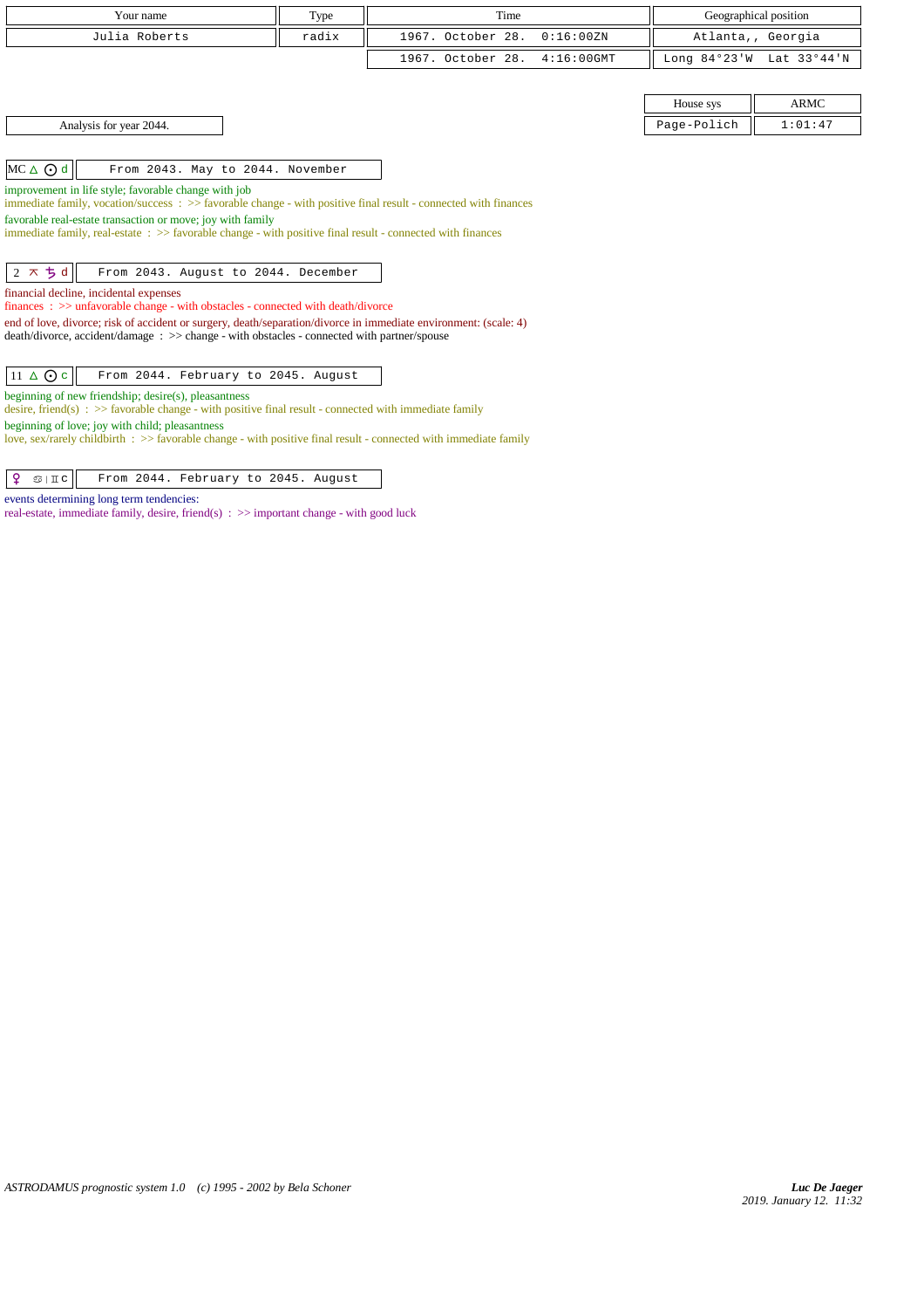| Your name | Type | Time | Geographical position |
|---|---|---|---|
| Julia Roberts | radix | 1967. October 28. 0:16:00ZN | Atlanta,, Georgia |
| | | 1967. October 28. 4:16:00GMT | Long 84°23'W Lat 33°44'N |

| House sys | ARMC |
|---|---|
| Page-Polich | 1:01:47 |

Analysis for year 2044.

**MC △ ☉ d** — From 2043. May to 2044. November

improvement in life style; favorable change with job
immediate family, vocation/success : >> favorable change - with positive final result - connected with finances

favorable real-estate transaction or move; joy with family
immediate family, real-estate : >> favorable change - with positive final result - connected with finances

**2 ⚻ ♄ d** — From 2043. August to 2044. December

financial decline, incidental expenses
finances : >> unfavorable change - with obstacles - connected with death/divorce

end of love, divorce; risk of accident or surgery, death/separation/divorce in immediate environment: (scale: 4)
death/divorce, accident/damage : >> change - with obstacles - connected with partner/spouse

**11 △ ☉ c** — From 2044. February to 2045. August

beginning of new friendship; desire(s), pleasantness
desire, friend(s) : >> favorable change - with positive final result - connected with immediate family

beginning of love; joy with child; pleasantness
love, sex/rarely childbirth : >> favorable change - with positive final result - connected with immediate family

**♀ ♋ | ♊ c** — From 2044. February to 2045. August

events determining long term tendencies:
real-estate, immediate family, desire, friend(s) : >> important change - with good luck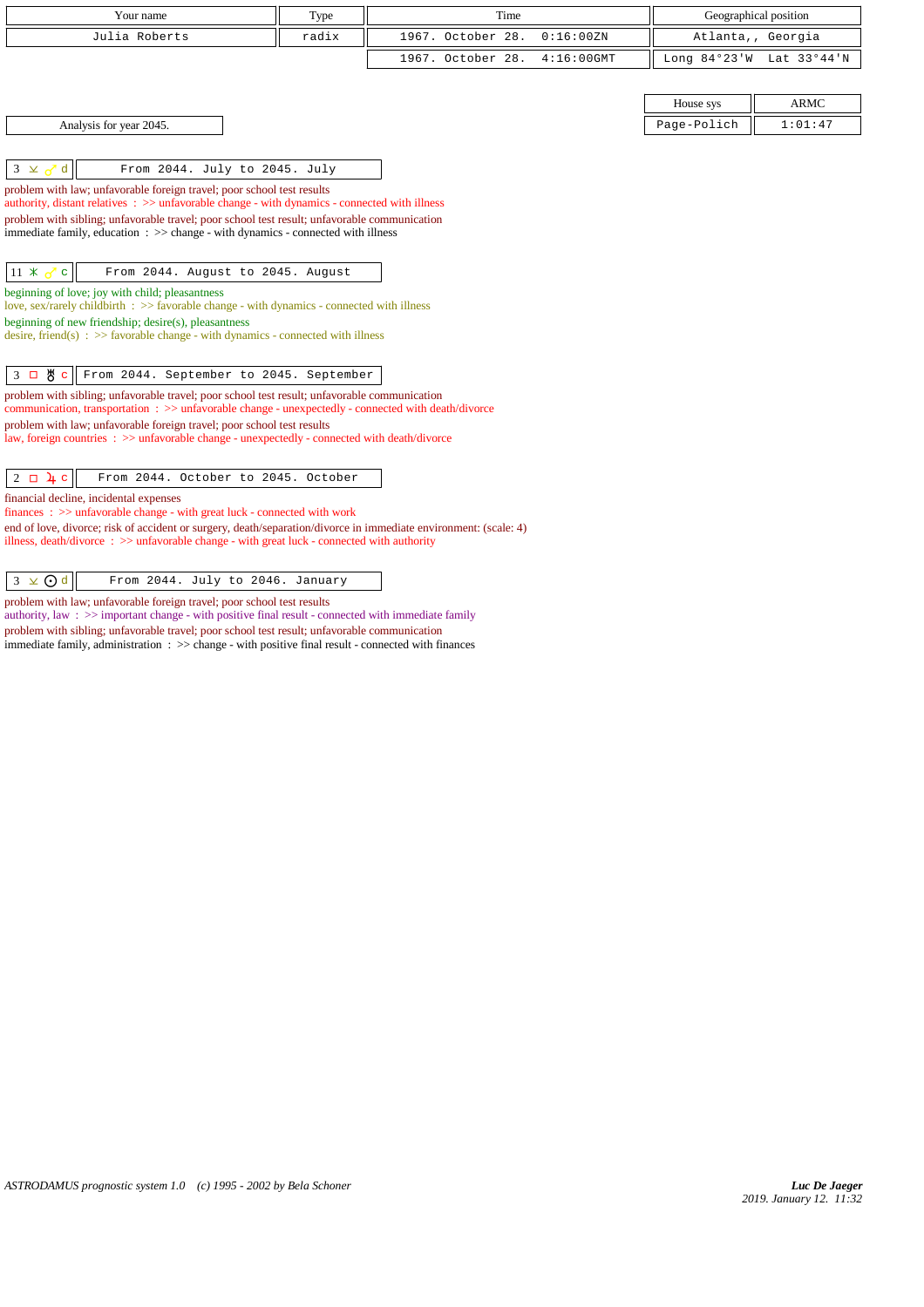| Your name | Type | Time | Geographical position |
|---|---|---|---|
| Julia Roberts | radix | 1967. October 28. 0:16:00ZN | Atlanta,, Georgia |
| | | 1967. October 28. 4:16:00GMT | Long 84°23'W Lat 33°44'N |

| House sys | ARMC |
|---|---|
| Page-Polich | 1:01:47 |

Analysis for year 2045.

| 3 ⚺ ♂ d | From 2044. July to 2045. July |
|---|---|

problem with law; unfavorable foreign travel; poor school test results
authority, distant relatives : >> unfavorable change - with dynamics - connected with illness
problem with sibling; unfavorable travel; poor school test result; unfavorable communication
immediate family, education : >> change - with dynamics - connected with illness

| 11 ⚹ ♂ c | From 2044. August to 2045. August |
|---|---|

beginning of love; joy with child; pleasantness
love, sex/rarely childbirth : >> favorable change - with dynamics - connected with illness
beginning of new friendship; desire(s), pleasantness
desire, friend(s) : >> favorable change - with dynamics - connected with illness

| 3 □ ♅ c | From 2044. September to 2045. September |
|---|---|

problem with sibling; unfavorable travel; poor school test result; unfavorable communication
communication, transportation : >> unfavorable change - unexpectedly - connected with death/divorce
problem with law; unfavorable foreign travel; poor school test results
law, foreign countries : >> unfavorable change - unexpectedly - connected with death/divorce

| 2 □ ♃ c | From 2044. October to 2045. October |
|---|---|

financial decline, incidental expenses
finances : >> unfavorable change - with great luck - connected with work
end of love, divorce; risk of accident or surgery, death/separation/divorce in immediate environment: (scale: 4)
illness, death/divorce : >> unfavorable change - with great luck - connected with authority

| 3 ⚺ ☉ d | From 2044. July to 2046. January |
|---|---|

problem with law; unfavorable foreign travel; poor school test results
authority, law : >> important change - with positive final result - connected with immediate family
problem with sibling; unfavorable travel; poor school test result; unfavorable communication
immediate family, administration : >> change - with positive final result - connected with finances

*ASTRODAMUS prognostic system 1.0 (c) 1995 - 2002 by Bela Schoner*

***Luc De Jaeger***
*2019. January 12. 11:32*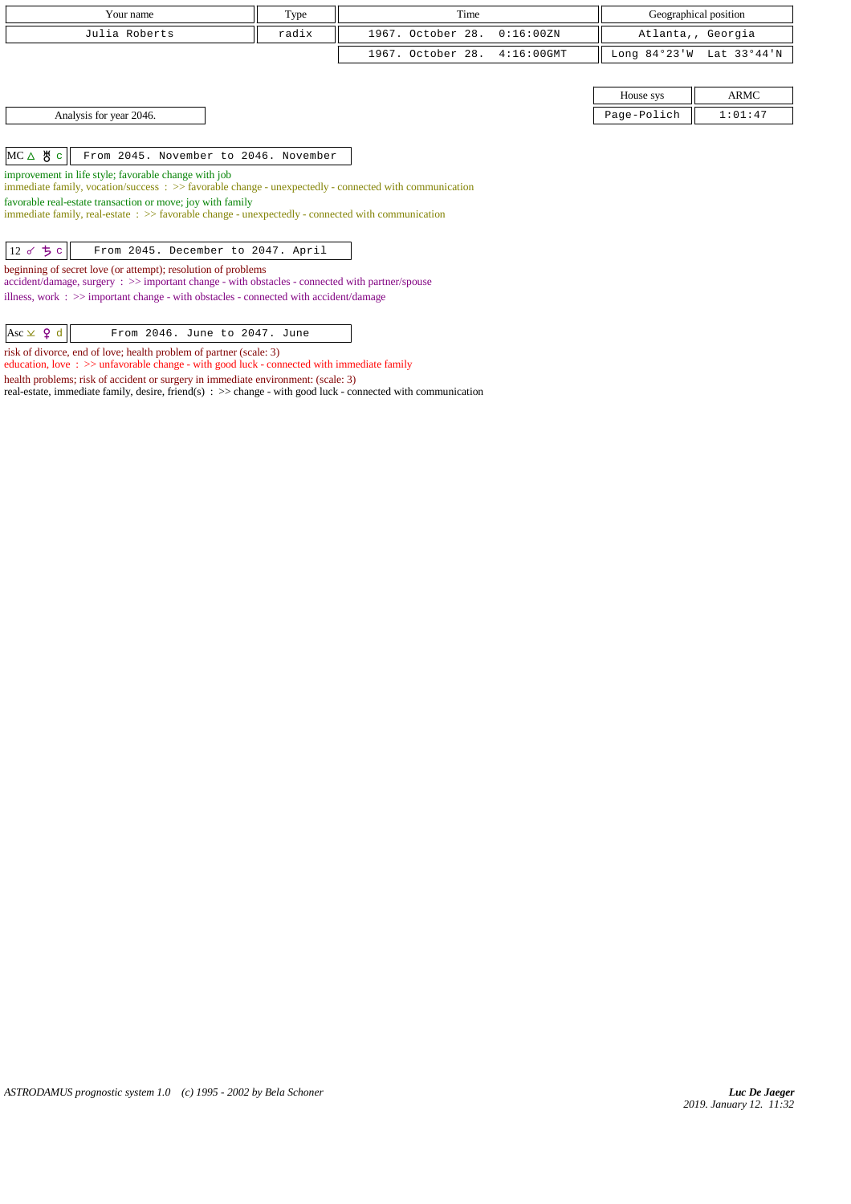| Your name | Type | Time | Geographical position |
|---|---|---|---|
| Julia Roberts | radix | 1967. October 28. 0:16:00ZN | Atlanta,, Georgia |
| | | 1967. October 28. 4:16:00GMT | Long 84°23'W Lat 33°44'N |

| House sys | ARMC |
|---|---|
| Page-Polich | 1:01:47 |

Analysis for year 2046.

| MC △ ♅ c | From 2045. November to 2046. November |
|---|---|

improvement in life style; favorable change with job
immediate family, vocation/success : >> favorable change - unexpectedly - connected with communication

favorable real-estate transaction or move; joy with family
immediate family, real-estate : >> favorable change - unexpectedly - connected with communication

| 12 ☍ ♄ c | From 2045. December to 2047. April |
|---|---|

beginning of secret love (or attempt); resolution of problems
accident/damage, surgery : >> important change - with obstacles - connected with partner/spouse

illness, work : >> important change - with obstacles - connected with accident/damage

| Asc ⊻ ♀ d | From 2046. June to 2047. June |
|---|---|

risk of divorce, end of love; health problem of partner (scale: 3)
education, love : >> unfavorable change - with good luck - connected with immediate family

health problems; risk of accident or surgery in immediate environment: (scale: 3)
real-estate, immediate family, desire, friend(s) : >> change - with good luck - connected with communication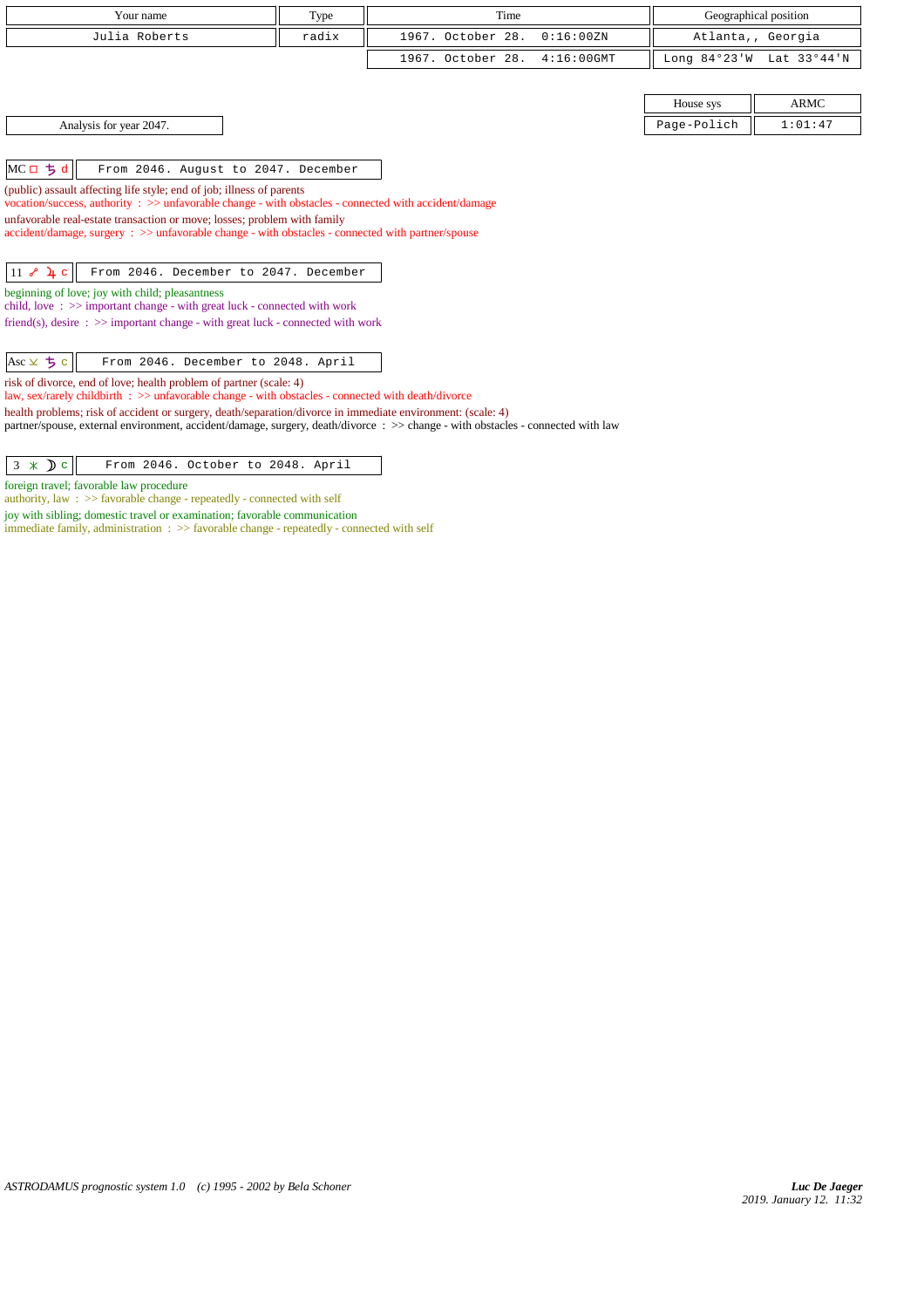| Your name | Type | Time | Geographical position |
|---|---|---|---|
| Julia Roberts | radix | 1967. October 28. 0:16:00ZN | Atlanta,, Georgia |
| | | 1967. October 28. 4:16:00GMT | Long 84°23'W Lat 33°44'N |

| House sys | ARMC |
|---|---|
| Page-Polich | 1:01:47 |

Analysis for year 2047.

**MC □ ♄ d** — From 2046. August to 2047. December

(public) assault affecting life style; end of job; illness of parents
vocation/success, authority : >> unfavorable change - with obstacles - connected with accident/damage

unfavorable real-estate transaction or move; losses; problem with family
accident/damage, surgery : >> unfavorable change - with obstacles - connected with partner/spouse

**11 ☍ ♃ c** — From 2046. December to 2047. December

beginning of love; joy with child; pleasantness
child, love : >> important change - with great luck - connected with work

friend(s), desire : >> important change - with great luck - connected with work

**Asc ⊻ ♄ c** — From 2046. December to 2048. April

risk of divorce, end of love; health problem of partner (scale: 4)
law, sex/rarely childbirth : >> unfavorable change - with obstacles - connected with death/divorce

health problems; risk of accident or surgery, death/separation/divorce in immediate environment: (scale: 4)
partner/spouse, external environment, accident/damage, surgery, death/divorce : >> change - with obstacles - connected with law

**3 ⚹ ☽ c** — From 2046. October to 2048. April

foreign travel; favorable law procedure
authority, law : >> favorable change - repeatedly - connected with self

joy with sibling; domestic travel or examination; favorable communication
immediate family, administration : >> favorable change - repeatedly - connected with self

*ASTRODAMUS prognostic system 1.0 (c) 1995 - 2002 by Bela Schoner*

*Luc De Jaeger*
2019. January 12. 11:32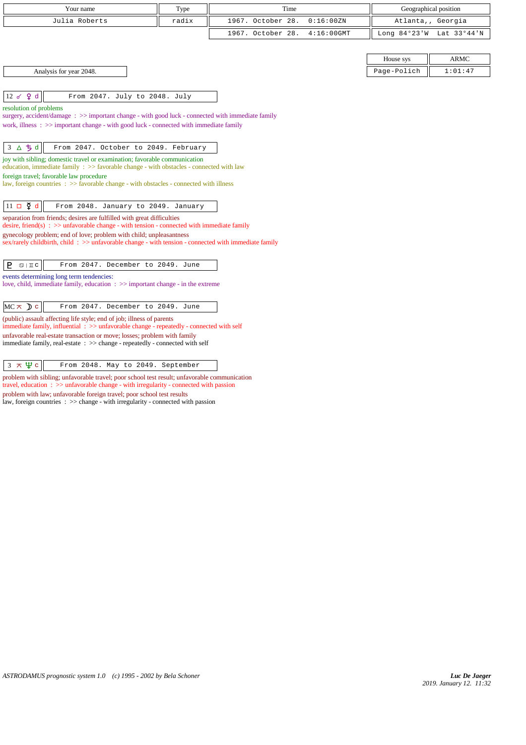| Your name | Type | Time | Geographical position |
|---|---|---|---|
| Julia Roberts | radix | 1967. October 28. 0:16:00ZN | Atlanta,, Georgia |
| | | 1967. October 28. 4:16:00GMT | Long 84°23'W Lat 33°44'N |

| House sys | ARMC |
|---|---|
| Page-Polich | 1:01:47 |

Analysis for year 2048.

**12 ☌ ♀ d** — From 2047. July to 2048. July

resolution of problems
surgery, accident/damage : >> important change - with good luck - connected with immediate family
work, illness : >> important change - with good luck - connected with immediate family

**3 △ ♄ d** — From 2047. October to 2049. February

joy with sibling; domestic travel or examination; favorable communication
education, immediate family : >> favorable change - with obstacles - connected with law
foreign travel; favorable law procedure
law, foreign countries : >> favorable change - with obstacles - connected with illness

**11 □ ☿ d** — From 2048. January to 2049. January

separation from friends; desires are fulfilled with great difficulties
desire, friend(s) : >> unfavorable change - with tension - connected with immediate family
gynecology problem; end of love; problem with child; unpleasantness
sex/rarely childbirth, child : >> unfavorable change - with tension - connected with immediate family

**♇ ♋ | ♊ c** — From 2047. December to 2049. June

events determining long term tendencies:
love, child, immediate family, education : >> important change - in the extreme

**MC ⚻ ☽ c** — From 2047. December to 2049. June

(public) assault affecting life style; end of job; illness of parents
immediate family, influential : >> unfavorable change - repeatedly - connected with self
unfavorable real-estate transaction or move; losses; problem with family
immediate family, real-estate : >> change - repeatedly - connected with self

**3 ⚻ ♆ c** — From 2048. May to 2049. September

problem with sibling; unfavorable travel; poor school test result; unfavorable communication
travel, education : >> unfavorable change - with irregularity - connected with passion
problem with law; unfavorable foreign travel; poor school test results
law, foreign countries : >> change - with irregularity - connected with passion

*ASTRODAMUS prognostic system 1.0 (c) 1995 - 2002 by Bela Schoner*

***Luc De Jaeger***
*2019. January 12. 11:32*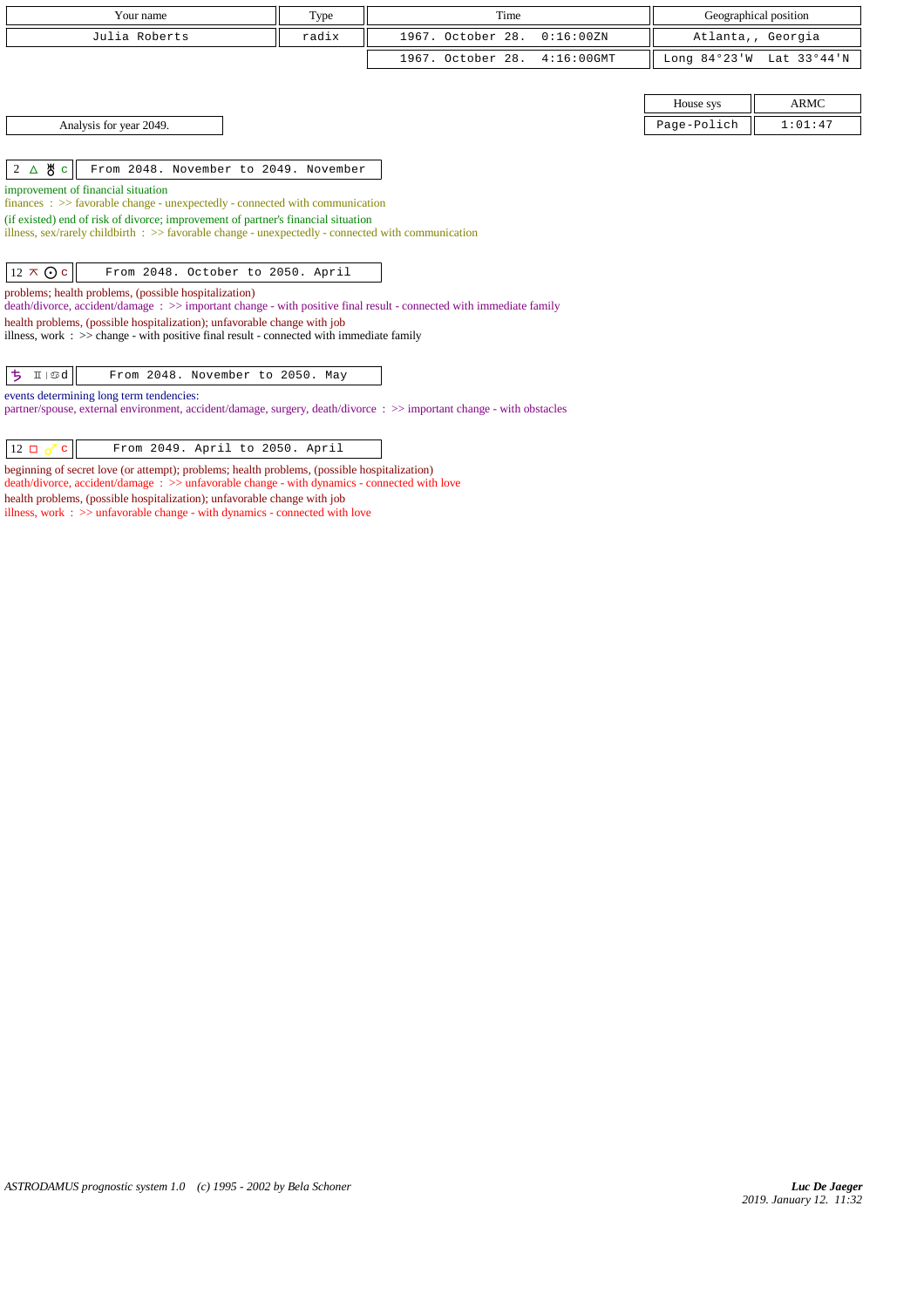| Your name | Type | Time | Geographical position |
|---|---|---|---|
| Julia Roberts | radix | 1967. October 28. 0:16:00ZN | Atlanta,, Georgia |
| | | 1967. October 28. 4:16:00GMT | Long 84°23'W Lat 33°44'N |

| House sys | ARMC |
|---|---|
| Page-Polich | 1:01:47 |

Analysis for year 2049.

| 2 △ ♅ c | From 2048. November to 2049. November |
|---|---|

improvement of financial situation
finances : >> favorable change - unexpectedly - connected with communication
(if existed) end of risk of divorce; improvement of partner's financial situation
illness, sex/rarely childbirth : >> favorable change - unexpectedly - connected with communication

| 12 ⊼ ☉ c | From 2048. October to 2050. April |
|---|---|

problems; health problems, (possible hospitalization)
death/divorce, accident/damage : >> important change - with positive final result - connected with immediate family
health problems, (possible hospitalization); unfavorable change with job
illness, work : >> change - with positive final result - connected with immediate family

| ♄ ♊ \| ♋ d | From 2048. November to 2050. May |
|---|---|

events determining long term tendencies:
partner/spouse, external environment, accident/damage, surgery, death/divorce : >> important change - with obstacles

| 12 □ ♂ c | From 2049. April to 2050. April |
|---|---|

beginning of secret love (or attempt); problems; health problems, (possible hospitalization)
death/divorce, accident/damage : >> unfavorable change - with dynamics - connected with love
health problems, (possible hospitalization); unfavorable change with job
illness, work : >> unfavorable change - with dynamics - connected with love

*ASTRODAMUS prognostic system 1.0 (c) 1995 - 2002 by Bela Schoner*

***Luc De Jaeger***
*2019. January 12. 11:32*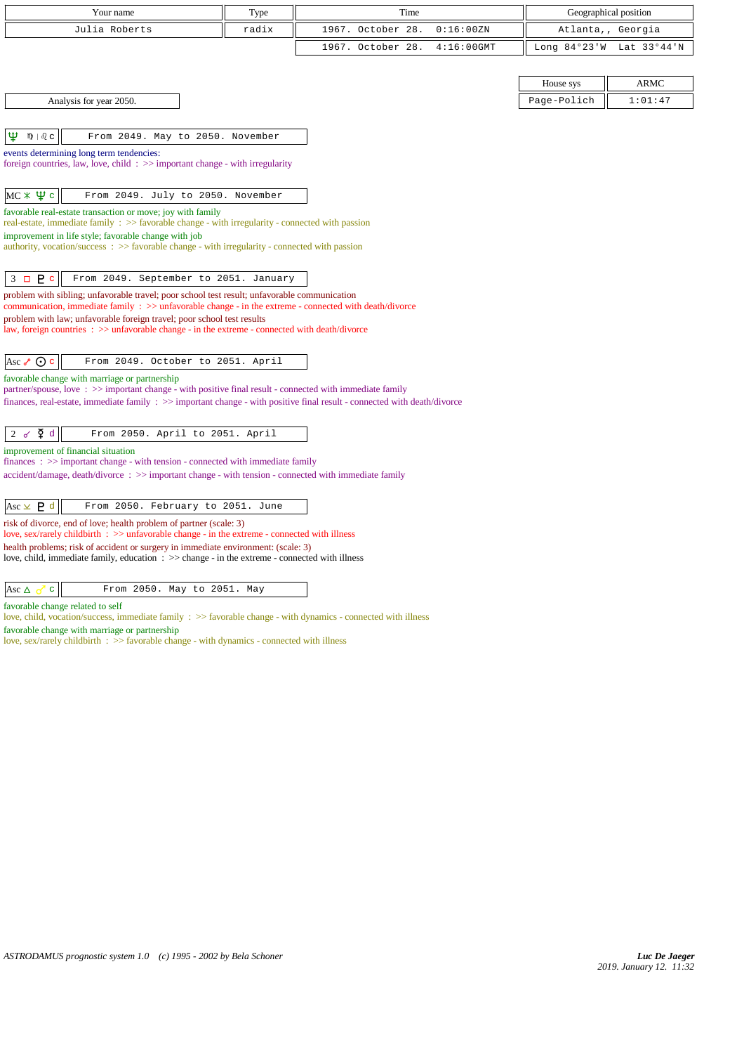| Your name | Type | Time | Geographical position |
|---|---|---|---|
| Julia Roberts | radix | 1967. October 28. 0:16:00ZN | Atlanta,, Georgia |
| | | 1967. October 28. 4:16:00GMT | Long 84°23'W Lat 33°44'N |

| House sys | ARMC |
|---|---|
| Page-Polich | 1:01:47 |

Analysis for year 2050.

**♆ ♍ | ♌ c** — From 2049. May to 2050. November

events determining long term tendencies:
foreign countries, law, love, child : >> important change - with irregularity

**MC ⚹ ♆ c** — From 2049. July to 2050. November

favorable real-estate transaction or move; joy with family
real-estate, immediate family : >> favorable change - with irregularity - connected with passion
improvement in life style; favorable change with job
authority, vocation/success : >> favorable change - with irregularity - connected with passion

**3 □ ♇ c** — From 2049. September to 2051. January

problem with sibling; unfavorable travel; poor school test result; unfavorable communication
communication, immediate family : >> unfavorable change - in the extreme - connected with death/divorce
problem with law; unfavorable foreign travel; poor school test results
law, foreign countries : >> unfavorable change - in the extreme - connected with death/divorce

**Asc ☍ ☉ c** — From 2049. October to 2051. April

favorable change with marriage or partnership
partner/spouse, love : >> important change - with positive final result - connected with immediate family
finances, real-estate, immediate family : >> important change - with positive final result - connected with death/divorce

**2 ☌ ☿ d** — From 2050. April to 2051. April

improvement of financial situation
finances : >> important change - with tension - connected with immediate family
accident/damage, death/divorce : >> important change - with tension - connected with immediate family

**Asc ⚺ ♇ d** — From 2050. February to 2051. June

risk of divorce, end of love; health problem of partner (scale: 3)
love, sex/rarely childbirth : >> unfavorable change - in the extreme - connected with illness
health problems; risk of accident or surgery in immediate environment: (scale: 3)
love, child, immediate family, education : >> change - in the extreme - connected with illness

**Asc △ ♂ c** — From 2050. May to 2051. May

favorable change related to self
love, child, vocation/success, immediate family : >> favorable change - with dynamics - connected with illness
favorable change with marriage or partnership
love, sex/rarely childbirth : >> favorable change - with dynamics - connected with illness

ASTRODAMUS prognostic system 1.0 (c) 1995 - 2002 by Bela Schoner

*Luc De Jaeger*
*2019. January 12. 11:32*